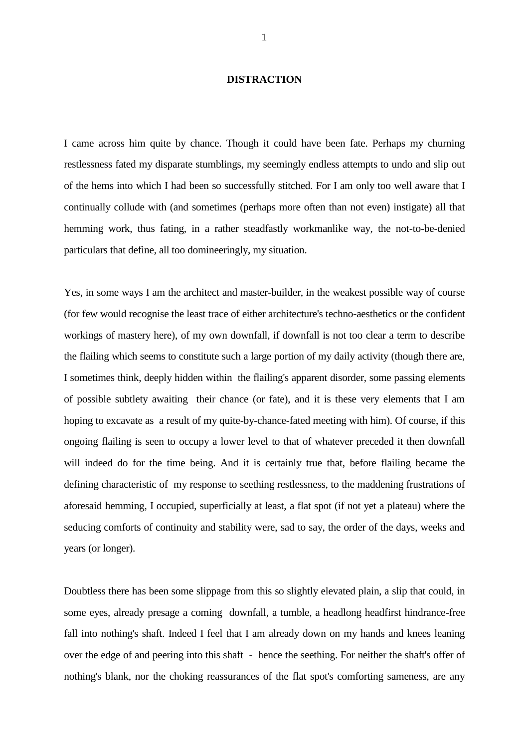# DISTRACTION

I came across him quite by chance. Though it could have been fate. Perhaps my churning restlessness fated my disparate stumblings, my seemingly endless attempts to undo and slip out of the hems into which I had been so successfully stitched. For I am only too well aware that I continually collude with (and sometimes (perhaps more often than not even) instigate) all that hemming work, thus fating, in a rather steadfastly workmanlike way, the not-to-be-denied particulars that define, all too domineeringly, my situation.

Yes, in some ways I am the architect and master-builder, in the weakest possible way of course (for few would recognise the least trace of either architecture's techno-aesthetics or the confident workings of mastery here), of my own downfall, if downfall is not too clear a term to describe the flailing which seems to constitute such a large portion of my daily activity (though there are, I sometimes think, deeply hidden within the flailing's apparent disorder, some passing elements of possible subtlety awaiting their chance (or fate), and it is these very elements that I am hoping to excavate as a result of my quite-by-chance-fated meeting with him). Of course, if this ongoing flailing is seen to occupy a lower level to that of whatever preceded it then downfall will indeed do for the time being. And it is certainly true that, before flailing became the defining characteristic of my response to seething restlessness, to the maddening frustrations of aforesaid hemming, I occupied, superficially at least, a flat spot (if not yet a plateau) where the seducing comforts of continuity and stability were, sad to say, the order of the days, weeks and years (or longer).

Doubtless there has been some slippage from this so slightly elevated plain, a slip that could, in some eyes, already presage a coming downfall, a tumble, a headlong headfirst hindrance-free fall into nothing's shaft. Indeed I feel that I am already down on my hands and knees leaning over the edge of and peering into this shaft - hence the seething. For neither the shaft's offer of nothing's blank, nor the choking reassurances of the flat spot's comforting sameness, are any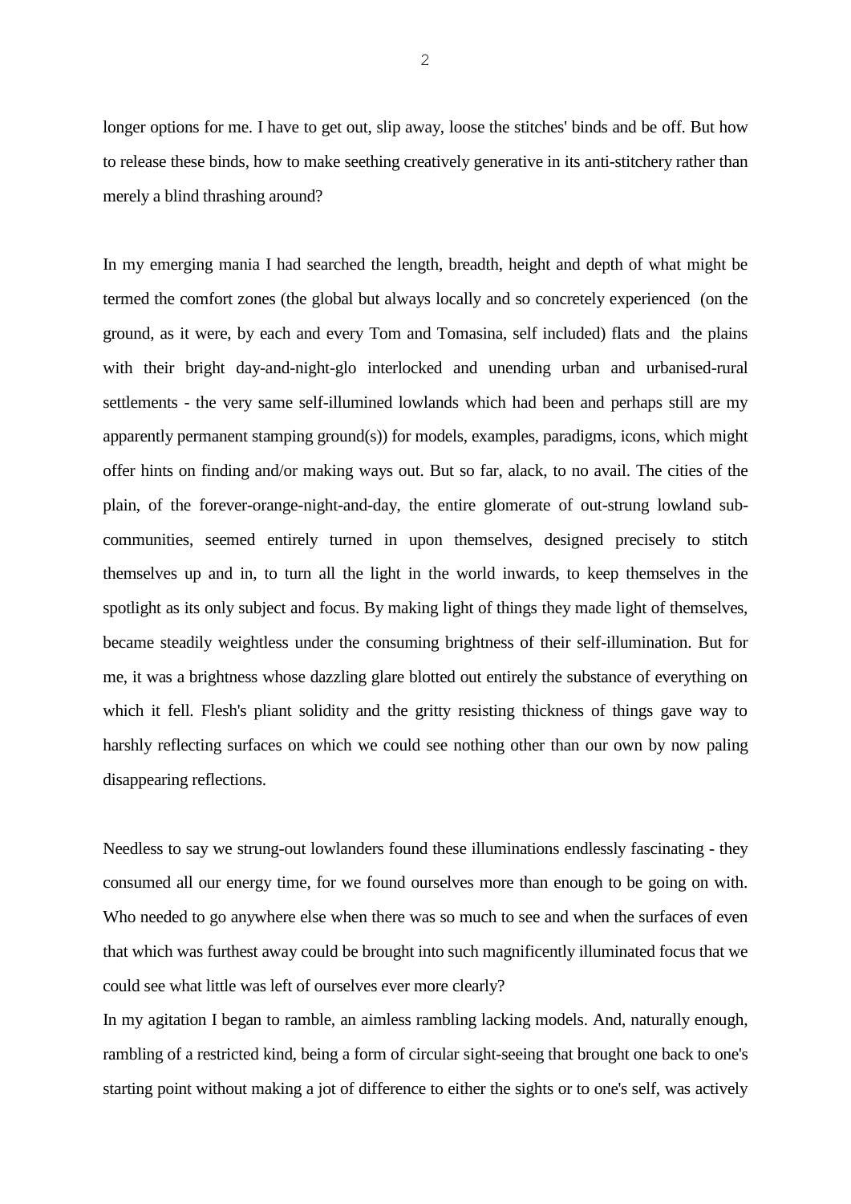longer options for me. I have to get out, slip away, loose the stitches' binds and be off. But how to release these binds, how to make seething creatively generative in its anti-stitchery rather than merely a blind thrashing around?

In my emerging mania I had searched the length, breadth, height and depth of what might be termed the comfort zones (the global but always locally and so concretely experienced (on the ground, as it were, by each and every Tom and Tomasina, self included) flats and the plains with their bright day-and-night-glo interlocked and unending urban and urbanised-rural settlements - the very same self-illumined lowlands which had been and perhaps still are my apparently permanent stamping ground(s)) for models, examples, paradigms, icons, which might offer hints on finding and/or making ways out. But so far, alack, to no avail. The cities of the plain, of the forever-orange-night-and-day, the entire glomerate of out-strung lowland sub-communities, seemed entirely turned in upon themselves, designed precisely to stitch themselves up and in, to turn all the light in the world inwards, to keep themselves in the spotlight as its only subject and focus. By making light of things they made light of themselves, became steadily weightless under the consuming brightness of their self-illumination. But for me, it was a brightness whose dazzling glare blotted out entirely the substance of everything on which it fell. Flesh's pliant solidity and the gritty resisting thickness of things gave way to harshly reflecting surfaces on which we could see nothing other than our own by now paling disappearing reflections.

Needless to say we strung-out lowlanders found these illuminations endlessly fascinating - they consumed all our energy time, for we found ourselves more than enough to be going on with. Who needed to go anywhere else when there was so much to see and when the surfaces of even that which was furthest away could be brought into such magnificently illuminated focus that we could see what little was left of ourselves ever more clearly?

In my agitation I began to ramble, an aimless rambling lacking models. And, naturally enough, rambling of a restricted kind, being a form of circular sight-seeing that brought one back to one's starting point without making a jot of difference to either the sights or to one's self, was actively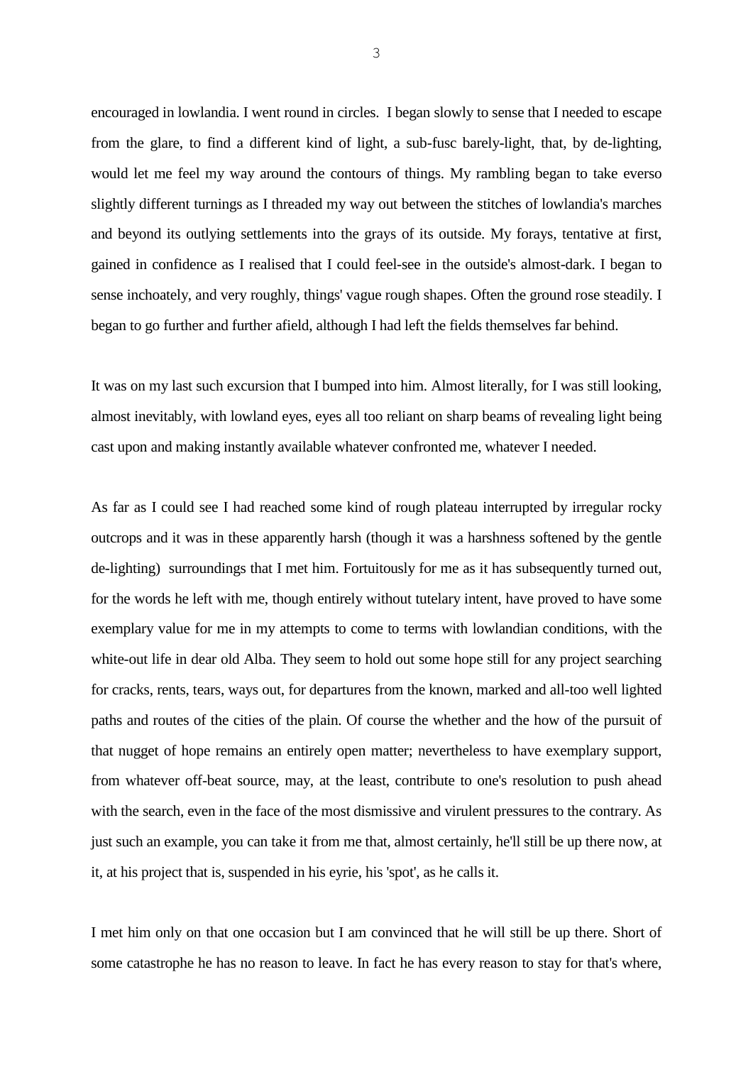encouraged in lowlandia. I went round in circles. I began slowly to sense that I needed to escape from the glare, to find a different kind of light, a sub-fusc barely-light, that, by de-lighting, would let me feel my way around the contours of things. My rambling began to take everso slightly different turnings as I threaded my way out between the stitches of lowlandia's marches and beyond its outlying settlements into the grays of its outside. My forays, tentative at first, gained in confidence as I realised that I could feel-see in the outside's almost-dark. I began to sense inchoately, and very roughly, things' vague rough shapes. Often the ground rose steadily. I began to go further and further afield, although I had left the fields themselves far behind.

It was on my last such excursion that I bumped into him. Almost literally, for I was still looking, almost inevitably, with lowland eyes, eyes all too reliant on sharp beams of revealing light being cast upon and making instantly available whatever confronted me, whatever I needed.

As far as I could see I had reached some kind of rough plateau interrupted by irregular rocky outcrops and it was in these apparently harsh (though it was a harshness softened by the gentle de-lighting) surroundings that I met him. Fortuitously for me as it has subsequently turned out, for the words he left with me, though entirely without tutelary intent, have proved to have some exemplary value for me in my attempts to come to terms with lowlandian conditions, with the white-out life in dear old Alba. They seem to hold out some hope still for any project searching for cracks, rents, tears, ways out, for departures from the known, marked and all-too well lighted paths and routes of the cities of the plain. Of course the whether and the how of the pursuit of that nugget of hope remains an entirely open matter; nevertheless to have exemplary support, from whatever off-beat source, may, at the least, contribute to one's resolution to push ahead with the search, even in the face of the most dismissive and virulent pressures to the contrary. As just such an example, you can take it from me that, almost certainly, he'll still be up there now, at it, at his project that is, suspended in his eyrie, his 'spot', as he calls it.

I met him only on that one occasion but I am convinced that he will still be up there. Short of some catastrophe he has no reason to leave. In fact he has every reason to stay for that's where,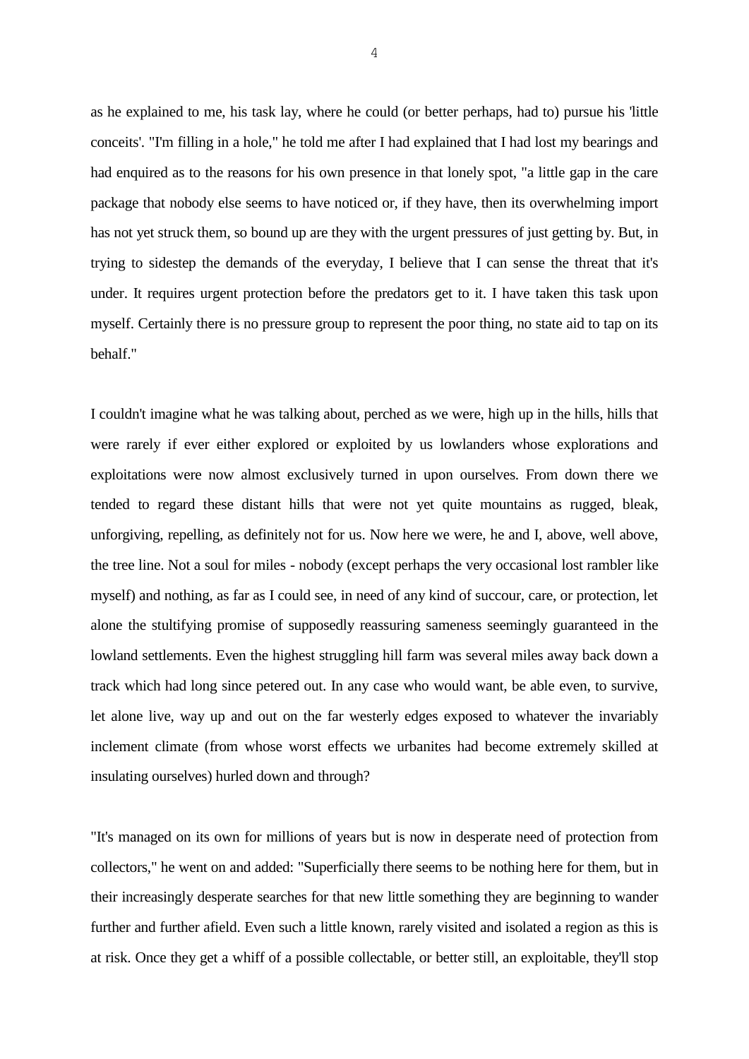as he explained to me, his task lay, where he could (or better perhaps, had to) pursue his 'little conceits'. "I'm filling in a hole," he told me after I had explained that I had lost my bearings and had enquired as to the reasons for his own presence in that lonely spot, "a little gap in the care package that nobody else seems to have noticed or, if they have, then its overwhelming import has not yet struck them, so bound up are they with the urgent pressures of just getting by. But, in trying to sidestep the demands of the everyday, I believe that I can sense the threat that it's under. It requires urgent protection before the predators get to it. I have taken this task upon myself. Certainly there is no pressure group to represent the poor thing, no state aid to tap on its behalf."

I couldn't imagine what he was talking about, perched as we were, high up in the hills, hills that were rarely if ever either explored or exploited by us lowlanders whose explorations and exploitations were now almost exclusively turned in upon ourselves. From down there we tended to regard these distant hills that were not yet quite mountains as rugged, bleak, unforgiving, repelling, as definitely not for us. Now here we were, he and I, above, well above, the tree line. Not a soul for miles - nobody (except perhaps the very occasional lost rambler like myself) and nothing, as far as I could see, in need of any kind of succour, care, or protection, let alone the stultifying promise of supposedly reassuring sameness seemingly guaranteed in the lowland settlements. Even the highest struggling hill farm was several miles away back down a track which had long since petered out. In any case who would want, be able even, to survive, let alone live, way up and out on the far westerly edges exposed to whatever the invariably inclement climate (from whose worst effects we urbanites had become extremely skilled at insulating ourselves) hurled down and through?

"It's managed on its own for millions of years but is now in desperate need of protection from collectors," he went on and added: "Superficially there seems to be nothing here for them, but in their increasingly desperate searches for that new little something they are beginning to wander further and further afield. Even such a little known, rarely visited and isolated a region as this is at risk. Once they get a whiff of a possible collectable, or better still, an exploitable, they'll stop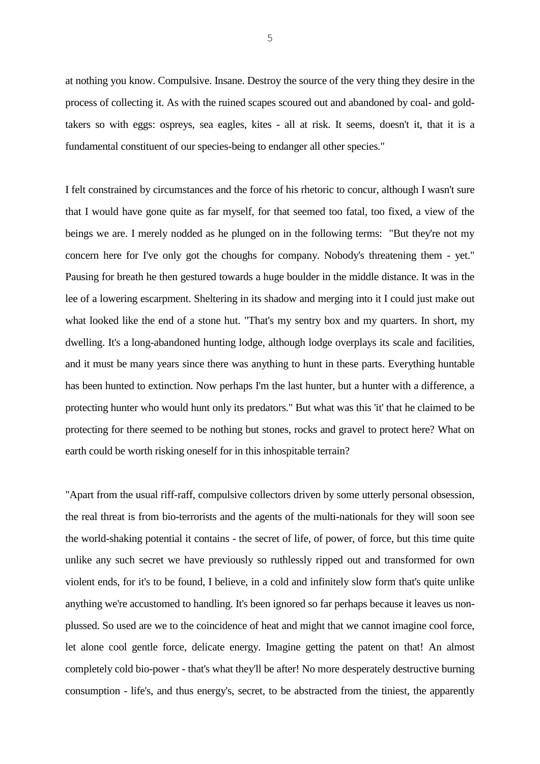at nothing you know. Compulsive. Insane. Destroy the source of the very thing they desire in the process of collecting it. As with the ruined scapes scoured out and abandoned by coal- and gold-takers so with eggs: ospreys, sea eagles, kites - all at risk. It seems, doesn't it, that it is a fundamental constituent of our species-being to endanger all other species."

I felt constrained by circumstances and the force of his rhetoric to concur, although I wasn't sure that I would have gone quite as far myself, for that seemed too fatal, too fixed, a view of the beings we are. I merely nodded as he plunged on in the following terms: "But they're not my concern here for I've only got the choughs for company. Nobody's threatening them - yet." Pausing for breath he then gestured towards a huge boulder in the middle distance. It was in the lee of a lowering escarpment. Sheltering in its shadow and merging into it I could just make out what looked like the end of a stone hut. "That's my sentry box and my quarters. In short, my dwelling. It's a long-abandoned hunting lodge, although lodge overplays its scale and facilities, and it must be many years since there was anything to hunt in these parts. Everything huntable has been hunted to extinction. Now perhaps I'm the last hunter, but a hunter with a difference, a protecting hunter who would hunt only its predators." But what was this 'it' that he claimed to be protecting for there seemed to be nothing but stones, rocks and gravel to protect here? What on earth could be worth risking oneself for in this inhospitable terrain?

"Apart from the usual riff-raff, compulsive collectors driven by some utterly personal obsession, the real threat is from bio-terrorists and the agents of the multi-nationals for they will soon see the world-shaking potential it contains - the secret of life, of power, of force, but this time quite unlike any such secret we have previously so ruthlessly ripped out and transformed for own violent ends, for it's to be found, I believe, in a cold and infinitely slow form that's quite unlike anything we're accustomed to handling. It's been ignored so far perhaps because it leaves us non-plussed. So used are we to the coincidence of heat and might that we cannot imagine cool force, let alone cool gentle force, delicate energy. Imagine getting the patent on that! An almost completely cold bio-power - that's what they'll be after! No more desperately destructive burning consumption - life's, and thus energy's, secret, to be abstracted from the tiniest, the apparently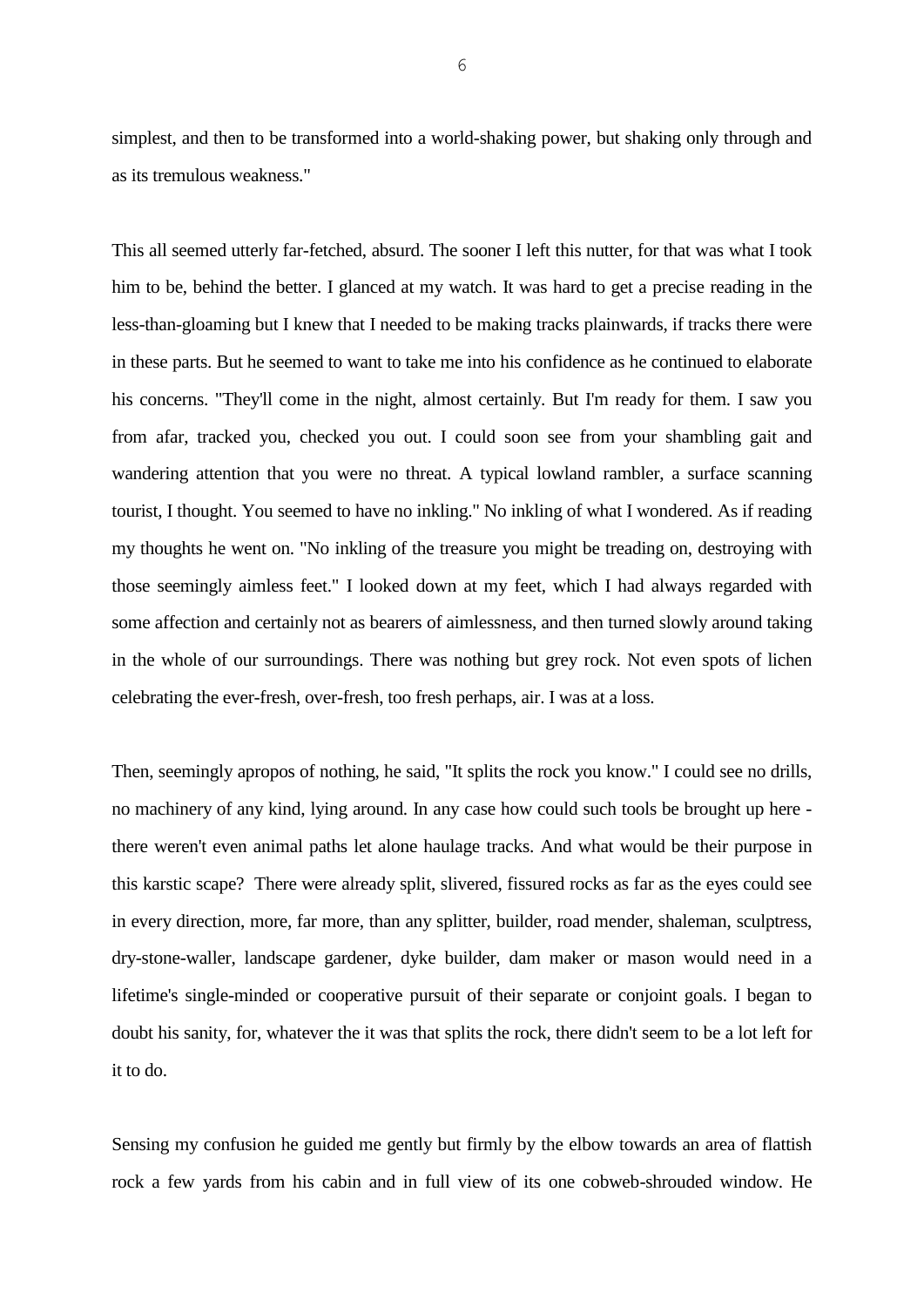simplest, and then to be transformed into a world-shaking power, but shaking only through and as its tremulous weakness."

This all seemed utterly far-fetched, absurd. The sooner I left this nutter, for that was what I took him to be, behind the better. I glanced at my watch. It was hard to get a precise reading in the less-than-gloaming but I knew that I needed to be making tracks plainwards, if tracks there were in these parts. But he seemed to want to take me into his confidence as he continued to elaborate his concerns. "They'll come in the night, almost certainly. But I'm ready for them. I saw you from afar, tracked you, checked you out. I could soon see from your shambling gait and wandering attention that you were no threat. A typical lowland rambler, a surface scanning tourist, I thought. You seemed to have no inkling." No inkling of what I wondered. As if reading my thoughts he went on. "No inkling of the treasure you might be treading on, destroying with those seemingly aimless feet." I looked down at my feet, which I had always regarded with some affection and certainly not as bearers of aimlessness, and then turned slowly around taking in the whole of our surroundings. There was nothing but grey rock. Not even spots of lichen celebrating the ever-fresh, over-fresh, too fresh perhaps, air. I was at a loss.

Then, seemingly apropos of nothing, he said, "It splits the rock you know." I could see no drills, no machinery of any kind, lying around. In any case how could such tools be brought up here - there weren't even animal paths let alone haulage tracks. And what would be their purpose in this karstic scape? There were already split, slivered, fissured rocks as far as the eyes could see in every direction, more, far more, than any splitter, builder, road mender, shaleman, sculptress, dry-stone-waller, landscape gardener, dyke builder, dam maker or mason would need in a lifetime's single-minded or cooperative pursuit of their separate or conjoint goals. I began to doubt his sanity, for, whatever the it was that splits the rock, there didn't seem to be a lot left for it to do.

Sensing my confusion he guided me gently but firmly by the elbow towards an area of flattish rock a few yards from his cabin and in full view of its one cobweb-shrouded window. He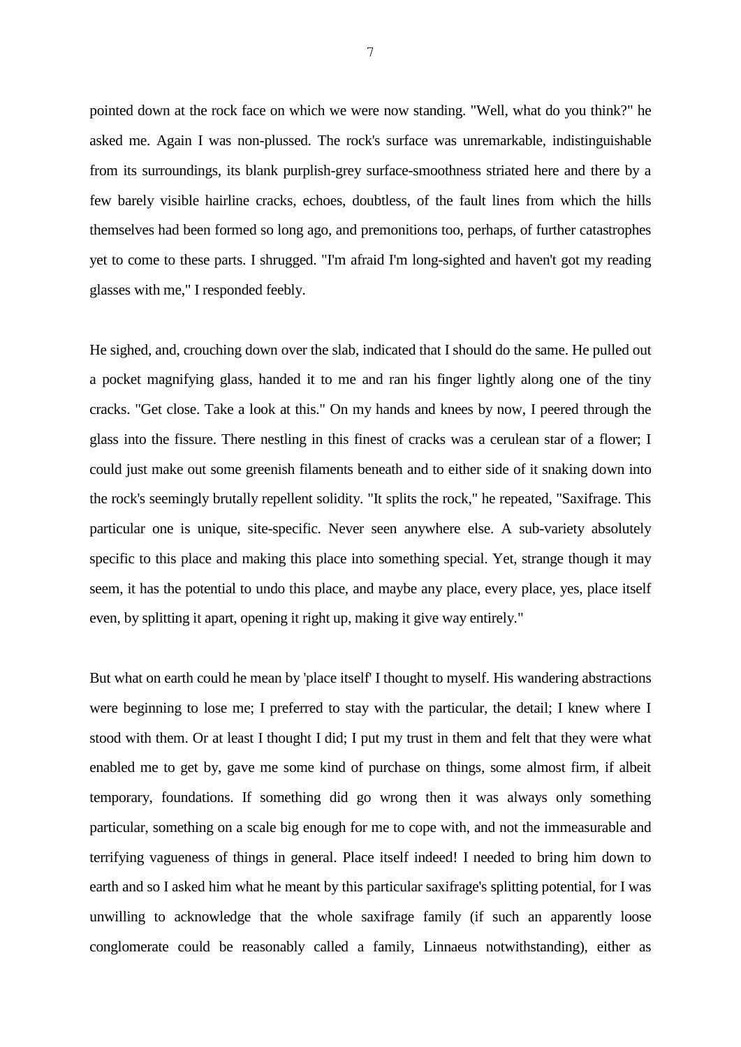pointed down at the rock face on which we were now standing. "Well, what do you think?" he asked me. Again I was non-plussed. The rock's surface was unremarkable, indistinguishable from its surroundings, its blank purplish-grey surface-smoothness striated here and there by a few barely visible hairline cracks, echoes, doubtless, of the fault lines from which the hills themselves had been formed so long ago, and premonitions too, perhaps, of further catastrophes yet to come to these parts. I shrugged. "I'm afraid I'm long-sighted and haven't got my reading glasses with me," I responded feebly.

He sighed, and, crouching down over the slab, indicated that I should do the same. He pulled out a pocket magnifying glass, handed it to me and ran his finger lightly along one of the tiny cracks. "Get close. Take a look at this." On my hands and knees by now, I peered through the glass into the fissure. There nestling in this finest of cracks was a cerulean star of a flower; I could just make out some greenish filaments beneath and to either side of it snaking down into the rock's seemingly brutally repellent solidity. "It splits the rock," he repeated, "Saxifrage. This particular one is unique, site-specific. Never seen anywhere else. A sub-variety absolutely specific to this place and making this place into something special. Yet, strange though it may seem, it has the potential to undo this place, and maybe any place, every place, yes, place itself even, by splitting it apart, opening it right up, making it give way entirely."

But what on earth could he mean by 'place itself' I thought to myself. His wandering abstractions were beginning to lose me; I preferred to stay with the particular, the detail; I knew where I stood with them. Or at least I thought I did; I put my trust in them and felt that they were what enabled me to get by, gave me some kind of purchase on things, some almost firm, if albeit temporary, foundations. If something did go wrong then it was always only something particular, something on a scale big enough for me to cope with, and not the immeasurable and terrifying vagueness of things in general. Place itself indeed! I needed to bring him down to earth and so I asked him what he meant by this particular saxifrage's splitting potential, for I was unwilling to acknowledge that the whole saxifrage family (if such an apparently loose conglomerate could be reasonably called a family, Linnaeus notwithstanding), either as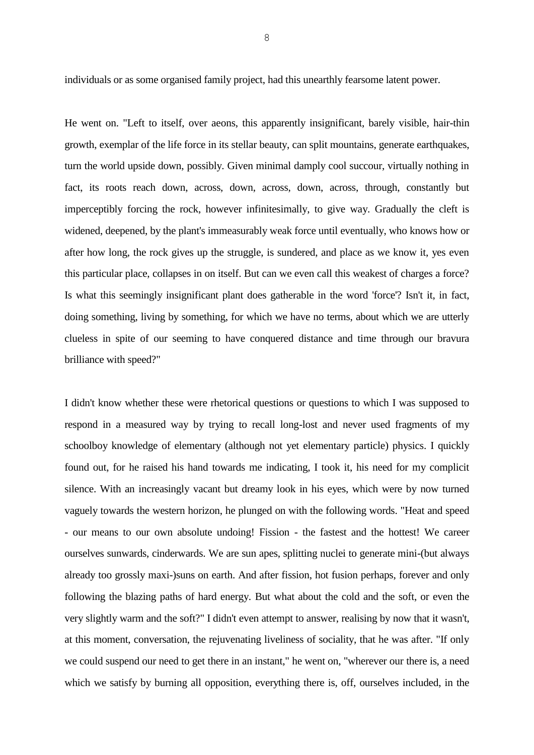individuals or as some organised family project, had this unearthly fearsome latent power.

He went on. "Left to itself, over aeons, this apparently insignificant, barely visible, hair-thin growth, exemplar of the life force in its stellar beauty, can split mountains, generate earthquakes, turn the world upside down, possibly. Given minimal damply cool succour, virtually nothing in fact, its roots reach down, across, down, across, down, across, through, constantly but imperceptibly forcing the rock, however infinitesimally, to give way. Gradually the cleft is widened, deepened, by the plant's immeasurably weak force until eventually, who knows how or after how long, the rock gives up the struggle, is sundered, and place as we know it, yes even this particular place, collapses in on itself. But can we even call this weakest of charges a force? Is what this seemingly insignificant plant does gatherable in the word 'force'? Isn't it, in fact, doing something, living by something, for which we have no terms, about which we are utterly clueless in spite of our seeming to have conquered distance and time through our bravura brilliance with speed?"

I didn't know whether these were rhetorical questions or questions to which I was supposed to respond in a measured way by trying to recall long-lost and never used fragments of my schoolboy knowledge of elementary (although not yet elementary particle) physics. I quickly found out, for he raised his hand towards me indicating, I took it, his need for my complicit silence. With an increasingly vacant but dreamy look in his eyes, which were by now turned vaguely towards the western horizon, he plunged on with the following words. "Heat and speed - our means to our own absolute undoing! Fission - the fastest and the hottest! We career ourselves sunwards, cinderwards. We are sun apes, splitting nuclei to generate mini-(but always already too grossly maxi-)suns on earth. And after fission, hot fusion perhaps, forever and only following the blazing paths of hard energy. But what about the cold and the soft, or even the very slightly warm and the soft?" I didn't even attempt to answer, realising by now that it wasn't, at this moment, conversation, the rejuvenating liveliness of sociality, that he was after. "If only we could suspend our need to get there in an instant," he went on, "wherever our there is, a need which we satisfy by burning all opposition, everything there is, off, ourselves included, in the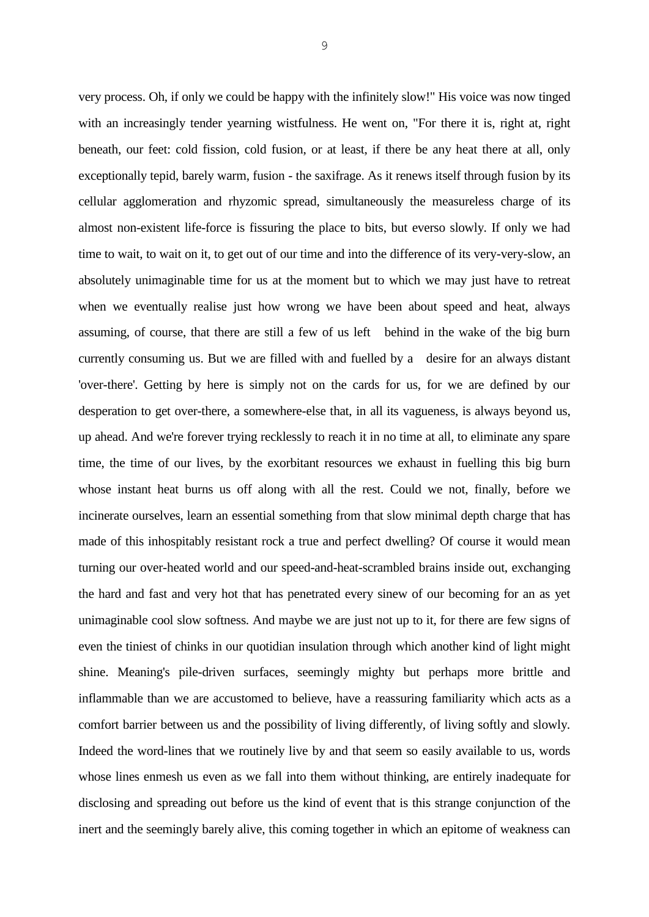very process. Oh, if only we could be happy with the infinitely slow!" His voice was now tinged with an increasingly tender yearning wistfulness. He went on, "For there it is, right at, right beneath, our feet: cold fission, cold fusion, or at least, if there be any heat there at all, only exceptionally tepid, barely warm, fusion - the saxifrage. As it renews itself through fusion by its cellular agglomeration and rhyzomic spread, simultaneously the measureless charge of its almost non-existent life-force is fissuring the place to bits, but everso slowly. If only we had time to wait, to wait on it, to get out of our time and into the difference of its very-very-slow, an absolutely unimaginable time for us at the moment but to which we may just have to retreat when we eventually realise just how wrong we have been about speed and heat, always assuming, of course, that there are still a few of us left behind in the wake of the big burn currently consuming us. But we are filled with and fuelled by a desire for an always distant 'over-there'. Getting by here is simply not on the cards for us, for we are defined by our desperation to get over-there, a somewhere-else that, in all its vagueness, is always beyond us, up ahead. And we're forever trying recklessly to reach it in no time at all, to eliminate any spare time, the time of our lives, by the exorbitant resources we exhaust in fuelling this big burn whose instant heat burns us off along with all the rest. Could we not, finally, before we incinerate ourselves, learn an essential something from that slow minimal depth charge that has made of this inhospitably resistant rock a true and perfect dwelling? Of course it would mean turning our over-heated world and our speed-and-heat-scrambled brains inside out, exchanging the hard and fast and very hot that has penetrated every sinew of our becoming for an as yet unimaginable cool slow softness. And maybe we are just not up to it, for there are few signs of even the tiniest of chinks in our quotidian insulation through which another kind of light might shine. Meaning's pile-driven surfaces, seemingly mighty but perhaps more brittle and inflammable than we are accustomed to believe, have a reassuring familiarity which acts as a comfort barrier between us and the possibility of living differently, of living softly and slowly. Indeed the word-lines that we routinely live by and that seem so easily available to us, words whose lines enmesh us even as we fall into them without thinking, are entirely inadequate for disclosing and spreading out before us the kind of event that is this strange conjunction of the inert and the seemingly barely alive, this coming together in which an epitome of weakness can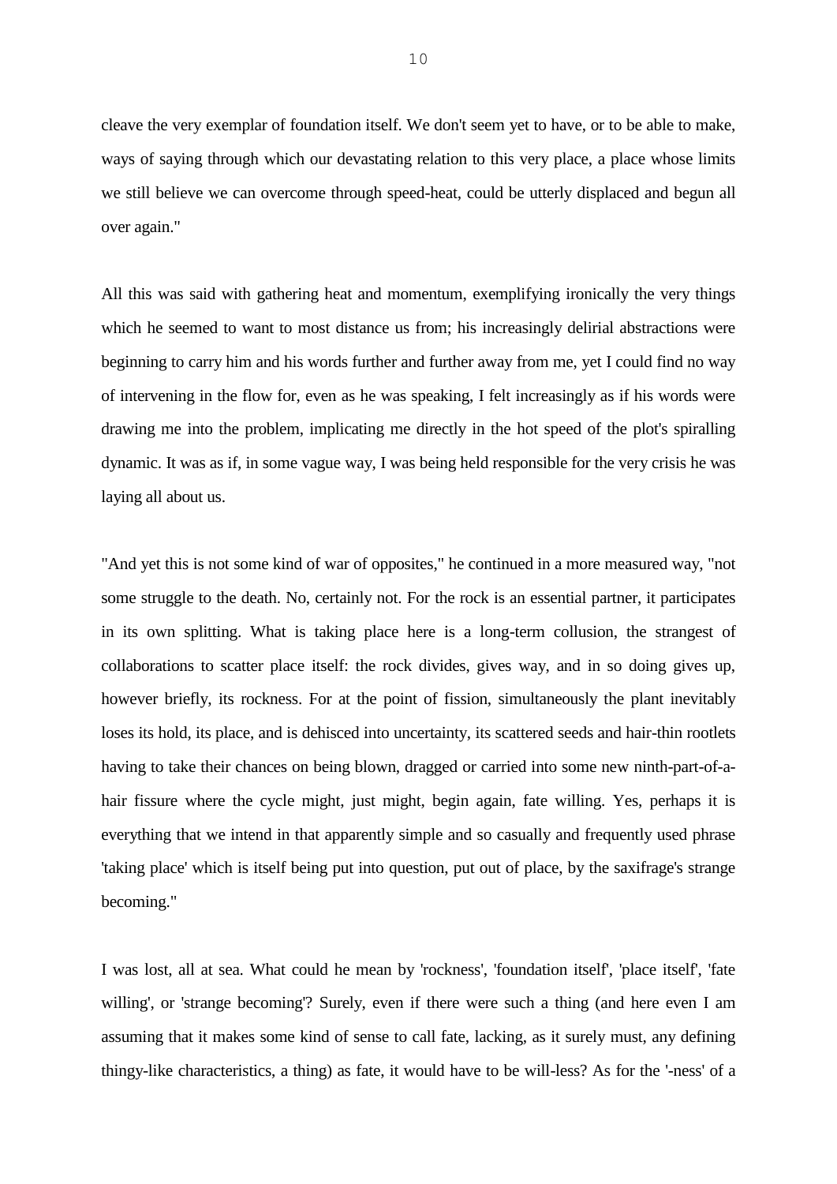cleave the very exemplar of foundation itself. We don't seem yet to have, or to be able to make, ways of saying through which our devastating relation to this very place, a place whose limits we still believe we can overcome through speed-heat, could be utterly displaced and begun all over again."

All this was said with gathering heat and momentum, exemplifying ironically the very things which he seemed to want to most distance us from; his increasingly delirial abstractions were beginning to carry him and his words further and further away from me, yet I could find no way of intervening in the flow for, even as he was speaking, I felt increasingly as if his words were drawing me into the problem, implicating me directly in the hot speed of the plot's spiralling dynamic. It was as if, in some vague way, I was being held responsible for the very crisis he was laying all about us.

"And yet this is not some kind of war of opposites," he continued in a more measured way, "not some struggle to the death. No, certainly not. For the rock is an essential partner, it participates in its own splitting. What is taking place here is a long-term collusion, the strangest of collaborations to scatter place itself: the rock divides, gives way, and in so doing gives up, however briefly, its rockness. For at the point of fission, simultaneously the plant inevitably loses its hold, its place, and is dehisced into uncertainty, its scattered seeds and hair-thin rootlets having to take their chances on being blown, dragged or carried into some new ninth-part-of-a-hair fissure where the cycle might, just might, begin again, fate willing. Yes, perhaps it is everything that we intend in that apparently simple and so casually and frequently used phrase 'taking place' which is itself being put into question, put out of place, by the saxifrage's strange becoming."

I was lost, all at sea. What could he mean by 'rockness', 'foundation itself', 'place itself', 'fate willing', or 'strange becoming'? Surely, even if there were such a thing (and here even I am assuming that it makes some kind of sense to call fate, lacking, as it surely must, any defining thingy-like characteristics, a thing) as fate, it would have to be will-less? As for the '-ness' of a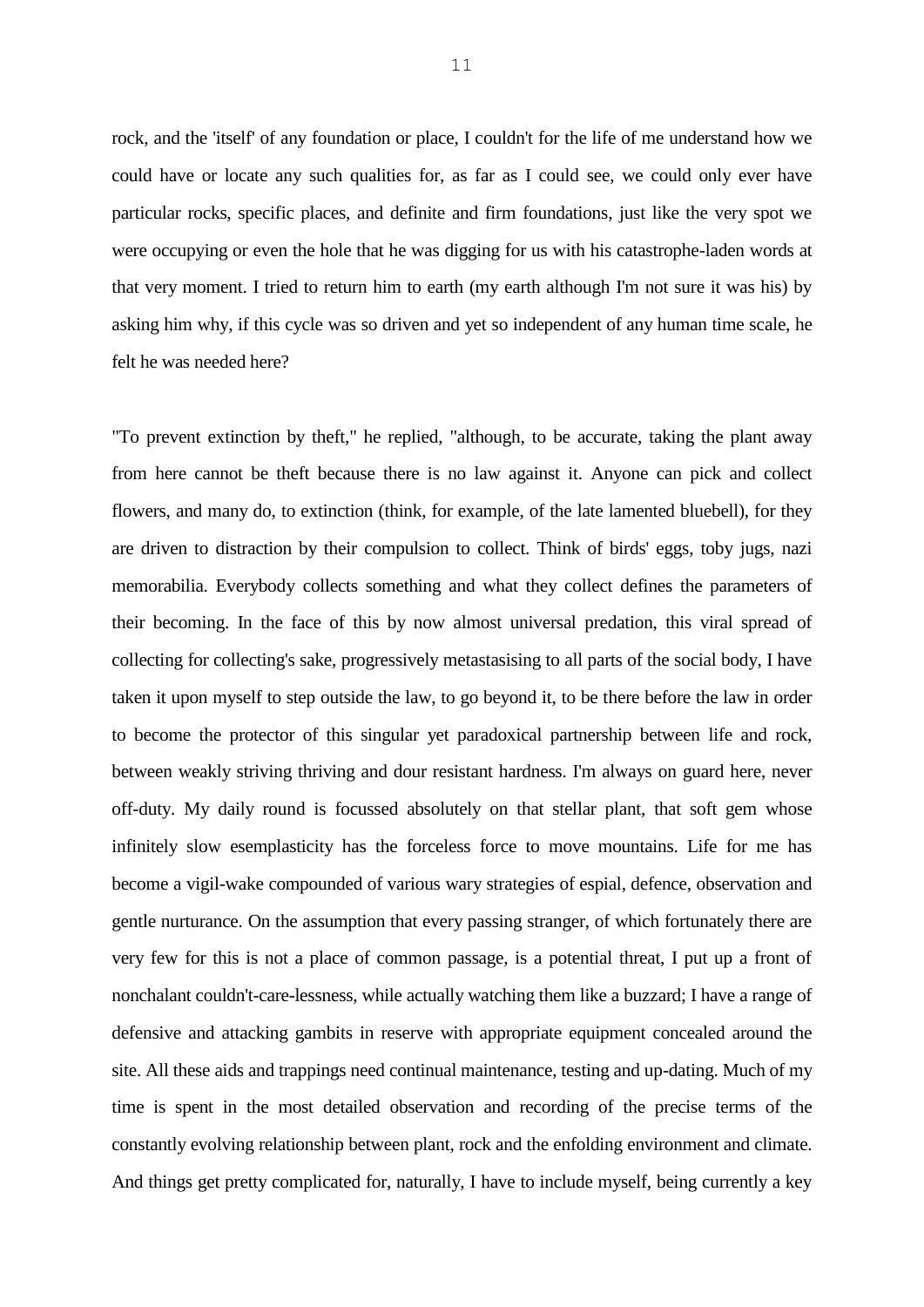rock, and the 'itself' of any foundation or place, I couldn't for the life of me understand how we could have or locate any such qualities for, as far as I could see, we could only ever have particular rocks, specific places, and definite and firm foundations, just like the very spot we were occupying or even the hole that he was digging for us with his catastrophe-laden words at that very moment. I tried to return him to earth (my earth although I'm not sure it was his) by asking him why, if this cycle was so driven and yet so independent of any human time scale, he felt he was needed here?

"To prevent extinction by theft," he replied, "although, to be accurate, taking the plant away from here cannot be theft because there is no law against it. Anyone can pick and collect flowers, and many do, to extinction (think, for example, of the late lamented bluebell), for they are driven to distraction by their compulsion to collect. Think of birds' eggs, toby jugs, nazi memorabilia. Everybody collects something and what they collect defines the parameters of their becoming. In the face of this by now almost universal predation, this viral spread of collecting for collecting's sake, progressively metastasising to all parts of the social body, I have taken it upon myself to step outside the law, to go beyond it, to be there before the law in order to become the protector of this singular yet paradoxical partnership between life and rock, between weakly striving thriving and dour resistant hardness. I'm always on guard here, never off-duty. My daily round is focussed absolutely on that stellar plant, that soft gem whose infinitely slow esemplasticity has the forceless force to move mountains. Life for me has become a vigil-wake compounded of various wary strategies of espial, defence, observation and gentle nurturance. On the assumption that every passing stranger, of which fortunately there are very few for this is not a place of common passage, is a potential threat, I put up a front of nonchalant couldn't-care-lessness, while actually watching them like a buzzard; I have a range of defensive and attacking gambits in reserve with appropriate equipment concealed around the site. All these aids and trappings need continual maintenance, testing and up-dating. Much of my time is spent in the most detailed observation and recording of the precise terms of the constantly evolving relationship between plant, rock and the enfolding environment and climate. And things get pretty complicated for, naturally, I have to include myself, being currently a key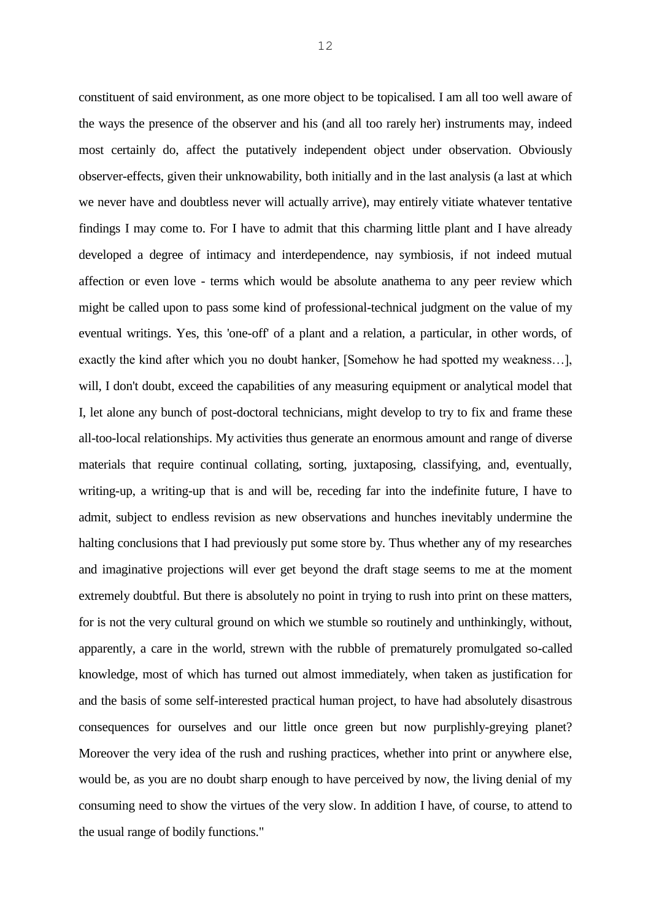constituent of said environment, as one more object to be topicalised. I am all too well aware of the ways the presence of the observer and his (and all too rarely her) instruments may, indeed most certainly do, affect the putatively independent object under observation. Obviously observer-effects, given their unknowability, both initially and in the last analysis (a last at which we never have and doubtless never will actually arrive), may entirely vitiate whatever tentative findings I may come to. For I have to admit that this charming little plant and I have already developed a degree of intimacy and interdependence, nay symbiosis, if not indeed mutual affection or even love - terms which would be absolute anathema to any peer review which might be called upon to pass some kind of professional-technical judgment on the value of my eventual writings. Yes, this 'one-off' of a plant and a relation, a particular, in other words, of exactly the kind after which you no doubt hanker, [Somehow he had spotted my weakness…], will, I don't doubt, exceed the capabilities of any measuring equipment or analytical model that I, let alone any bunch of post-doctoral technicians, might develop to try to fix and frame these all-too-local relationships. My activities thus generate an enormous amount and range of diverse materials that require continual collating, sorting, juxtaposing, classifying, and, eventually, writing-up, a writing-up that is and will be, receding far into the indefinite future, I have to admit, subject to endless revision as new observations and hunches inevitably undermine the halting conclusions that I had previously put some store by. Thus whether any of my researches and imaginative projections will ever get beyond the draft stage seems to me at the moment extremely doubtful. But there is absolutely no point in trying to rush into print on these matters, for is not the very cultural ground on which we stumble so routinely and unthinkingly, without, apparently, a care in the world, strewn with the rubble of prematurely promulgated so-called knowledge, most of which has turned out almost immediately, when taken as justification for and the basis of some self-interested practical human project, to have had absolutely disastrous consequences for ourselves and our little once green but now purplishly-greying planet? Moreover the very idea of the rush and rushing practices, whether into print or anywhere else, would be, as you are no doubt sharp enough to have perceived by now, the living denial of my consuming need to show the virtues of the very slow. In addition I have, of course, to attend to the usual range of bodily functions."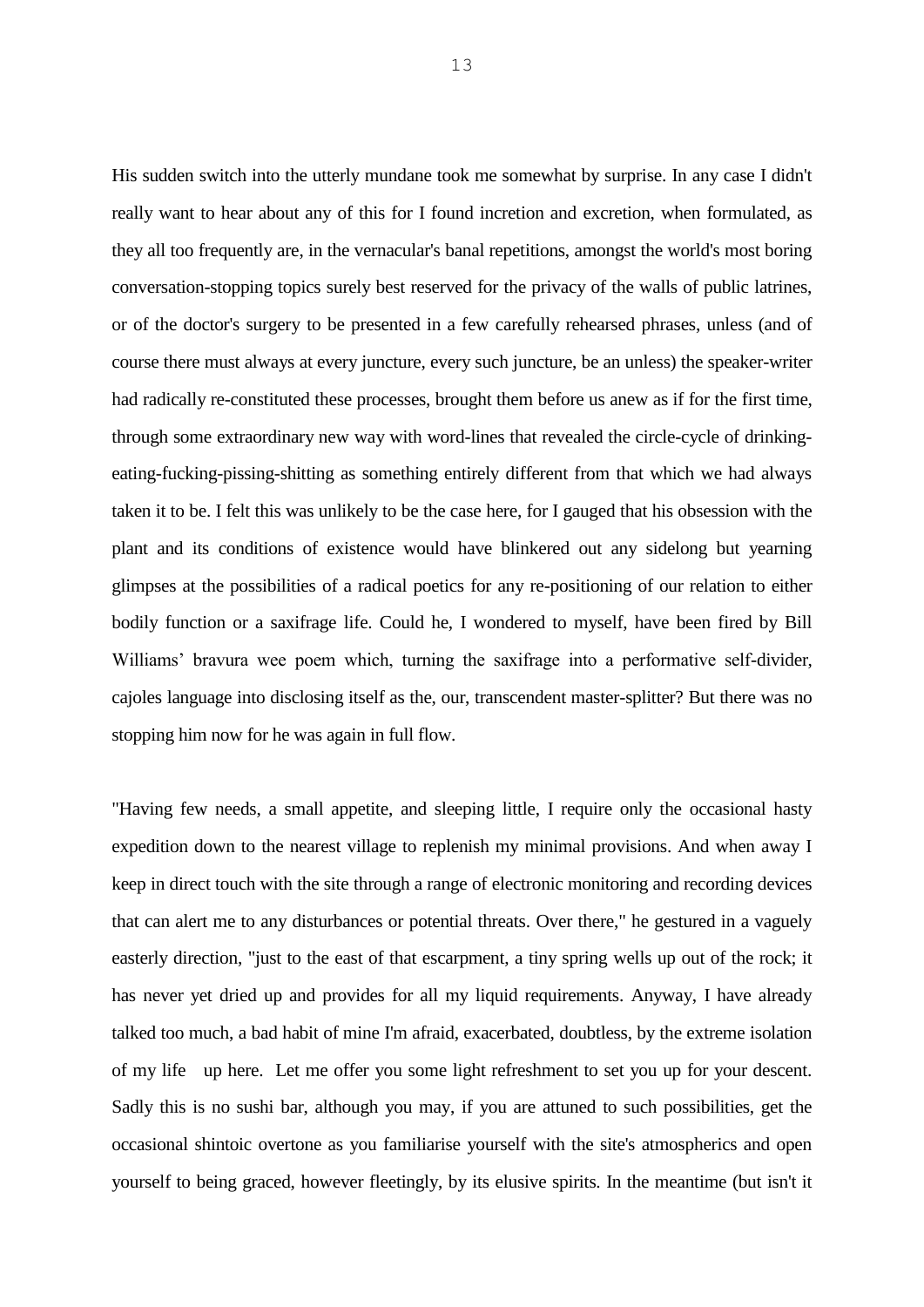His sudden switch into the utterly mundane took me somewhat by surprise. In any case I didn't really want to hear about any of this for I found incretion and excretion, when formulated, as they all too frequently are, in the vernacular's banal repetitions, amongst the world's most boring conversation-stopping topics surely best reserved for the privacy of the walls of public latrines, or of the doctor's surgery to be presented in a few carefully rehearsed phrases, unless (and of course there must always at every juncture, every such juncture, be an unless) the speaker-writer had radically re-constituted these processes, brought them before us anew as if for the first time, through some extraordinary new way with word-lines that revealed the circle-cycle of drinking-eating-fucking-pissing-shitting as something entirely different from that which we had always taken it to be. I felt this was unlikely to be the case here, for I gauged that his obsession with the plant and its conditions of existence would have blinkered out any sidelong but yearning glimpses at the possibilities of a radical poetics for any re-positioning of our relation to either bodily function or a saxifrage life. Could he, I wondered to myself, have been fired by Bill Williams' bravura wee poem which, turning the saxifrage into a performative self-divider, cajoles language into disclosing itself as the, our, transcendent master-splitter? But there was no stopping him now for he was again in full flow.

"Having few needs, a small appetite, and sleeping little, I require only the occasional hasty expedition down to the nearest village to replenish my minimal provisions. And when away I keep in direct touch with the site through a range of electronic monitoring and recording devices that can alert me to any disturbances or potential threats. Over there," he gestured in a vaguely easterly direction, "just to the east of that escarpment, a tiny spring wells up out of the rock; it has never yet dried up and provides for all my liquid requirements. Anyway, I have already talked too much, a bad habit of mine I'm afraid, exacerbated, doubtless, by the extreme isolation of my life up here. Let me offer you some light refreshment to set you up for your descent. Sadly this is no sushi bar, although you may, if you are attuned to such possibilities, get the occasional shintoic overtone as you familiarise yourself with the site's atmospherics and open yourself to being graced, however fleetingly, by its elusive spirits. In the meantime (but isn't it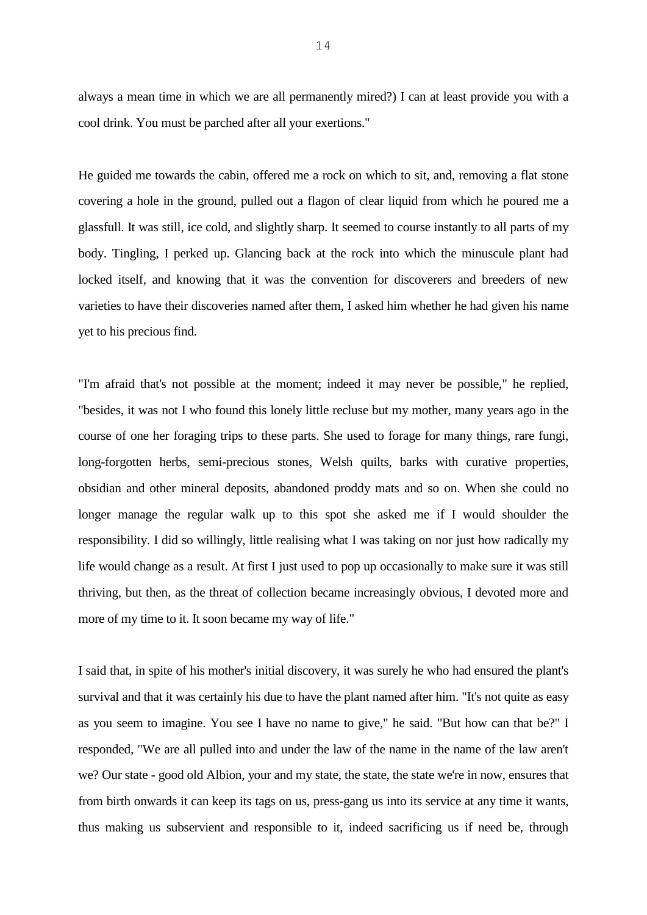always a mean time in which we are all permanently mired?) I can at least provide you with a cool drink. You must be parched after all your exertions."

He guided me towards the cabin, offered me a rock on which to sit, and, removing a flat stone covering a hole in the ground, pulled out a flagon of clear liquid from which he poured me a glassfull. It was still, ice cold, and slightly sharp. It seemed to course instantly to all parts of my body. Tingling, I perked up. Glancing back at the rock into which the minuscule plant had locked itself, and knowing that it was the convention for discoverers and breeders of new varieties to have their discoveries named after them, I asked him whether he had given his name yet to his precious find.

"I'm afraid that's not possible at the moment; indeed it may never be possible," he replied, "besides, it was not I who found this lonely little recluse but my mother, many years ago in the course of one her foraging trips to these parts. She used to forage for many things, rare fungi, long-forgotten herbs, semi-precious stones, Welsh quilts, barks with curative properties, obsidian and other mineral deposits, abandoned proddy mats and so on. When she could no longer manage the regular walk up to this spot she asked me if I would shoulder the responsibility. I did so willingly, little realising what I was taking on nor just how radically my life would change as a result. At first I just used to pop up occasionally to make sure it was still thriving, but then, as the threat of collection became increasingly obvious, I devoted more and more of my time to it. It soon became my way of life."

I said that, in spite of his mother's initial discovery, it was surely he who had ensured the plant's survival and that it was certainly his due to have the plant named after him. "It's not quite as easy as you seem to imagine. You see I have no name to give," he said. "But how can that be?" I responded, "We are all pulled into and under the law of the name in the name of the law aren't we? Our state - good old Albion, your and my state, the state, the state we're in now, ensures that from birth onwards it can keep its tags on us, press-gang us into its service at any time it wants, thus making us subservient and responsible to it, indeed sacrificing us if need be, through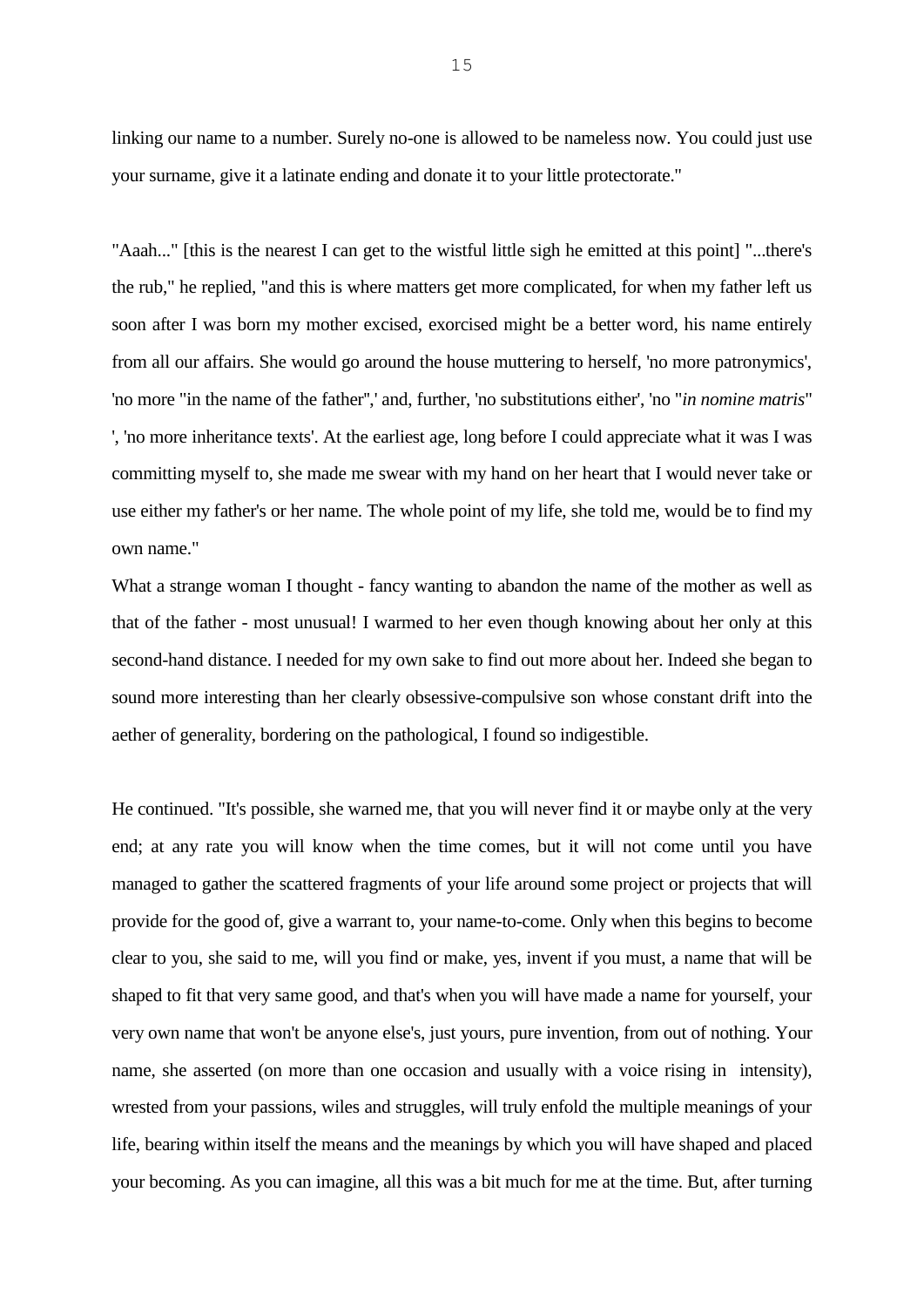linking our name to a number. Surely no-one is allowed to be nameless now. You could just use your surname, give it a latinate ending and donate it to your little protectorate."

"Aaah..." [this is the nearest I can get to the wistful little sigh he emitted at this point] "...there's the rub," he replied, "and this is where matters get more complicated, for when my father left us soon after I was born my mother excised, exorcised might be a better word, his name entirely from all our affairs. She would go around the house muttering to herself, 'no more patronymics', 'no more "in the name of the father",' and, further, 'no substitutions either', 'no "*in nomine matris*" ', 'no more inheritance texts'. At the earliest age, long before I could appreciate what it was I was committing myself to, she made me swear with my hand on her heart that I would never take or use either my father's or her name. The whole point of my life, she told me, would be to find my own name."

What a strange woman I thought - fancy wanting to abandon the name of the mother as well as that of the father - most unusual! I warmed to her even though knowing about her only at this second-hand distance. I needed for my own sake to find out more about her. Indeed she began to sound more interesting than her clearly obsessive-compulsive son whose constant drift into the aether of generality, bordering on the pathological, I found so indigestible.

He continued. "It's possible, she warned me, that you will never find it or maybe only at the very end; at any rate you will know when the time comes, but it will not come until you have managed to gather the scattered fragments of your life around some project or projects that will provide for the good of, give a warrant to, your name-to-come. Only when this begins to become clear to you, she said to me, will you find or make, yes, invent if you must, a name that will be shaped to fit that very same good, and that's when you will have made a name for yourself, your very own name that won't be anyone else's, just yours, pure invention, from out of nothing. Your name, she asserted (on more than one occasion and usually with a voice rising in intensity), wrested from your passions, wiles and struggles, will truly enfold the multiple meanings of your life, bearing within itself the means and the meanings by which you will have shaped and placed your becoming. As you can imagine, all this was a bit much for me at the time. But, after turning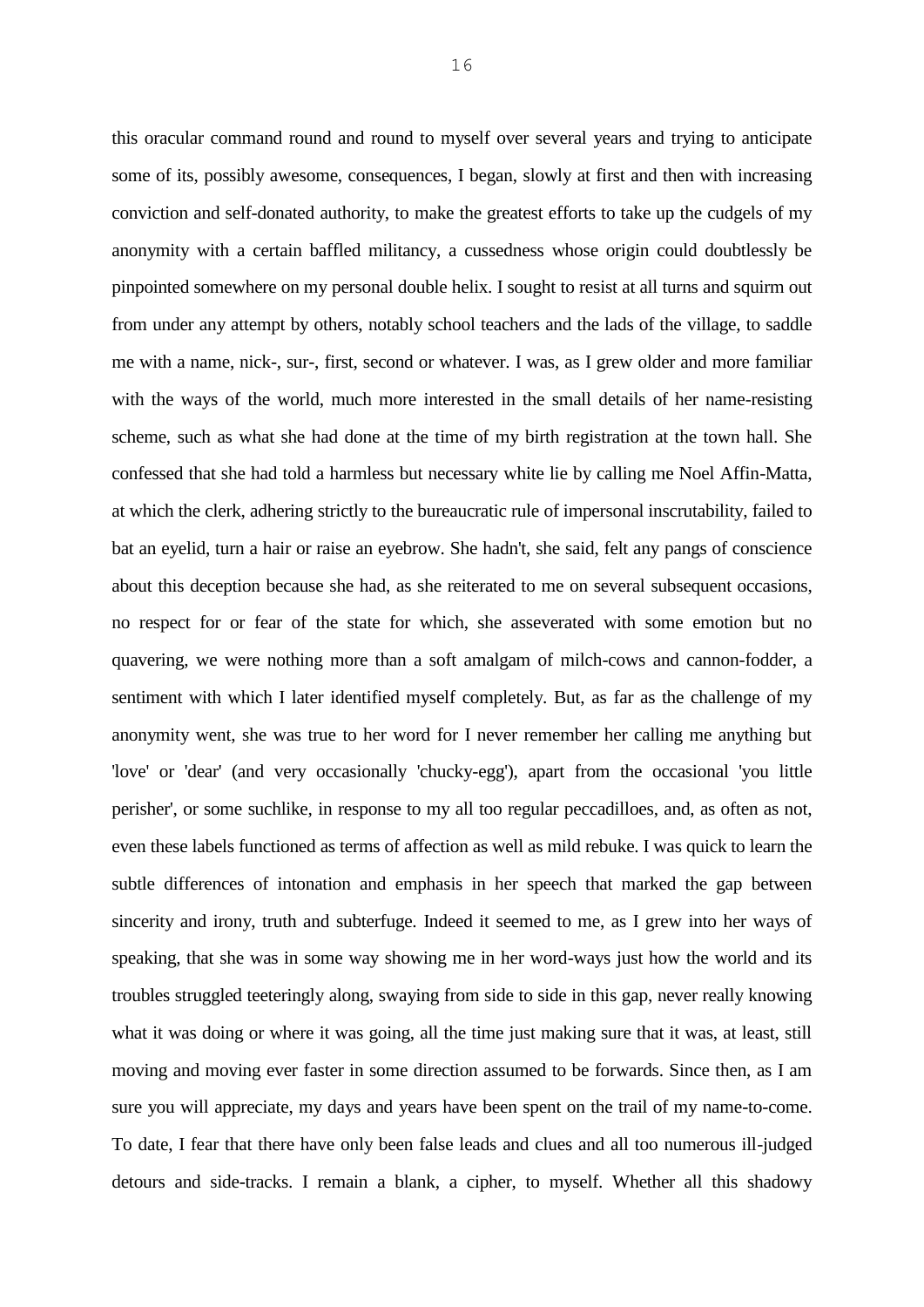this oracular command round and round to myself over several years and trying to anticipate some of its, possibly awesome, consequences, I began, slowly at first and then with increasing conviction and self-donated authority, to make the greatest efforts to take up the cudgels of my anonymity with a certain baffled militancy, a cussedness whose origin could doubtlessly be pinpointed somewhere on my personal double helix. I sought to resist at all turns and squirm out from under any attempt by others, notably school teachers and the lads of the village, to saddle me with a name, nick-, sur-, first, second or whatever. I was, as I grew older and more familiar with the ways of the world, much more interested in the small details of her name-resisting scheme, such as what she had done at the time of my birth registration at the town hall. She confessed that she had told a harmless but necessary white lie by calling me Noel Affin-Matta, at which the clerk, adhering strictly to the bureaucratic rule of impersonal inscrutability, failed to bat an eyelid, turn a hair or raise an eyebrow. She hadn't, she said, felt any pangs of conscience about this deception because she had, as she reiterated to me on several subsequent occasions, no respect for or fear of the state for which, she asseverated with some emotion but no quavering, we were nothing more than a soft amalgam of milch-cows and cannon-fodder, a sentiment with which I later identified myself completely. But, as far as the challenge of my anonymity went, she was true to her word for I never remember her calling me anything but 'love' or 'dear' (and very occasionally 'chucky-egg'), apart from the occasional 'you little perisher', or some suchlike, in response to my all too regular peccadilloes, and, as often as not, even these labels functioned as terms of affection as well as mild rebuke. I was quick to learn the subtle differences of intonation and emphasis in her speech that marked the gap between sincerity and irony, truth and subterfuge. Indeed it seemed to me, as I grew into her ways of speaking, that she was in some way showing me in her word-ways just how the world and its troubles struggled teeteringly along, swaying from side to side in this gap, never really knowing what it was doing or where it was going, all the time just making sure that it was, at least, still moving and moving ever faster in some direction assumed to be forwards. Since then, as I am sure you will appreciate, my days and years have been spent on the trail of my name-to-come. To date, I fear that there have only been false leads and clues and all too numerous ill-judged detours and side-tracks. I remain a blank, a cipher, to myself. Whether all this shadowy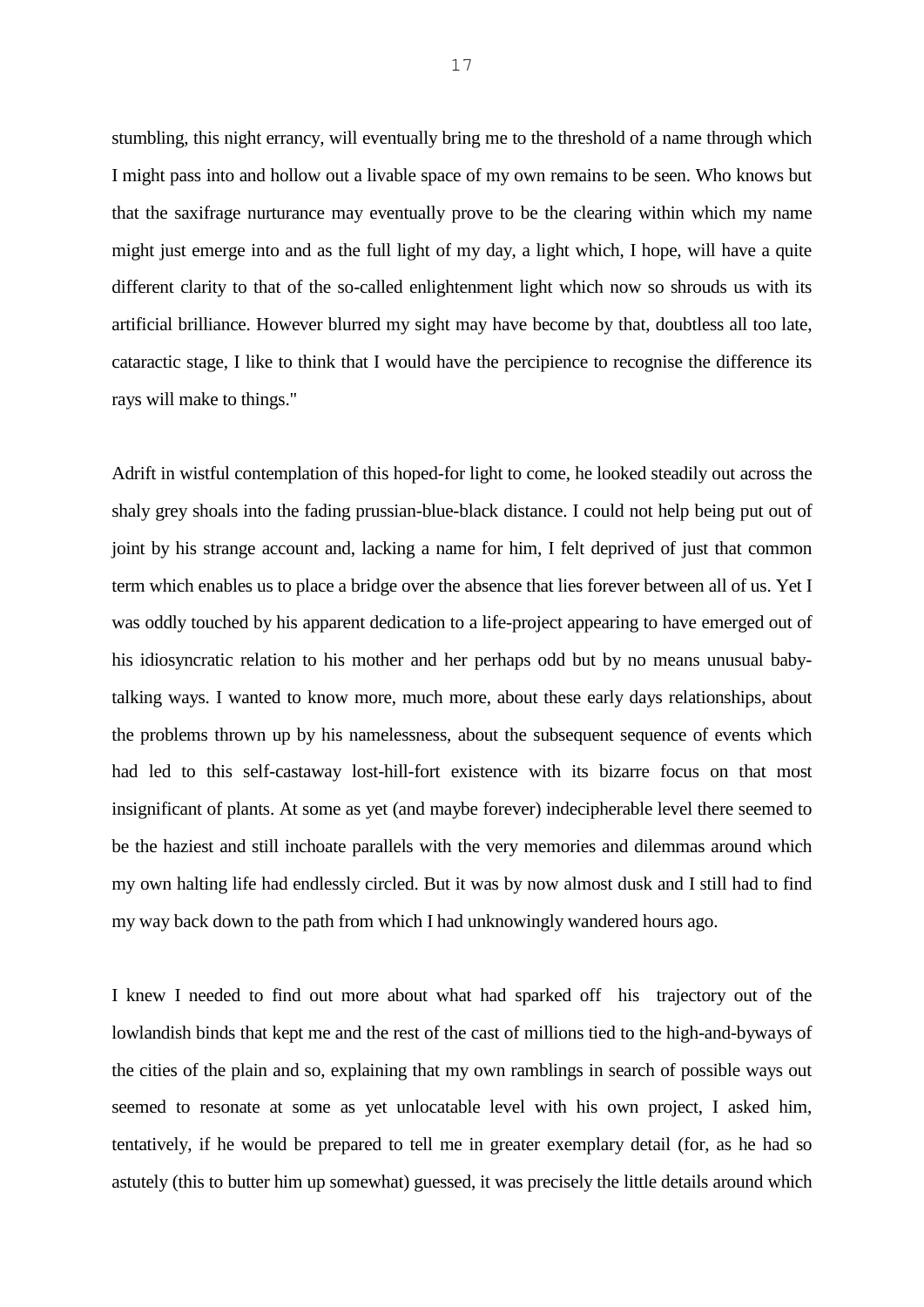stumbling, this night errancy, will eventually bring me to the threshold of a name through which I might pass into and hollow out a livable space of my own remains to be seen. Who knows but that the saxifrage nurturance may eventually prove to be the clearing within which my name might just emerge into and as the full light of my day, a light which, I hope, will have a quite different clarity to that of the so-called enlightenment light which now so shrouds us with its artificial brilliance. However blurred my sight may have become by that, doubtless all too late, cataractic stage, I like to think that I would have the percipience to recognise the difference its rays will make to things."

Adrift in wistful contemplation of this hoped-for light to come, he looked steadily out across the shaly grey shoals into the fading prussian-blue-black distance. I could not help being put out of joint by his strange account and, lacking a name for him, I felt deprived of just that common term which enables us to place a bridge over the absence that lies forever between all of us. Yet I was oddly touched by his apparent dedication to a life-project appearing to have emerged out of his idiosyncratic relation to his mother and her perhaps odd but by no means unusual baby-talking ways. I wanted to know more, much more, about these early days relationships, about the problems thrown up by his namelessness, about the subsequent sequence of events which had led to this self-castaway lost-hill-fort existence with its bizarre focus on that most insignificant of plants. At some as yet (and maybe forever) indecipherable level there seemed to be the haziest and still inchoate parallels with the very memories and dilemmas around which my own halting life had endlessly circled. But it was by now almost dusk and I still had to find my way back down to the path from which I had unknowingly wandered hours ago.

I knew I needed to find out more about what had sparked off his trajectory out of the lowlandish binds that kept me and the rest of the cast of millions tied to the high-and-byways of the cities of the plain and so, explaining that my own ramblings in search of possible ways out seemed to resonate at some as yet unlocatable level with his own project, I asked him, tentatively, if he would be prepared to tell me in greater exemplary detail (for, as he had so astutely (this to butter him up somewhat) guessed, it was precisely the little details around which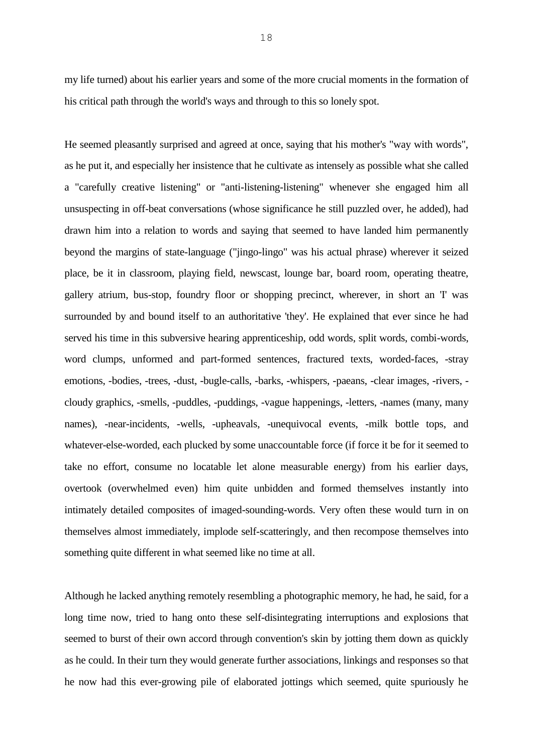my life turned) about his earlier years and some of the more crucial moments in the formation of his critical path through the world's ways and through to this so lonely spot.

He seemed pleasantly surprised and agreed at once, saying that his mother's "way with words", as he put it, and especially her insistence that he cultivate as intensely as possible what she called a "carefully creative listening" or "anti-listening-listening" whenever she engaged him all unsuspecting in off-beat conversations (whose significance he still puzzled over, he added), had drawn him into a relation to words and saying that seemed to have landed him permanently beyond the margins of state-language ("jingo-lingo" was his actual phrase) wherever it seized place, be it in classroom, playing field, newscast, lounge bar, board room, operating theatre, gallery atrium, bus-stop, foundry floor or shopping precinct, wherever, in short an 'I' was surrounded by and bound itself to an authoritative 'they'. He explained that ever since he had served his time in this subversive hearing apprenticeship, odd words, split words, combi-words, word clumps, unformed and part-formed sentences, fractured texts, worded-faces, -stray emotions, -bodies, -trees, -dust, -bugle-calls, -barks, -whispers, -paeans, -clear images, -rivers, -cloudy graphics, -smells, -puddles, -puddings, -vague happenings, -letters, -names (many, many names), -near-incidents, -wells, -upheavals, -unequivocal events, -milk bottle tops, and whatever-else-worded, each plucked by some unaccountable force (if force it be for it seemed to take no effort, consume no locatable let alone measurable energy) from his earlier days, overtook (overwhelmed even) him quite unbidden and formed themselves instantly into intimately detailed composites of imaged-sounding-words. Very often these would turn in on themselves almost immediately, implode self-scatteringly, and then recompose themselves into something quite different in what seemed like no time at all.

Although he lacked anything remotely resembling a photographic memory, he had, he said, for a long time now, tried to hang onto these self-disintegrating interruptions and explosions that seemed to burst of their own accord through convention's skin by jotting them down as quickly as he could. In their turn they would generate further associations, linkings and responses so that he now had this ever-growing pile of elaborated jottings which seemed, quite spuriously he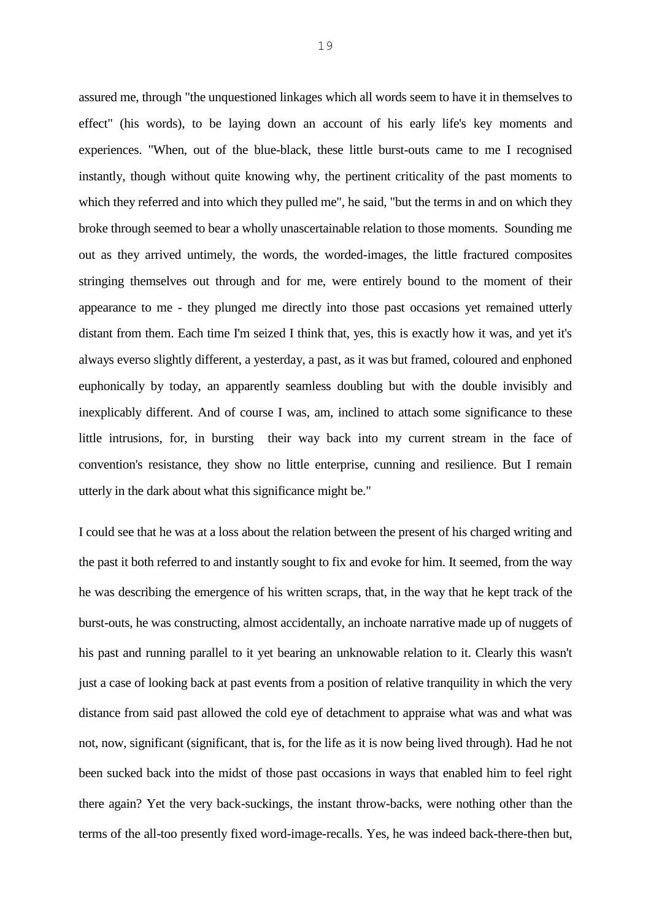assured me, through "the unquestioned linkages which all words seem to have it in themselves to effect" (his words), to be laying down an account of his early life's key moments and experiences. "When, out of the blue-black, these little burst-outs came to me I recognised instantly, though without quite knowing why, the pertinent criticality of the past moments to which they referred and into which they pulled me", he said, "but the terms in and on which they broke through seemed to bear a wholly unascertainable relation to those moments. Sounding me out as they arrived untimely, the words, the worded-images, the little fractured composites stringing themselves out through and for me, were entirely bound to the moment of their appearance to me - they plunged me directly into those past occasions yet remained utterly distant from them. Each time I'm seized I think that, yes, this is exactly how it was, and yet it's always everso slightly different, a yesterday, a past, as it was but framed, coloured and enphoned euphonically by today, an apparently seamless doubling but with the double invisibly and inexplicably different. And of course I was, am, inclined to attach some significance to these little intrusions, for, in bursting their way back into my current stream in the face of convention's resistance, they show no little enterprise, cunning and resilience. But I remain utterly in the dark about what this significance might be."

I could see that he was at a loss about the relation between the present of his charged writing and the past it both referred to and instantly sought to fix and evoke for him. It seemed, from the way he was describing the emergence of his written scraps, that, in the way that he kept track of the burst-outs, he was constructing, almost accidentally, an inchoate narrative made up of nuggets of his past and running parallel to it yet bearing an unknowable relation to it. Clearly this wasn't just a case of looking back at past events from a position of relative tranquility in which the very distance from said past allowed the cold eye of detachment to appraise what was and what was not, now, significant (significant, that is, for the life as it is now being lived through). Had he not been sucked back into the midst of those past occasions in ways that enabled him to feel right there again? Yet the very back-suckings, the instant throw-backs, were nothing other than the terms of the all-too presently fixed word-image-recalls. Yes, he was indeed back-there-then but,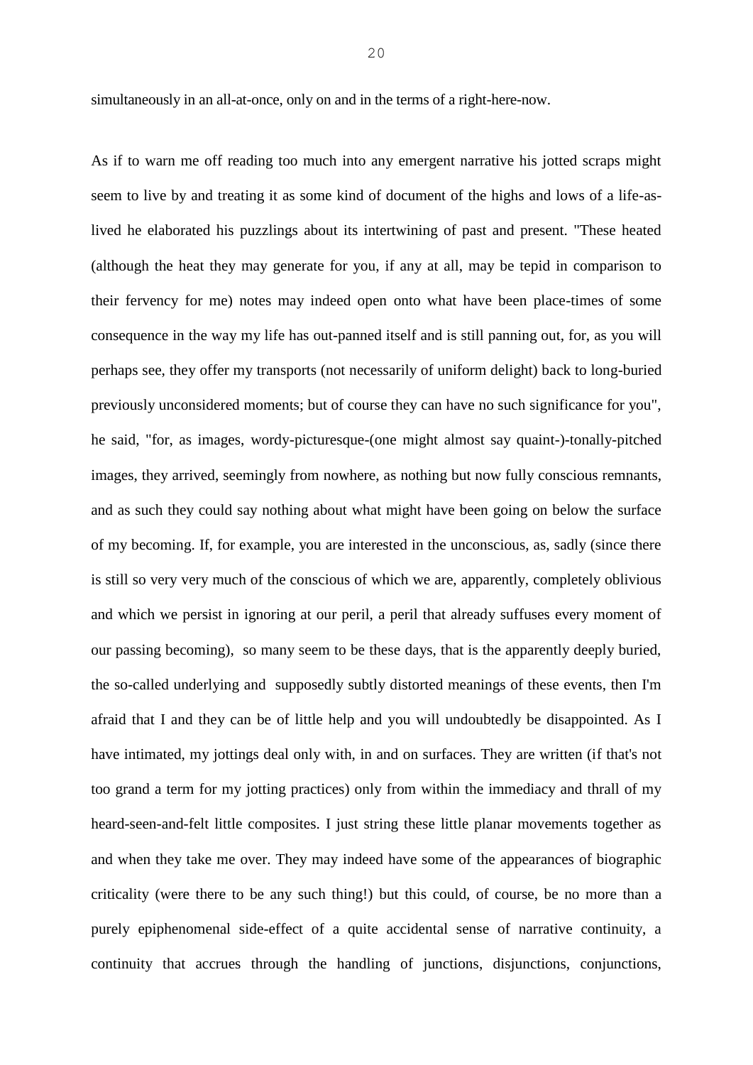simultaneously in an all-at-once, only on and in the terms of a right-here-now.

As if to warn me off reading too much into any emergent narrative his jotted scraps might seem to live by and treating it as some kind of document of the highs and lows of a life-as-lived he elaborated his puzzlings about its intertwining of past and present. "These heated (although the heat they may generate for you, if any at all, may be tepid in comparison to their fervency for me) notes may indeed open onto what have been place-times of some consequence in the way my life has out-panned itself and is still panning out, for, as you will perhaps see, they offer my transports (not necessarily of uniform delight) back to long-buried previously unconsidered moments; but of course they can have no such significance for you", he said, "for, as images, wordy-picturesque-(one might almost say quaint-)-tonally-pitched images, they arrived, seemingly from nowhere, as nothing but now fully conscious remnants, and as such they could say nothing about what might have been going on below the surface of my becoming. If, for example, you are interested in the unconscious, as, sadly (since there is still so very very much of the conscious of which we are, apparently, completely oblivious and which we persist in ignoring at our peril, a peril that already suffuses every moment of our passing becoming), so many seem to be these days, that is the apparently deeply buried, the so-called underlying and supposedly subtly distorted meanings of these events, then I'm afraid that I and they can be of little help and you will undoubtedly be disappointed. As I have intimated, my jottings deal only with, in and on surfaces. They are written (if that's not too grand a term for my jotting practices) only from within the immediacy and thrall of my heard-seen-and-felt little composites. I just string these little planar movements together as and when they take me over. They may indeed have some of the appearances of biographic criticality (were there to be any such thing!) but this could, of course, be no more than a purely epiphenomenal side-effect of a quite accidental sense of narrative continuity, a continuity that accrues through the handling of junctions, disjunctions, conjunctions,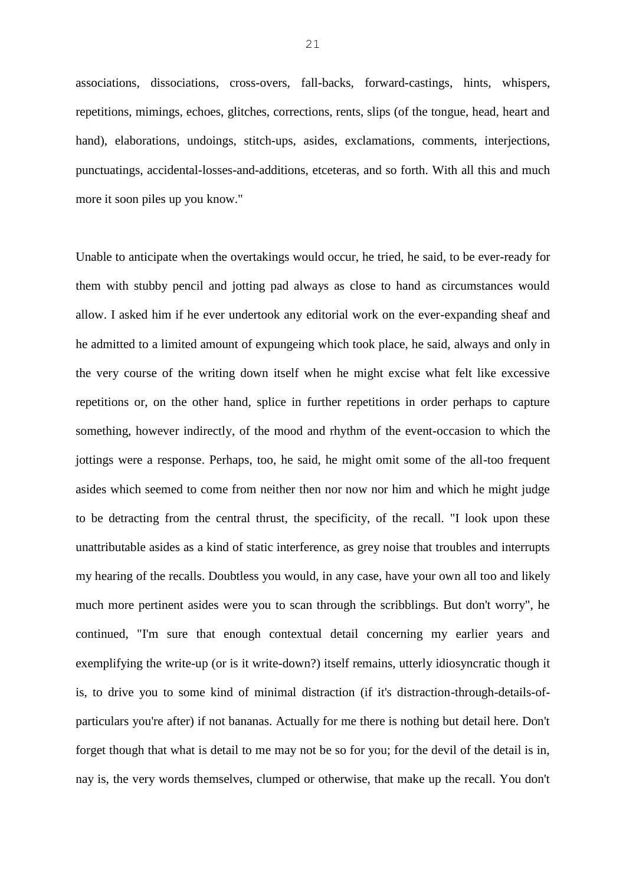associations, dissociations, cross-overs, fall-backs, forward-castings, hints, whispers, repetitions, mimings, echoes, glitches, corrections, rents, slips (of the tongue, head, heart and hand), elaborations, undoings, stitch-ups, asides, exclamations, comments, interjections, punctuatings, accidental-losses-and-additions, etceteras, and so forth. With all this and much more it soon piles up you know."

Unable to anticipate when the overtakings would occur, he tried, he said, to be ever-ready for them with stubby pencil and jotting pad always as close to hand as circumstances would allow. I asked him if he ever undertook any editorial work on the ever-expanding sheaf and he admitted to a limited amount of expungeing which took place, he said, always and only in the very course of the writing down itself when he might excise what felt like excessive repetitions or, on the other hand, splice in further repetitions in order perhaps to capture something, however indirectly, of the mood and rhythm of the event-occasion to which the jottings were a response. Perhaps, too, he said, he might omit some of the all-too frequent asides which seemed to come from neither then nor now nor him and which he might judge to be detracting from the central thrust, the specificity, of the recall. "I look upon these unattributable asides as a kind of static interference, as grey noise that troubles and interrupts my hearing of the recalls. Doubtless you would, in any case, have your own all too and likely much more pertinent asides were you to scan through the scribblings. But don't worry", he continued, "I'm sure that enough contextual detail concerning my earlier years and exemplifying the write-up (or is it write-down?) itself remains, utterly idiosyncratic though it is, to drive you to some kind of minimal distraction (if it's distraction-through-details-of-particulars you're after) if not bananas. Actually for me there is nothing but detail here. Don't forget though that what is detail to me may not be so for you; for the devil of the detail is in, nay is, the very words themselves, clumped or otherwise, that make up the recall. You don't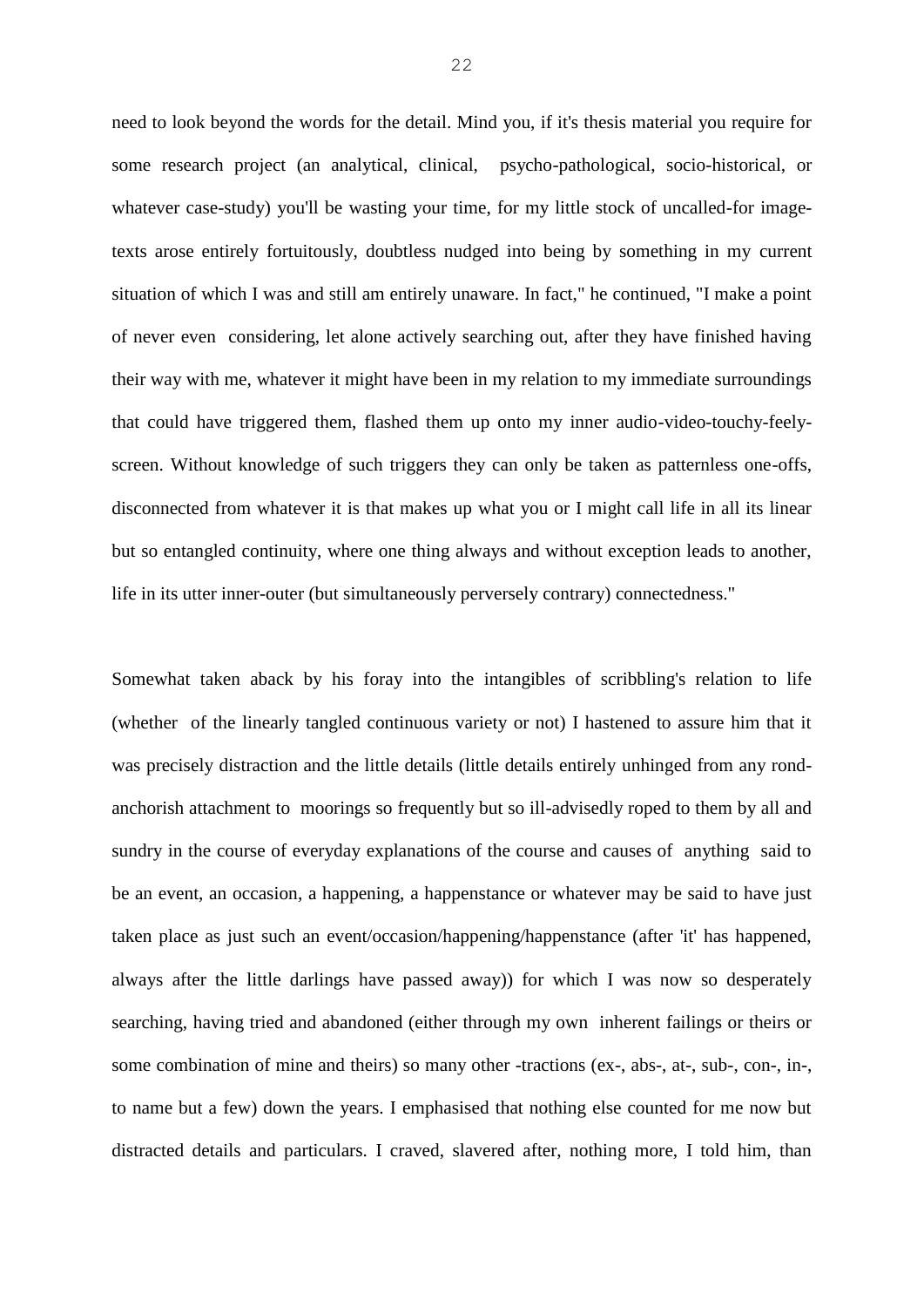need to look beyond the words for the detail. Mind you, if it's thesis material you require for some research project (an analytical, clinical, psycho-pathological, socio-historical, or whatever case-study) you'll be wasting your time, for my little stock of uncalled-for image-texts arose entirely fortuitously, doubtless nudged into being by something in my current situation of which I was and still am entirely unaware. In fact," he continued, "I make a point of never even considering, let alone actively searching out, after they have finished having their way with me, whatever it might have been in my relation to my immediate surroundings that could have triggered them, flashed them up onto my inner audio-video-touchy-feely-screen. Without knowledge of such triggers they can only be taken as patternless one-offs, disconnected from whatever it is that makes up what you or I might call life in all its linear but so entangled continuity, where one thing always and without exception leads to another, life in its utter inner-outer (but simultaneously perversely contrary) connectedness."

Somewhat taken aback by his foray into the intangibles of scribbling's relation to life (whether of the linearly tangled continuous variety or not) I hastened to assure him that it was precisely distraction and the little details (little details entirely unhinged from any rond-anchorish attachment to moorings so frequently but so ill-advisedly roped to them by all and sundry in the course of everyday explanations of the course and causes of anything said to be an event, an occasion, a happening, a happenstance or whatever may be said to have just taken place as just such an event/occasion/happening/happenstance (after 'it' has happened, always after the little darlings have passed away)) for which I was now so desperately searching, having tried and abandoned (either through my own inherent failings or theirs or some combination of mine and theirs) so many other -tractions (ex-, abs-, at-, sub-, con-, in-, to name but a few) down the years. I emphasised that nothing else counted for me now but distracted details and particulars. I craved, slavered after, nothing more, I told him, than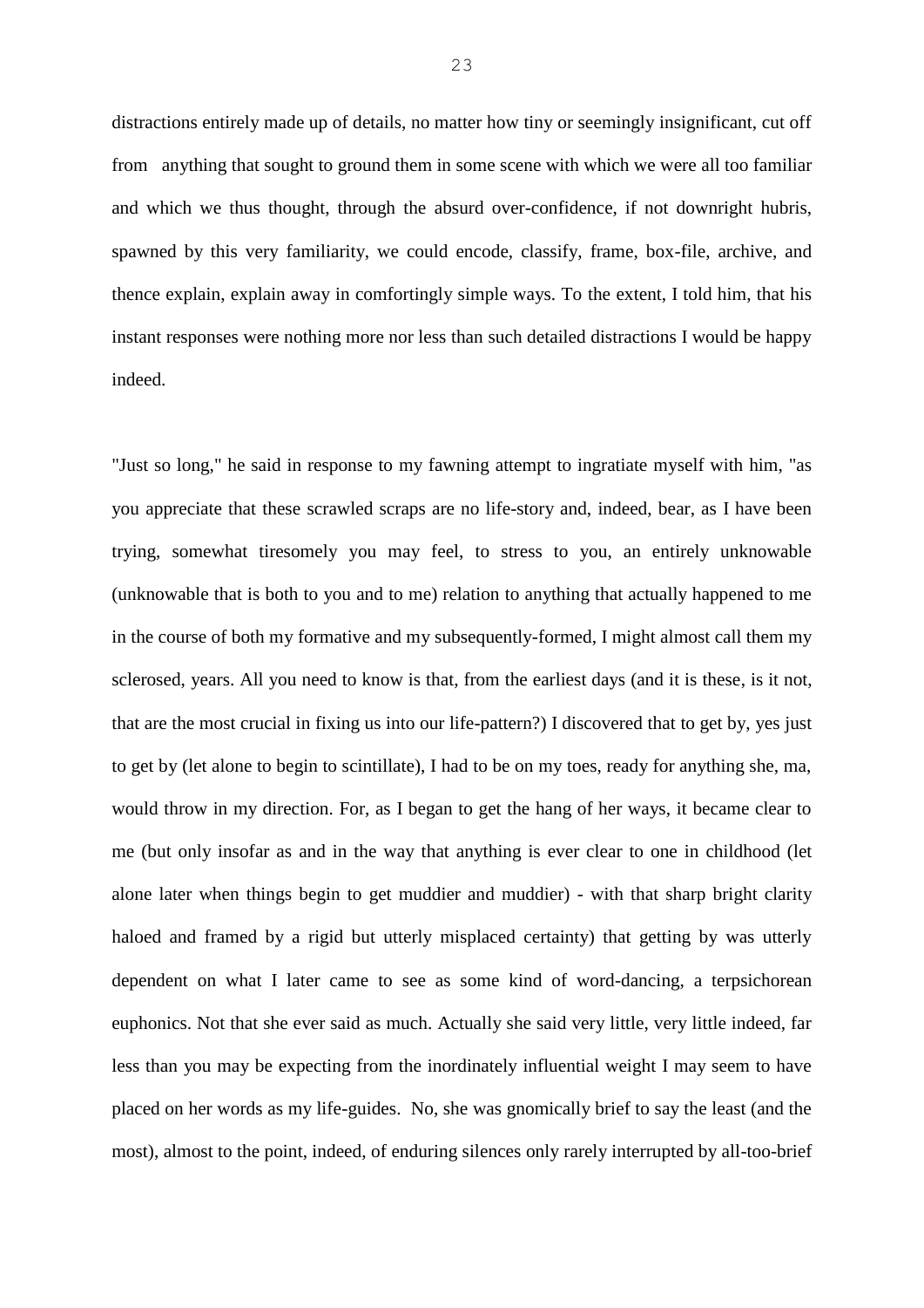distractions entirely made up of details, no matter how tiny or seemingly insignificant, cut off from anything that sought to ground them in some scene with which we were all too familiar and which we thus thought, through the absurd over-confidence, if not downright hubris, spawned by this very familiarity, we could encode, classify, frame, box-file, archive, and thence explain, explain away in comfortingly simple ways. To the extent, I told him, that his instant responses were nothing more nor less than such detailed distractions I would be happy indeed.

"Just so long," he said in response to my fawning attempt to ingratiate myself with him, "as you appreciate that these scrawled scraps are no life-story and, indeed, bear, as I have been trying, somewhat tiresomely you may feel, to stress to you, an entirely unknowable (unknowable that is both to you and to me) relation to anything that actually happened to me in the course of both my formative and my subsequently-formed, I might almost call them my sclerosed, years. All you need to know is that, from the earliest days (and it is these, is it not, that are the most crucial in fixing us into our life-pattern?) I discovered that to get by, yes just to get by (let alone to begin to scintillate), I had to be on my toes, ready for anything she, ma, would throw in my direction. For, as I began to get the hang of her ways, it became clear to me (but only insofar as and in the way that anything is ever clear to one in childhood (let alone later when things begin to get muddier and muddier) - with that sharp bright clarity haloed and framed by a rigid but utterly misplaced certainty) that getting by was utterly dependent on what I later came to see as some kind of word-dancing, a terpsichorean euphonics. Not that she ever said as much. Actually she said very little, very little indeed, far less than you may be expecting from the inordinately influential weight I may seem to have placed on her words as my life-guides. No, she was gnomically brief to say the least (and the most), almost to the point, indeed, of enduring silences only rarely interrupted by all-too-brief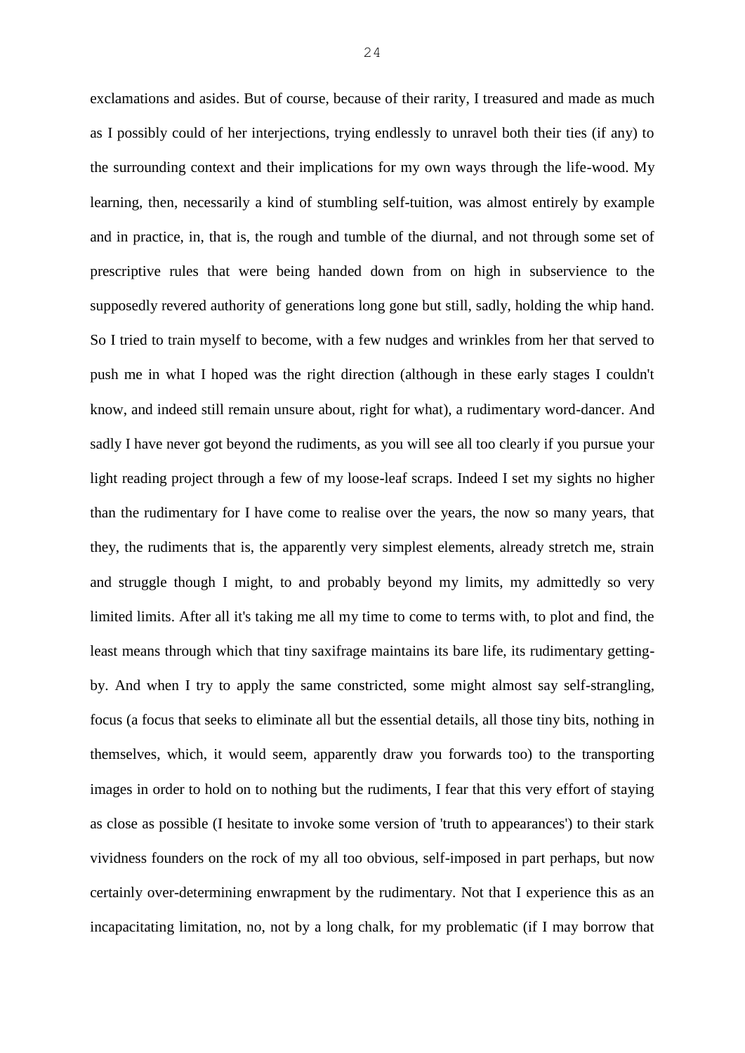exclamations and asides. But of course, because of their rarity, I treasured and made as much as I possibly could of her interjections, trying endlessly to unravel both their ties (if any) to the surrounding context and their implications for my own ways through the life-wood. My learning, then, necessarily a kind of stumbling self-tuition, was almost entirely by example and in practice, in, that is, the rough and tumble of the diurnal, and not through some set of prescriptive rules that were being handed down from on high in subservience to the supposedly revered authority of generations long gone but still, sadly, holding the whip hand. So I tried to train myself to become, with a few nudges and wrinkles from her that served to push me in what I hoped was the right direction (although in these early stages I couldn't know, and indeed still remain unsure about, right for what), a rudimentary word-dancer. And sadly I have never got beyond the rudiments, as you will see all too clearly if you pursue your light reading project through a few of my loose-leaf scraps. Indeed I set my sights no higher than the rudimentary for I have come to realise over the years, the now so many years, that they, the rudiments that is, the apparently very simplest elements, already stretch me, strain and struggle though I might, to and probably beyond my limits, my admittedly so very limited limits. After all it's taking me all my time to come to terms with, to plot and find, the least means through which that tiny saxifrage maintains its bare life, its rudimentary getting-by. And when I try to apply the same constricted, some might almost say self-strangling, focus (a focus that seeks to eliminate all but the essential details, all those tiny bits, nothing in themselves, which, it would seem, apparently draw you forwards too) to the transporting images in order to hold on to nothing but the rudiments, I fear that this very effort of staying as close as possible (I hesitate to invoke some version of 'truth to appearances') to their stark vividness founders on the rock of my all too obvious, self-imposed in part perhaps, but now certainly over-determining enwrapment by the rudimentary. Not that I experience this as an incapacitating limitation, no, not by a long chalk, for my problematic (if I may borrow that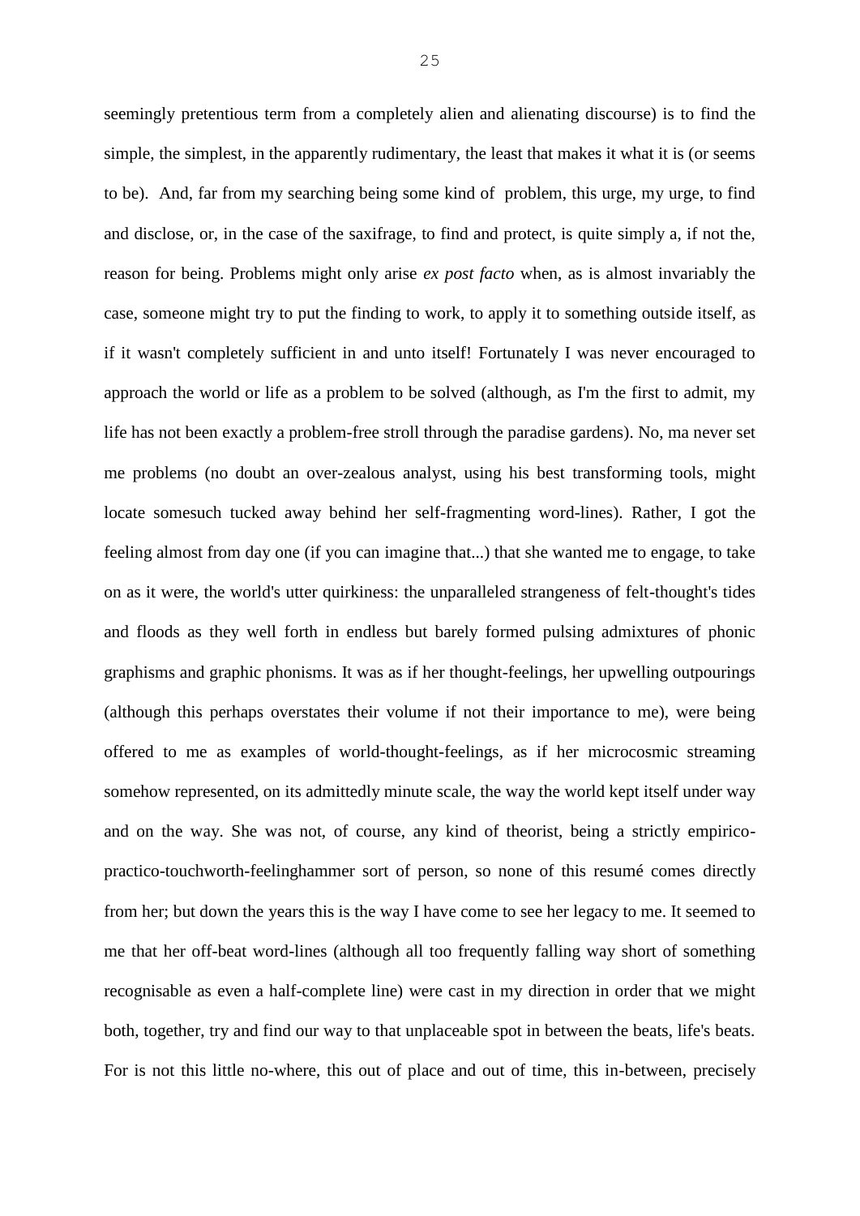seemingly pretentious term from a completely alien and alienating discourse) is to find the simple, the simplest, in the apparently rudimentary, the least that makes it what it is (or seems to be). And, far from my searching being some kind of problem, this urge, my urge, to find and disclose, or, in the case of the saxifrage, to find and protect, is quite simply a, if not the, reason for being. Problems might only arise *ex post facto* when, as is almost invariably the case, someone might try to put the finding to work, to apply it to something outside itself, as if it wasn't completely sufficient in and unto itself! Fortunately I was never encouraged to approach the world or life as a problem to be solved (although, as I'm the first to admit, my life has not been exactly a problem-free stroll through the paradise gardens). No, ma never set me problems (no doubt an over-zealous analyst, using his best transforming tools, might locate somesuch tucked away behind her self-fragmenting word-lines). Rather, I got the feeling almost from day one (if you can imagine that...) that she wanted me to engage, to take on as it were, the world's utter quirkiness: the unparalleled strangeness of felt-thought's tides and floods as they well forth in endless but barely formed pulsing admixtures of phonic graphisms and graphic phonisms. It was as if her thought-feelings, her upwelling outpourings (although this perhaps overstates their volume if not their importance to me), were being offered to me as examples of world-thought-feelings, as if her microcosmic streaming somehow represented, on its admittedly minute scale, the way the world kept itself under way and on the way. She was not, of course, any kind of theorist, being a strictly empirico-practico-touchworth-feelinghammer sort of person, so none of this resumé comes directly from her; but down the years this is the way I have come to see her legacy to me. It seemed to me that her off-beat word-lines (although all too frequently falling way short of something recognisable as even a half-complete line) were cast in my direction in order that we might both, together, try and find our way to that unplaceable spot in between the beats, life's beats. For is not this little no-where, this out of place and out of time, this in-between, precisely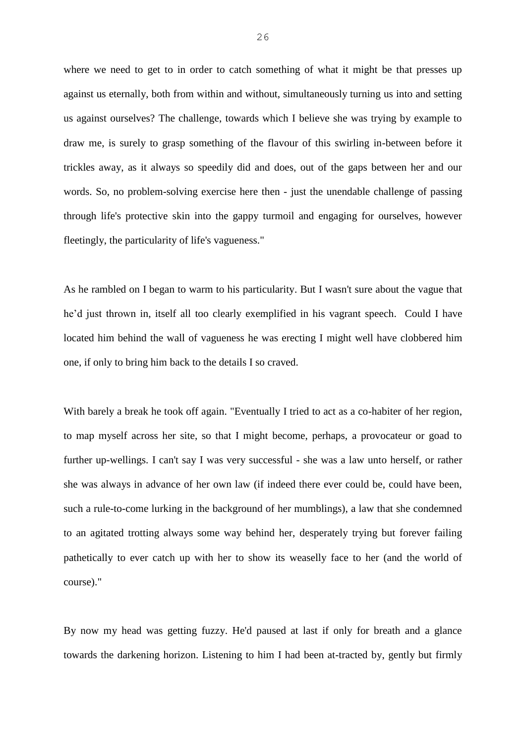where we need to get to in order to catch something of what it might be that presses up against us eternally, both from within and without, simultaneously turning us into and setting us against ourselves? The challenge, towards which I believe she was trying by example to draw me, is surely to grasp something of the flavour of this swirling in-between before it trickles away, as it always so speedily did and does, out of the gaps between her and our words. So, no problem-solving exercise here then - just the unendable challenge of passing through life's protective skin into the gappy turmoil and engaging for ourselves, however fleetingly, the particularity of life's vagueness."

As he rambled on I began to warm to his particularity. But I wasn't sure about the vague that he'd just thrown in, itself all too clearly exemplified in his vagrant speech. Could I have located him behind the wall of vagueness he was erecting I might well have clobbered him one, if only to bring him back to the details I so craved.

With barely a break he took off again. "Eventually I tried to act as a co-habiter of her region, to map myself across her site, so that I might become, perhaps, a provocateur or goad to further up-wellings. I can't say I was very successful - she was a law unto herself, or rather she was always in advance of her own law (if indeed there ever could be, could have been, such a rule-to-come lurking in the background of her mumblings), a law that she condemned to an agitated trotting always some way behind her, desperately trying but forever failing pathetically to ever catch up with her to show its weaselly face to her (and the world of course)."

By now my head was getting fuzzy. He'd paused at last if only for breath and a glance towards the darkening horizon. Listening to him I had been at-tracted by, gently but firmly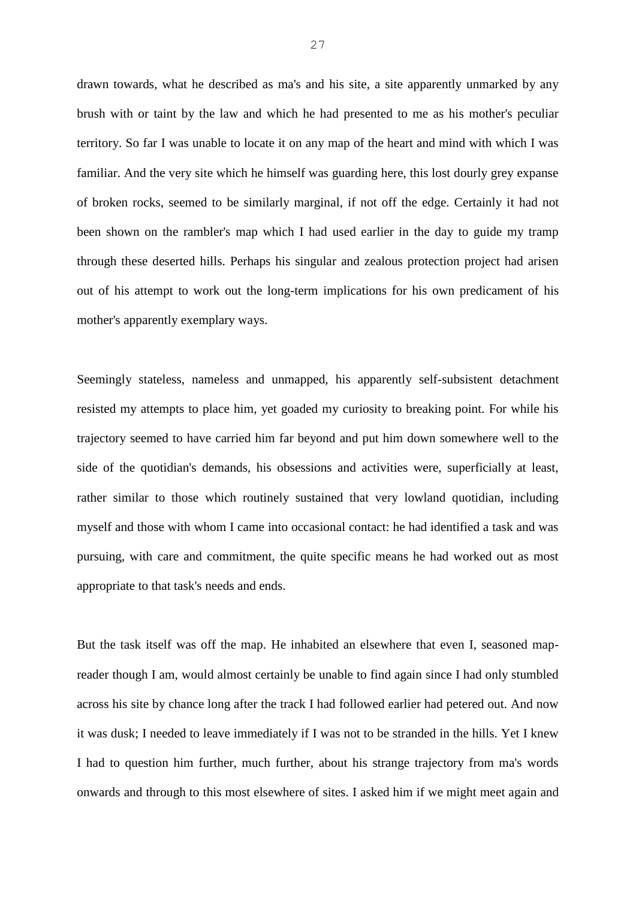drawn towards, what he described as ma's and his site, a site apparently unmarked by any brush with or taint by the law and which he had presented to me as his mother's peculiar territory. So far I was unable to locate it on any map of the heart and mind with which I was familiar. And the very site which he himself was guarding here, this lost dourly grey expanse of broken rocks, seemed to be similarly marginal, if not off the edge. Certainly it had not been shown on the rambler's map which I had used earlier in the day to guide my tramp through these deserted hills. Perhaps his singular and zealous protection project had arisen out of his attempt to work out the long-term implications for his own predicament of his mother's apparently exemplary ways.

Seemingly stateless, nameless and unmapped, his apparently self-subsistent detachment resisted my attempts to place him, yet goaded my curiosity to breaking point. For while his trajectory seemed to have carried him far beyond and put him down somewhere well to the side of the quotidian's demands, his obsessions and activities were, superficially at least, rather similar to those which routinely sustained that very lowland quotidian, including myself and those with whom I came into occasional contact: he had identified a task and was pursuing, with care and commitment, the quite specific means he had worked out as most appropriate to that task's needs and ends.

But the task itself was off the map. He inhabited an elsewhere that even I, seasoned map-reader though I am, would almost certainly be unable to find again since I had only stumbled across his site by chance long after the track I had followed earlier had petered out. And now it was dusk; I needed to leave immediately if I was not to be stranded in the hills. Yet I knew I had to question him further, much further, about his strange trajectory from ma's words onwards and through to this most elsewhere of sites. I asked him if we might meet again and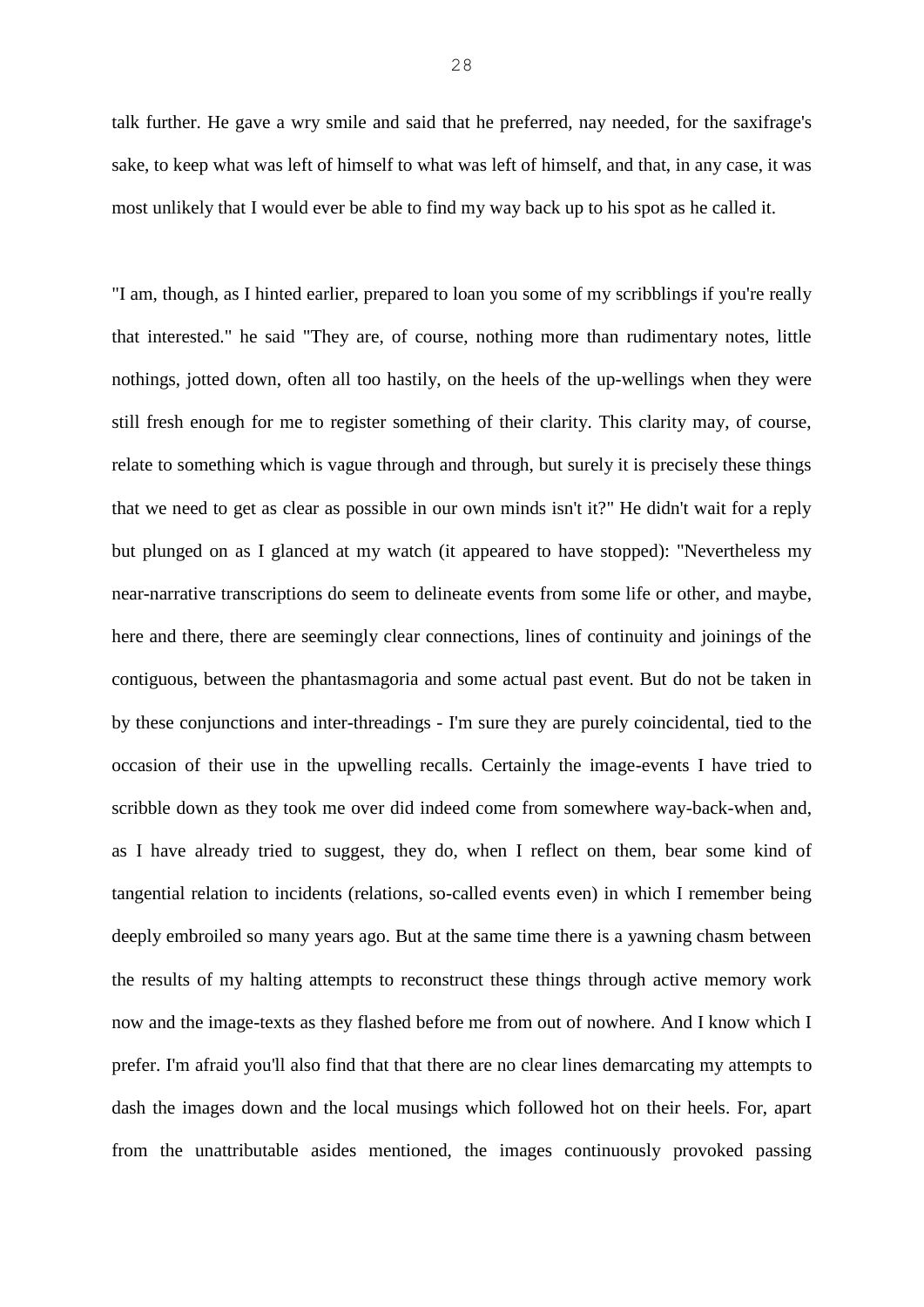talk further. He gave a wry smile and said that he preferred, nay needed, for the saxifrage's sake, to keep what was left of himself to what was left of himself, and that, in any case, it was most unlikely that I would ever be able to find my way back up to his spot as he called it.

"I am, though, as I hinted earlier, prepared to loan you some of my scribblings if you're really that interested." he said "They are, of course, nothing more than rudimentary notes, little nothings, jotted down, often all too hastily, on the heels of the up-wellings when they were still fresh enough for me to register something of their clarity. This clarity may, of course, relate to something which is vague through and through, but surely it is precisely these things that we need to get as clear as possible in our own minds isn't it?" He didn't wait for a reply but plunged on as I glanced at my watch (it appeared to have stopped): "Nevertheless my near-narrative transcriptions do seem to delineate events from some life or other, and maybe, here and there, there are seemingly clear connections, lines of continuity and joinings of the contiguous, between the phantasmagoria and some actual past event. But do not be taken in by these conjunctions and inter-threadings - I'm sure they are purely coincidental, tied to the occasion of their use in the upwelling recalls. Certainly the image-events I have tried to scribble down as they took me over did indeed come from somewhere way-back-when and, as I have already tried to suggest, they do, when I reflect on them, bear some kind of tangential relation to incidents (relations, so-called events even) in which I remember being deeply embroiled so many years ago. But at the same time there is a yawning chasm between the results of my halting attempts to reconstruct these things through active memory work now and the image-texts as they flashed before me from out of nowhere. And I know which I prefer. I'm afraid you'll also find that that there are no clear lines demarcating my attempts to dash the images down and the local musings which followed hot on their heels. For, apart from the unattributable asides mentioned, the images continuously provoked passing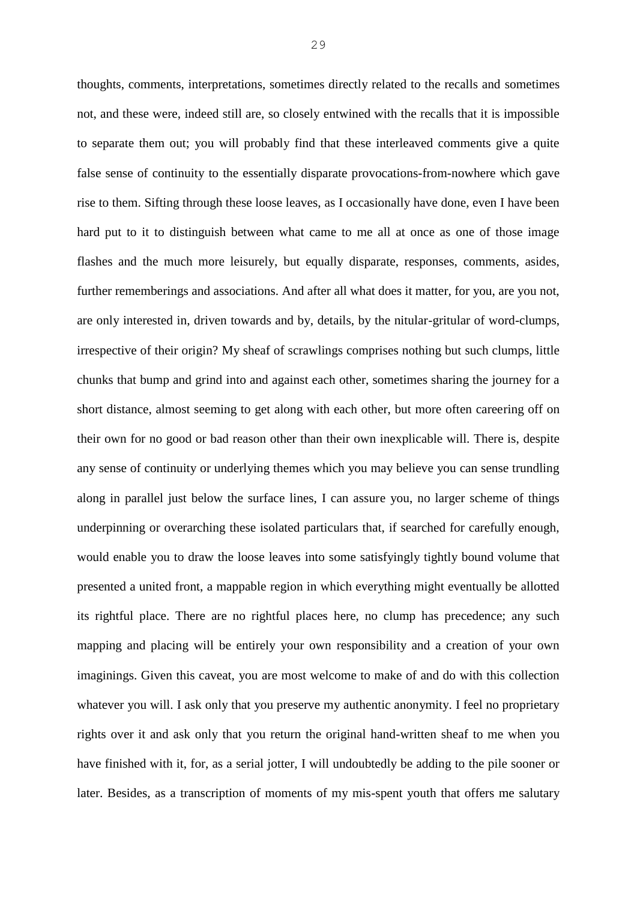thoughts, comments, interpretations, sometimes directly related to the recalls and sometimes not, and these were, indeed still are, so closely entwined with the recalls that it is impossible to separate them out; you will probably find that these interleaved comments give a quite false sense of continuity to the essentially disparate provocations-from-nowhere which gave rise to them. Sifting through these loose leaves, as I occasionally have done, even I have been hard put to it to distinguish between what came to me all at once as one of those image flashes and the much more leisurely, but equally disparate, responses, comments, asides, further rememberings and associations. And after all what does it matter, for you, are you not, are only interested in, driven towards and by, details, by the nitular-gritular of word-clumps, irrespective of their origin? My sheaf of scrawlings comprises nothing but such clumps, little chunks that bump and grind into and against each other, sometimes sharing the journey for a short distance, almost seeming to get along with each other, but more often careering off on their own for no good or bad reason other than their own inexplicable will. There is, despite any sense of continuity or underlying themes which you may believe you can sense trundling along in parallel just below the surface lines, I can assure you, no larger scheme of things underpinning or overarching these isolated particulars that, if searched for carefully enough, would enable you to draw the loose leaves into some satisfyingly tightly bound volume that presented a united front, a mappable region in which everything might eventually be allotted its rightful place. There are no rightful places here, no clump has precedence; any such mapping and placing will be entirely your own responsibility and a creation of your own imaginings. Given this caveat, you are most welcome to make of and do with this collection whatever you will. I ask only that you preserve my authentic anonymity. I feel no proprietary rights over it and ask only that you return the original hand-written sheaf to me when you have finished with it, for, as a serial jotter, I will undoubtedly be adding to the pile sooner or later. Besides, as a transcription of moments of my mis-spent youth that offers me salutary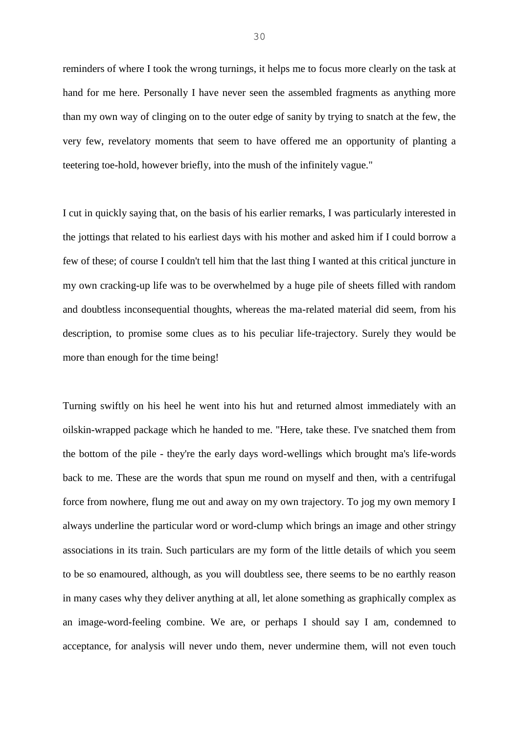reminders of where I took the wrong turnings, it helps me to focus more clearly on the task at hand for me here. Personally I have never seen the assembled fragments as anything more than my own way of clinging on to the outer edge of sanity by trying to snatch at the few, the very few, revelatory moments that seem to have offered me an opportunity of planting a teetering toe-hold, however briefly, into the mush of the infinitely vague."

I cut in quickly saying that, on the basis of his earlier remarks, I was particularly interested in the jottings that related to his earliest days with his mother and asked him if I could borrow a few of these; of course I couldn't tell him that the last thing I wanted at this critical juncture in my own cracking-up life was to be overwhelmed by a huge pile of sheets filled with random and doubtless inconsequential thoughts, whereas the ma-related material did seem, from his description, to promise some clues as to his peculiar life-trajectory. Surely they would be more than enough for the time being!

Turning swiftly on his heel he went into his hut and returned almost immediately with an oilskin-wrapped package which he handed to me. "Here, take these. I've snatched them from the bottom of the pile - they're the early days word-wellings which brought ma's life-words back to me. These are the words that spun me round on myself and then, with a centrifugal force from nowhere, flung me out and away on my own trajectory. To jog my own memory I always underline the particular word or word-clump which brings an image and other stringy associations in its train. Such particulars are my form of the little details of which you seem to be so enamoured, although, as you will doubtless see, there seems to be no earthly reason in many cases why they deliver anything at all, let alone something as graphically complex as an image-word-feeling combine. We are, or perhaps I should say I am, condemned to acceptance, for analysis will never undo them, never undermine them, will not even touch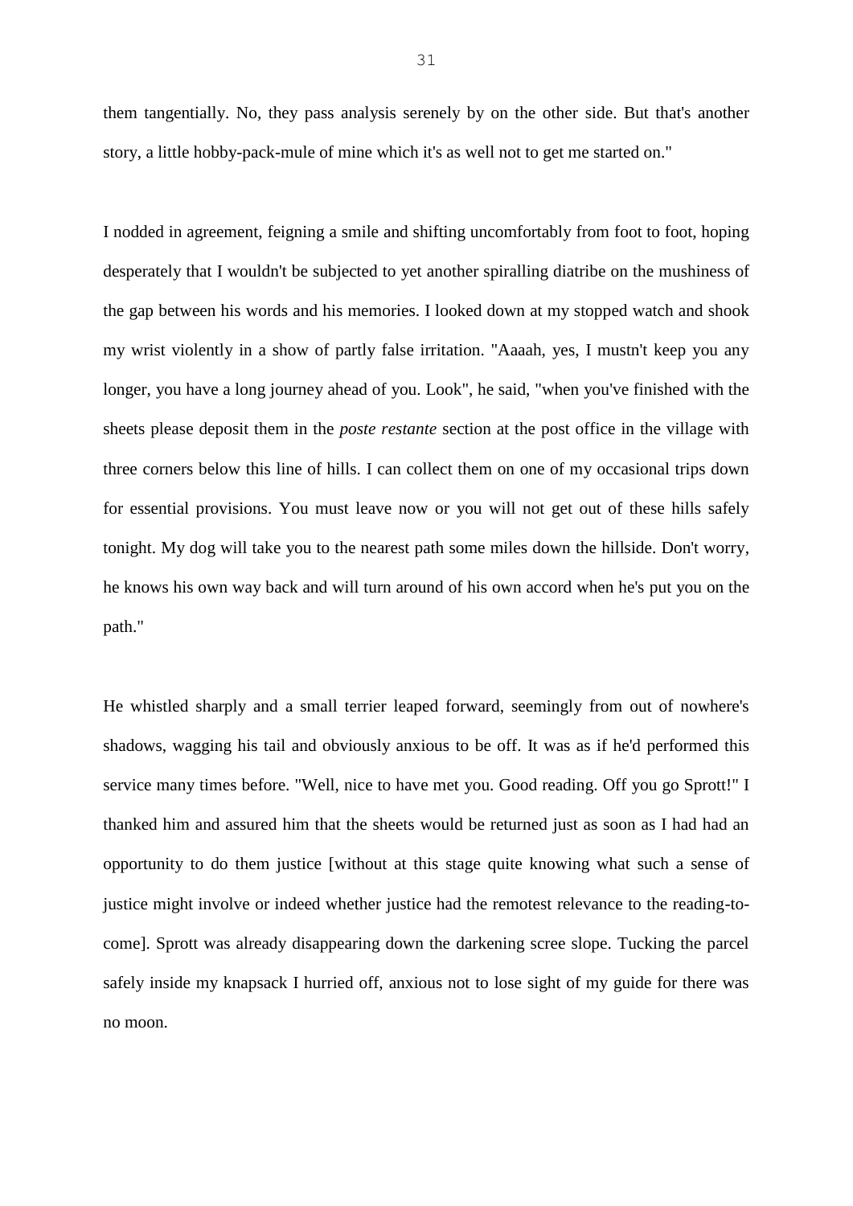them tangentially. No, they pass analysis serenely by on the other side. But that's another story, a little hobby-pack-mule of mine which it's as well not to get me started on."

I nodded in agreement, feigning a smile and shifting uncomfortably from foot to foot, hoping desperately that I wouldn't be subjected to yet another spiralling diatribe on the mushiness of the gap between his words and his memories. I looked down at my stopped watch and shook my wrist violently in a show of partly false irritation. "Aaaah, yes, I mustn't keep you any longer, you have a long journey ahead of you. Look", he said, "when you've finished with the sheets please deposit them in the *poste restante* section at the post office in the village with three corners below this line of hills. I can collect them on one of my occasional trips down for essential provisions. You must leave now or you will not get out of these hills safely tonight. My dog will take you to the nearest path some miles down the hillside. Don't worry, he knows his own way back and will turn around of his own accord when he's put you on the path."

He whistled sharply and a small terrier leaped forward, seemingly from out of nowhere's shadows, wagging his tail and obviously anxious to be off. It was as if he'd performed this service many times before. "Well, nice to have met you. Good reading. Off you go Sprott!" I thanked him and assured him that the sheets would be returned just as soon as I had had an opportunity to do them justice [without at this stage quite knowing what such a sense of justice might involve or indeed whether justice had the remotest relevance to the reading-to-come]. Sprott was already disappearing down the darkening scree slope. Tucking the parcel safely inside my knapsack I hurried off, anxious not to lose sight of my guide for there was no moon.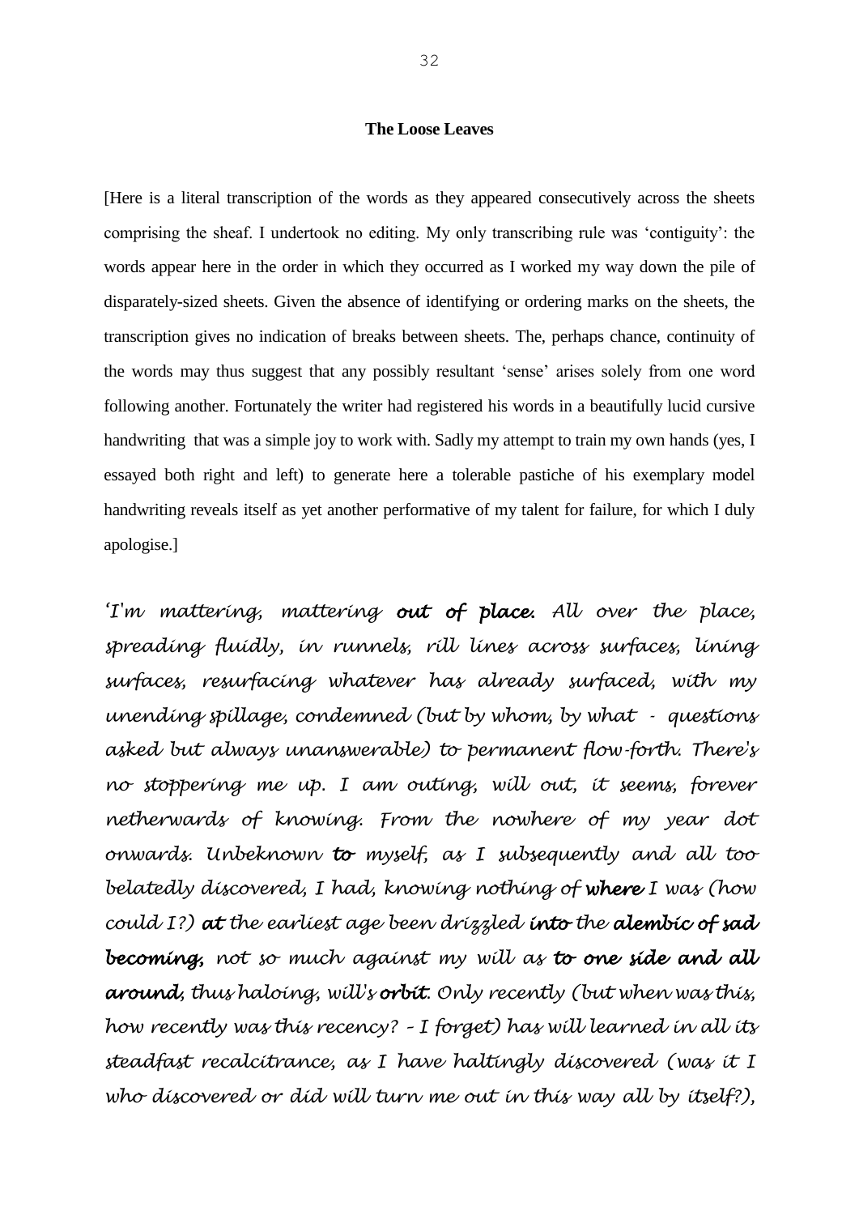**The Loose Leaves**

[Here is a literal transcription of the words as they appeared consecutively across the sheets comprising the sheaf. I undertook no editing. My only transcribing rule was 'contiguity': the words appear here in the order in which they occurred as I worked my way down the pile of disparately-sized sheets. Given the absence of identifying or ordering marks on the sheets, the transcription gives no indication of breaks between sheets. The, perhaps chance, continuity of the words may thus suggest that any possibly resultant 'sense' arises solely from one word following another. Fortunately the writer had registered his words in a beautifully lucid cursive handwriting that was a simple joy to work with. Sadly my attempt to train my own hands (yes, I essayed both right and left) to generate here a tolerable pastiche of his exemplary model handwriting reveals itself as yet another performative of my talent for failure, for which I duly apologise.]

*'I'm mattering, mattering **out of place.** All over the place, spreading fluidly, in runnels, rill lines across surfaces, lining surfaces, resurfacing whatever has already surfaced, with my unending spillage, condemned (but by whom, by what - questions asked but always unanswerable) to permanent flow-forth. There's no stoppering me up. I am outing, will out, it seems, forever netherwards of knowing. From the nowhere of my year dot onwards. Unbeknown **to** myself, as I subsequently and all too belatedly discovered, I had, knowing nothing of **where** I was (how could I?) **at** the earliest age been drizzled **into** the **alembic of sad becoming,** not so much against my will as **to one side and all around,** thus haloing, will's **orbit**. Only recently (but when was this, how recently was this recency? – I forget) has will learned in all its steadfast recalcitrance, as I have haltingly discovered (was it I who discovered or did will turn me out in this way all by itself?),*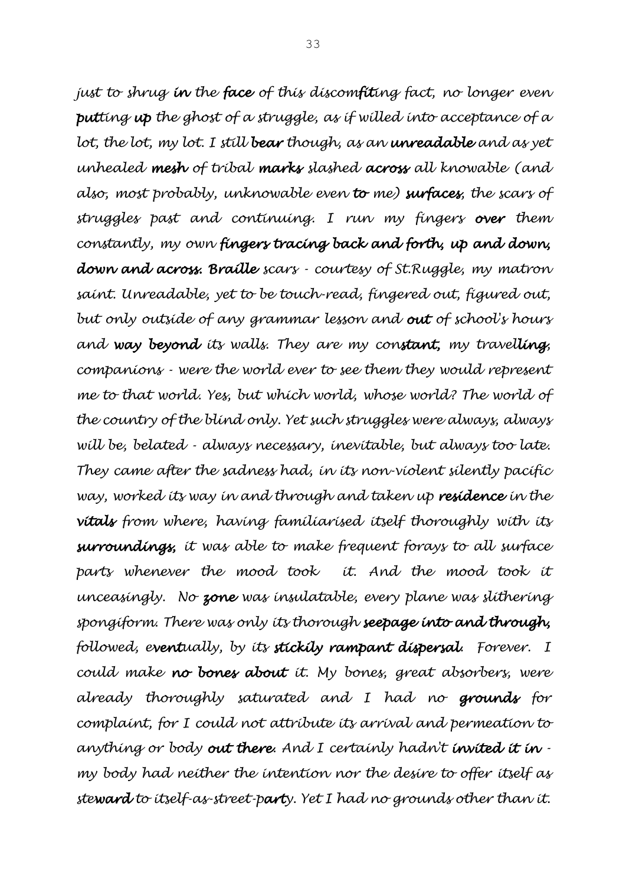*just to shrug* ***in*** *the* ***face*** *of this discom****fit****ing fact, no longer even* ***put****ting* ***up*** *the ghost of a struggle, as if willed into acceptance of a lot, the lot, my lot. I still* ***bear*** *though, as an* ***unreadable*** *and as yet unhealed* ***mesh*** *of tribal* ***marks*** *slashed* ***across*** *all knowable (and also, most probably, unknowable even* ***to*** *me)* ***surfaces****, the scars of struggles past and continuing. I run my fingers* ***over*** *them constantly, my own* ***fingers tracing back and forth, up and down, down and across. Braille*** *scars - courtesy of St.Ruggle, my matron saint. Unreadable, yet to be touch-read, fingered out, figured out, but only outside of any grammar lesson and* ***out*** *of school's hours and* ***way beyond*** *its walls. They are my con****stant,*** *my travel****ling****, companions - were the world ever to see them they would represent me to that world. Yes, but which world, whose world? The world of the country of the blind only. Yet such struggles were always, always will be, belated - always necessary, inevitable, but always too late. They came after the sadness had, in its non-violent silently pacific way, worked its way in and through and taken up* ***residence*** *in the* ***vitals*** *from where, having familiarised itself thoroughly with its* ***surroundings,*** *it was able to make frequent forays to all surface parts whenever the mood took it. And the mood took it unceasingly. No* ***zone*** *was insulatable, every plane was slithering spongiform. There was only its thorough* ***seepage into and through,*** *followed, e****vent****ually, by its* ***stickily rampant dispersal.*** *Forever. I could make* ***no bones about*** *it. My bones, great absorbers, were already thoroughly saturated and I had no* ***grounds*** *for complaint, for I could not attribute its arrival and permeation to anything or body* ***out there****. And I certainly hadn't* ***invited it in*** *- my body had neither the intention nor the desire to offer itself as ste****ward*** *to itself-as-street-p****arty****. Yet I had no grounds other than it.*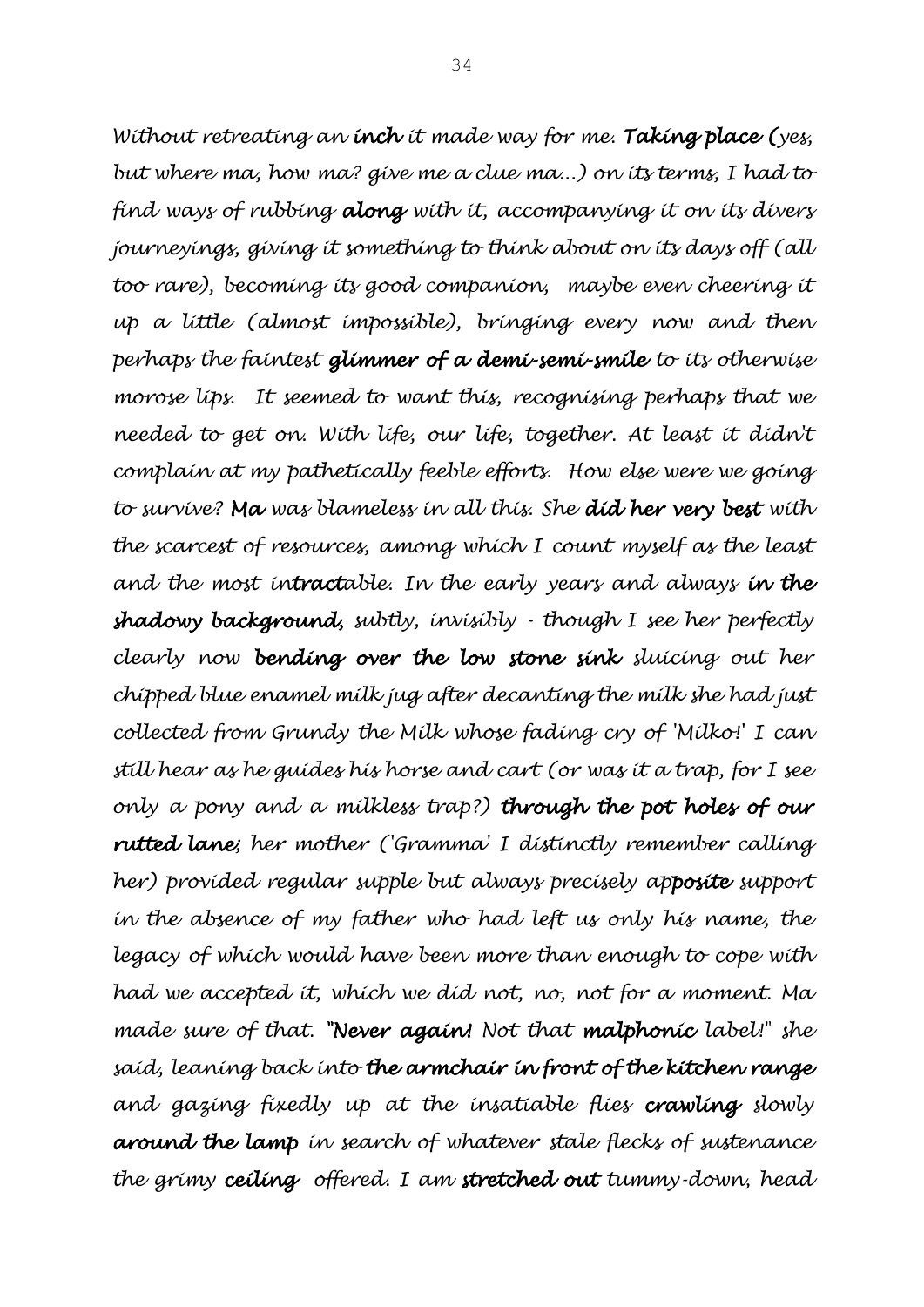*Without retreating an **inch** it made way for me. **Taking place** (yes, but where ma, how ma? give me a clue ma...) on its terms, I had to find ways of rubbing **along** with it, accompanying it on its divers journeyings, giving it something to think about on its days off (all too rare), becoming its good companion, maybe even cheering it up a little (almost impossible), bringing every now and then perhaps the faintest **glimmer of a demi-semi-smile** to its otherwise morose lips. It seemed to want this, recognising perhaps that we needed to get on. With life, our life, together. At least it didn't complain at my pathetically feeble efforts. How else were we going to survive? **Ma** was blameless in all this. She **did her very best** with the scarcest of resources, among which I count myself as the least and the most in**tract**able. In the early years and always **in the shadowy background,** subtly, invisibly - though I see her perfectly clearly now **bending over the low stone sink** sluicing out her chipped blue enamel milk jug after decanting the milk she had just collected from Grundy the Milk whose fading cry of 'Milko!' I can still hear as he guides his horse and cart (or was it a trap, for I see only a pony and a milkless trap?) **through the pot holes of our rutted lane;** her mother ('Gramma' I distinctly remember calling her) provided regular supple but always precisely ap**posite** support in the absence of my father who had left us only his name, the legacy of which would have been more than enough to cope with had we accepted it, which we did not, no, not for a moment. Ma made sure of that. **"Never again!** Not that **malphonic** label!" she said, leaning back into **the armchair in front of the kitchen range** and gazing fixedly up at the insatiable flies **crawling** slowly **around the lamp** in search of whatever stale flecks of sustenance the grimy **ceiling** offered. I am **stretched out** tummy-down, head*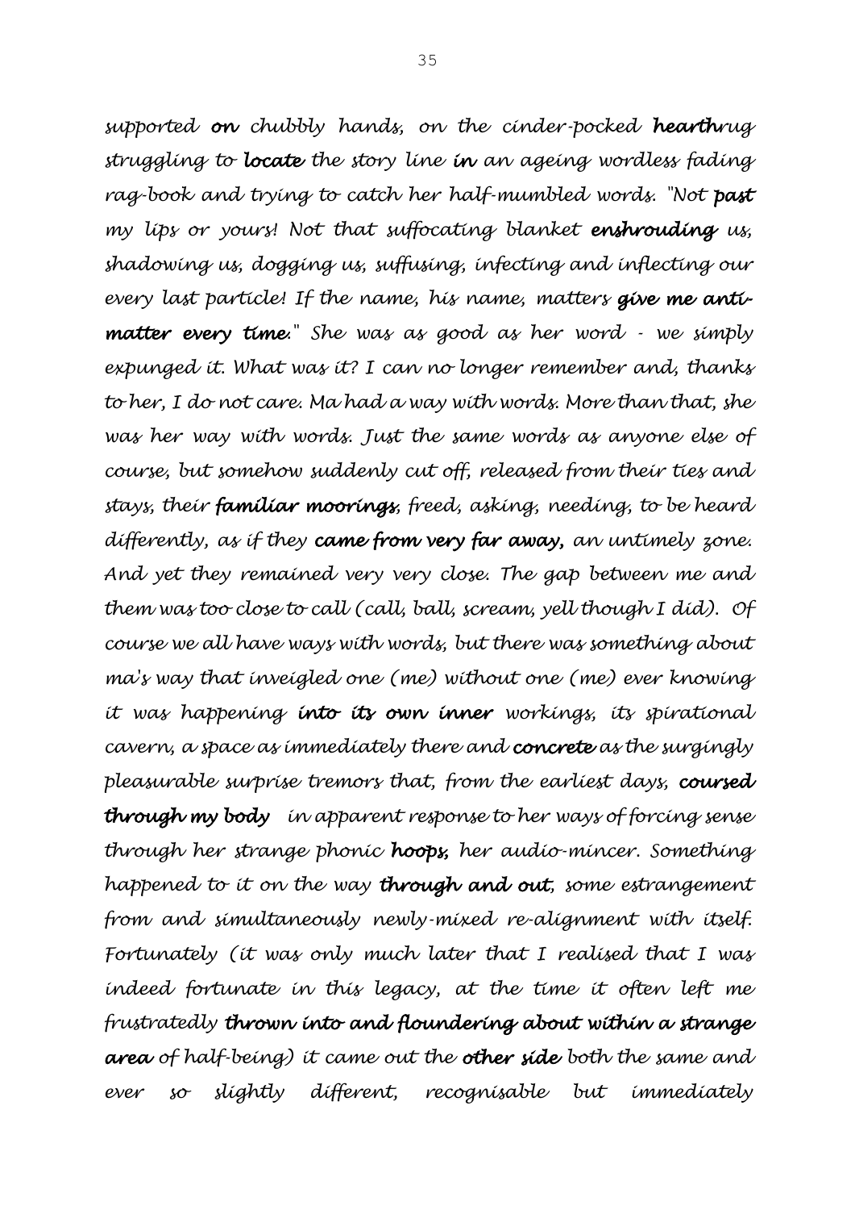*supported* ***on*** *chubbly hands, on the cinder-pocked* ***hearth****rug struggling to* ***locate*** *the story line* ***in*** *an ageing wordless fading rag-book and trying to catch her half-mumbled words. "Not* ***past*** *my lips or yours! Not that suffocating blanket* ***enshrouding*** *us, shadowing us, dogging us, suffusing, infecting and inflecting our every last particle! If the name, his name, matters* ***give me anti-matter every time.****" She was as good as her word - we simply expunged it. What was it? I can no longer remember and, thanks to her, I do not care. Ma had a way with words. More than that, she was her way with words. Just the same words as anyone else of course, but somehow suddenly cut off, released from their ties and stays, their* ***familiar moorings****, freed, asking, needing, to be heard differently, as if they* ***came from very far away,*** *an untimely zone. And yet they remained very very close. The gap between me and them was too close to call (call, ball, scream, yell though I did). Of course we all have ways with words, but there was something about ma's way that inveigled one (me) without one (me) ever knowing it was happening* ***into its own inner*** *workings, its spirational cavern, a space as immediately there and* ***concrete*** *as the surgingly pleasurable surprise tremors that, from the earliest days,* ***coursed through my body*** *in apparent response to her ways of forcing sense through her strange phonic* ***hoops,*** *her audio-mincer. Something happened to it on the way* ***through and out****, some estrangement from and simultaneously newly-mixed re-alignment with itself. Fortunately (it was only much later that I realised that I was indeed fortunate in this legacy, at the time it often left me frustratedly* ***thrown into and floundering about within a strange area*** *of half-being) it came out the* ***other side*** *both the same and ever so slightly different, recognisable but immediately*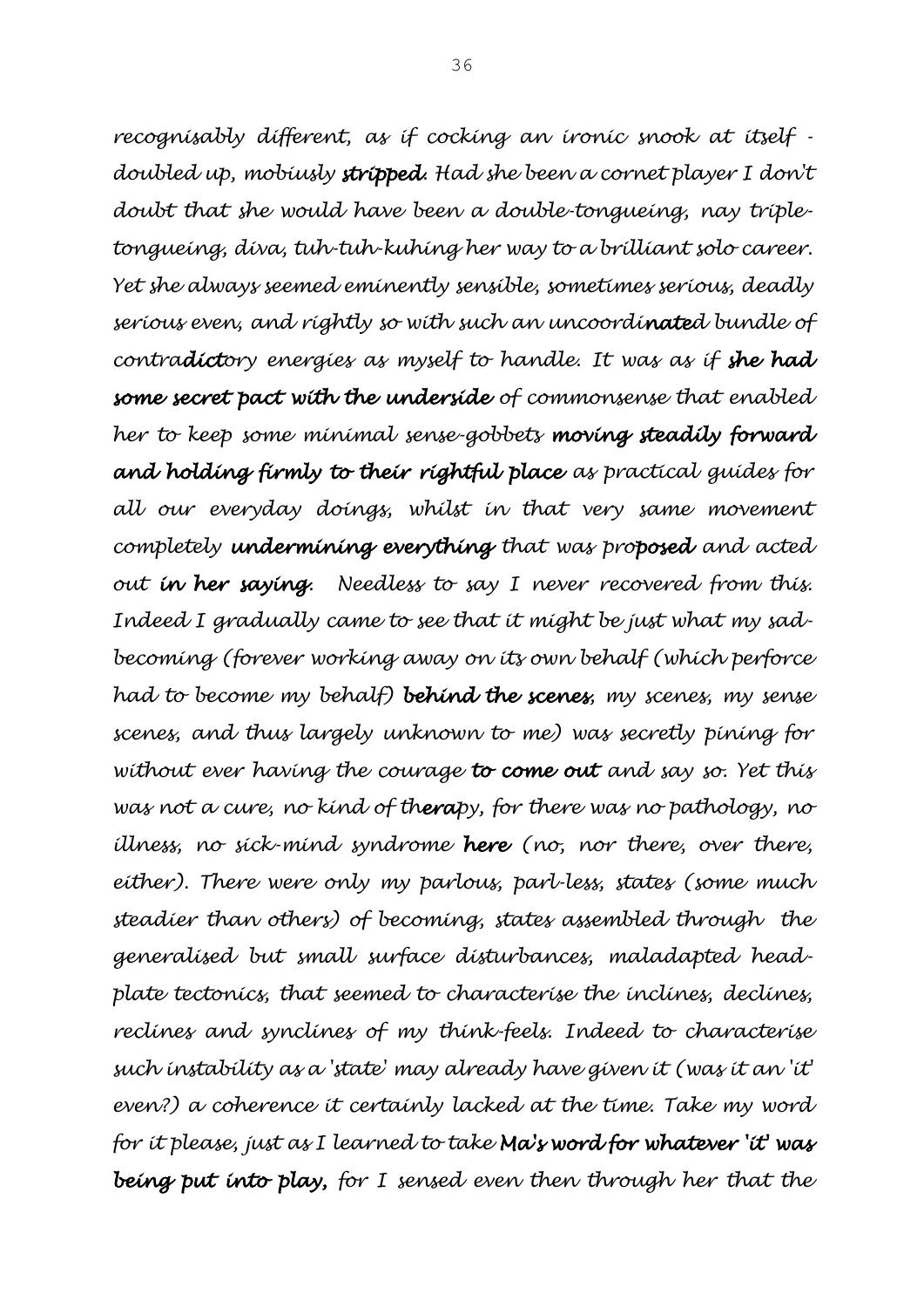*recognisably different, as if cocking an ironic snook at itself - doubled up, mobiusly* ***stripped.*** *Had she been a cornet player I don't doubt that she would have been a double-tongueing, nay triple-tongueing, diva, tuh-tuh-kuhing her way to a brilliant solo career. Yet she always seemed eminently sensible, sometimes serious, deadly serious even, and rightly so with such an uncoordi****nate****d bundle of contra****dict****ory energies as myself to handle. It was as if* ***she had some secret pact with the underside*** *of commonsense that enabled her to keep some minimal sense-gobbets* ***moving steadily forward and holding firmly to their rightful place*** *as practical guides for all our everyday doings, whilst in that very same movement completely* ***undermining everything*** *that was pro****posed*** *and acted out* ***in her saying****. Needless to say I never recovered from this. Indeed I gradually came to see that it might be just what my sad-becoming (forever working away on its own behalf (which perforce had to become my behalf)* ***behind the scenes****, my scenes, my sense scenes, and thus largely unknown to me) was secretly pining for without ever having the courage* ***to come out*** *and say so. Yet this was not a cure, no kind of th****era****py, for there was no pathology, no illness, no sick-mind syndrome* ***here*** *(no, nor there, over there, either). There were only my parlous, parl-less, states (some much steadier than others) of becoming, states assembled through the generalised but small surface disturbances, maladapted head-plate tectonics, that seemed to characterise the inclines, declines, reclines and synclines of my think-feels. Indeed to characterise such instability as a 'state' may already have given it (was it an 'it' even?) a coherence it certainly lacked at the time. Take my word for it please, just as I learned to take* ***Ma's word for whatever 'it' was being put into play,*** *for I sensed even then through her that the*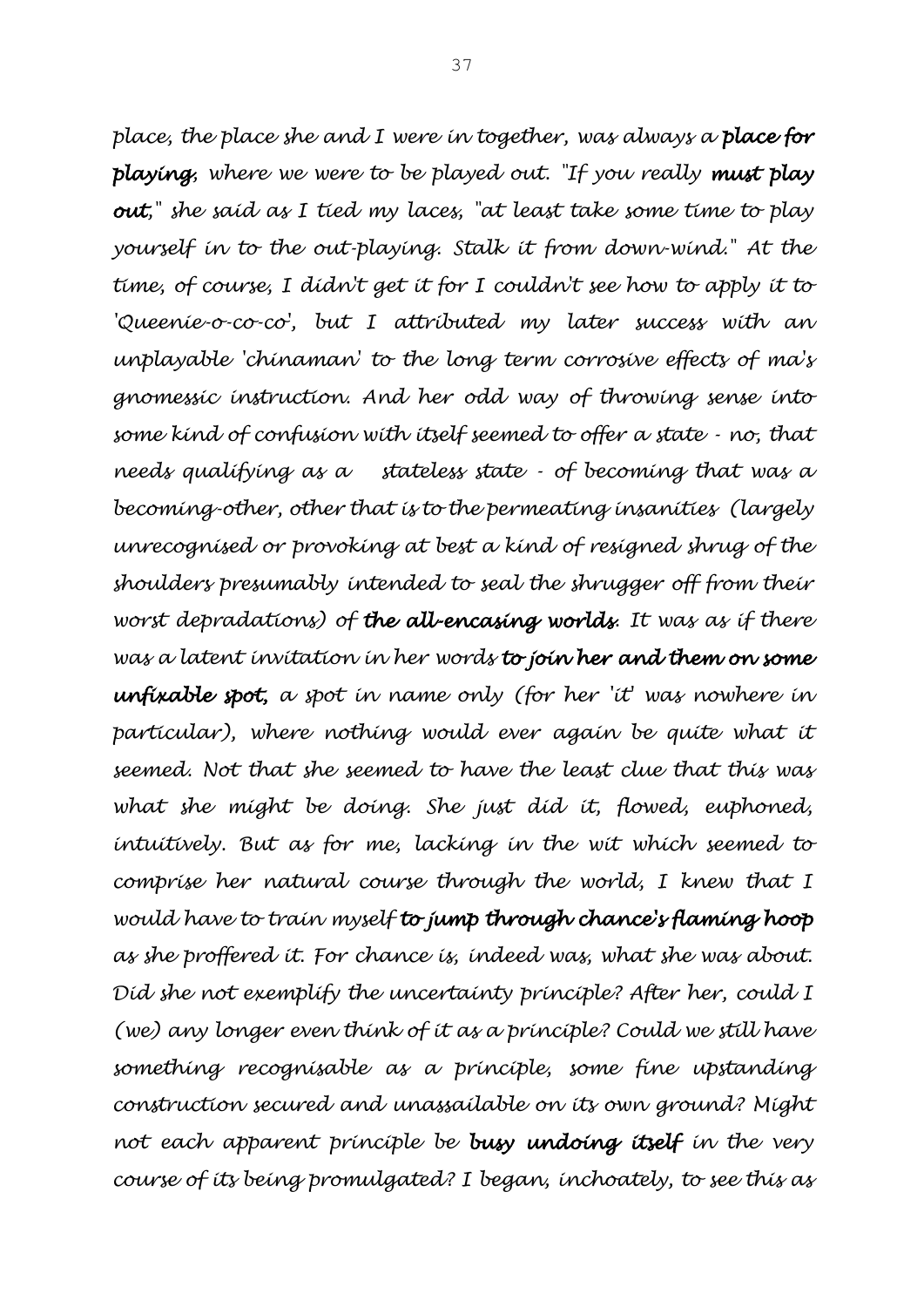*place, the place she and I were in together, was always a **place for playing**, where we were to be played out. "If you really **must play out**," she said as I tied my laces, "at least take some time to play yourself in to the out-playing. Stalk it from down-wind." At the time, of course, I didn't get it for I couldn't see how to apply it to 'Queenie-o-co-co', but I attributed my later success with an unplayable 'chinaman' to the long term corrosive effects of ma's gnomessic instruction. And her odd way of throwing sense into some kind of confusion with itself seemed to offer a state - no, that needs qualifying as a stateless state - of becoming that was a becoming-other, other that is to the permeating insanities (largely unrecognised or provoking at best a kind of resigned shrug of the shoulders presumably intended to seal the shrugger off from their worst depradations) of **the all-encasing worlds**. It was as if there was a latent invitation in her words **to join her and them on some unfixable spot,** a spot in name only (for her 'it' was nowhere in particular), where nothing would ever again be quite what it seemed. Not that she seemed to have the least clue that this was what she might be doing. She just did it, flowed, euphoned, intuitively. But as for me, lacking in the wit which seemed to comprise her natural course through the world, I knew that I would have to train myself **to jump through chance's flaming hoop** as she proffered it. For chance is, indeed was, what she was about. Did she not exemplify the uncertainty principle? After her, could I (we) any longer even think of it as a principle? Could we still have something recognisable as a principle, some fine upstanding construction secured and unassailable on its own ground? Might not each apparent principle be **busy undoing itself** in the very course of its being promulgated? I began, inchoately, to see this as*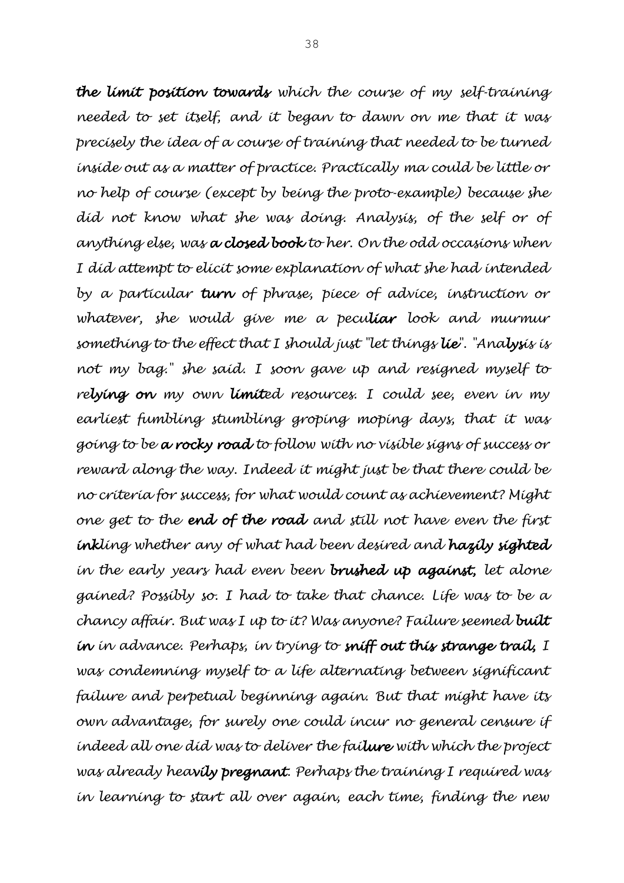*the limit position towards which the course of my self-training needed to set itself, and it began to dawn on me that it was precisely the idea of a course of training that needed to be turned inside out as a matter of practice. Practically ma could be little or no help of course (except by being the proto-example) because she did not know what she was doing. Analysis, of the self or of anything else, was **a closed book** to her. On the odd occasions when I did attempt to elicit some explanation of what she had intended by a particular **turn** of phrase, piece of advice, instruction or whatever, she would give me a pecu**liar** look and murmur something to the effect that I should just "let things **lie**". "Ana**lysis** is not my bag." she said. I soon gave up and resigned myself to re**lying on** my own **limit**ed resources. I could see, even in my earliest fumbling stumbling groping moping days, that it was going to be **a rocky road** to follow with no visible signs of success or reward along the way. Indeed it might just be that there could be no criteria for success, for what would count as achievement? Might one get to the **end of the road** and still not have even the first **ink**ling whether any of what had been desired and **hazily sighted** in the early years had even been **brushed up against,** let alone gained? Possibly so. I had to take that chance. Life was to be a chancy affair. But was I up to it? Was anyone? Failure seemed **built in** in advance. Perhaps, in trying to **sniff out this strange trail,** I was condemning myself to a life alternating between significant failure and perpetual beginning again. But that might have its own advantage, for surely one could incur no general censure if indeed all one did was to deliver the fai**lure** with which the project was already hea**vily pregnant**. Perhaps the training I required was in learning to start all over again, each time, finding the new*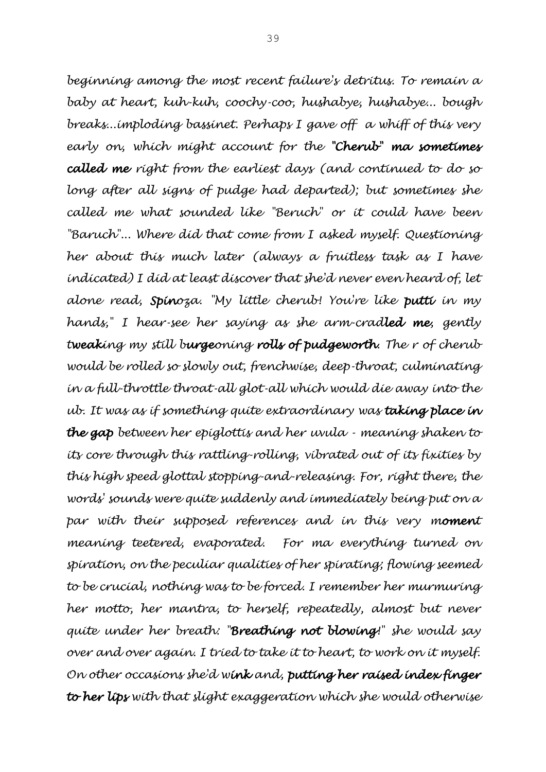*beginning among the most recent failure's detritus. To remain a baby at heart, kuh-kuh, coochy-coo, hushabye, hushabye... bough breaks...imploding bassinet. Perhaps I gave off a whiff of this very early on, which might account for the* ***"Cherub" ma sometimes called me*** *right from the earliest days (and continued to do so long after all signs of pudge had departed); but sometimes she called me what sounded like "Beruch" or it could have been "Baruch"... Where did that come from I asked myself. Questioning her about this much later (always a fruitless task as I have indicated) I did at least discover that she'd never even heard of, let alone read,* ***Spinoza****. "My little cherub! You're like* ***putti*** *in my hands," I hear-see her saying as she arm-crad****led me****, gently* ***tweak****ing my still b****urge****oning* ***rolls of pudgeworth****. The r of cherub would be rolled so slowly out, frenchwise, deep-throat, culminating in a full-throttle throat-all glot-all which would die away into the ub. It was as if something quite extraordinary was* ***taking place in the gap*** *between her epiglottis and her uvula - meaning shaken to its core through this rattling-rolling, vibrated out of its fixities by this high speed glottal stopping-and-releasing. For, right there, the words' sounds were quite suddenly and immediately being put on a par with their supposed references and in this very m****oment*** *meaning teetered, evaporated. For ma everything turned on spiration, on the peculiar qualities of her spirating; flowing seemed to be crucial, nothing was to be forced. I remember her murmuring her motto, her mantra, to herself, repeatedly, almost but never quite under her breath: "****Breathing not blowing****!" she would say over and over again. I tried to take it to heart, to work on it myself. On other occasions she'd w****ink*** *and,* ***putting her raised index finger to her lips*** *with that slight exaggeration which she would otherwise*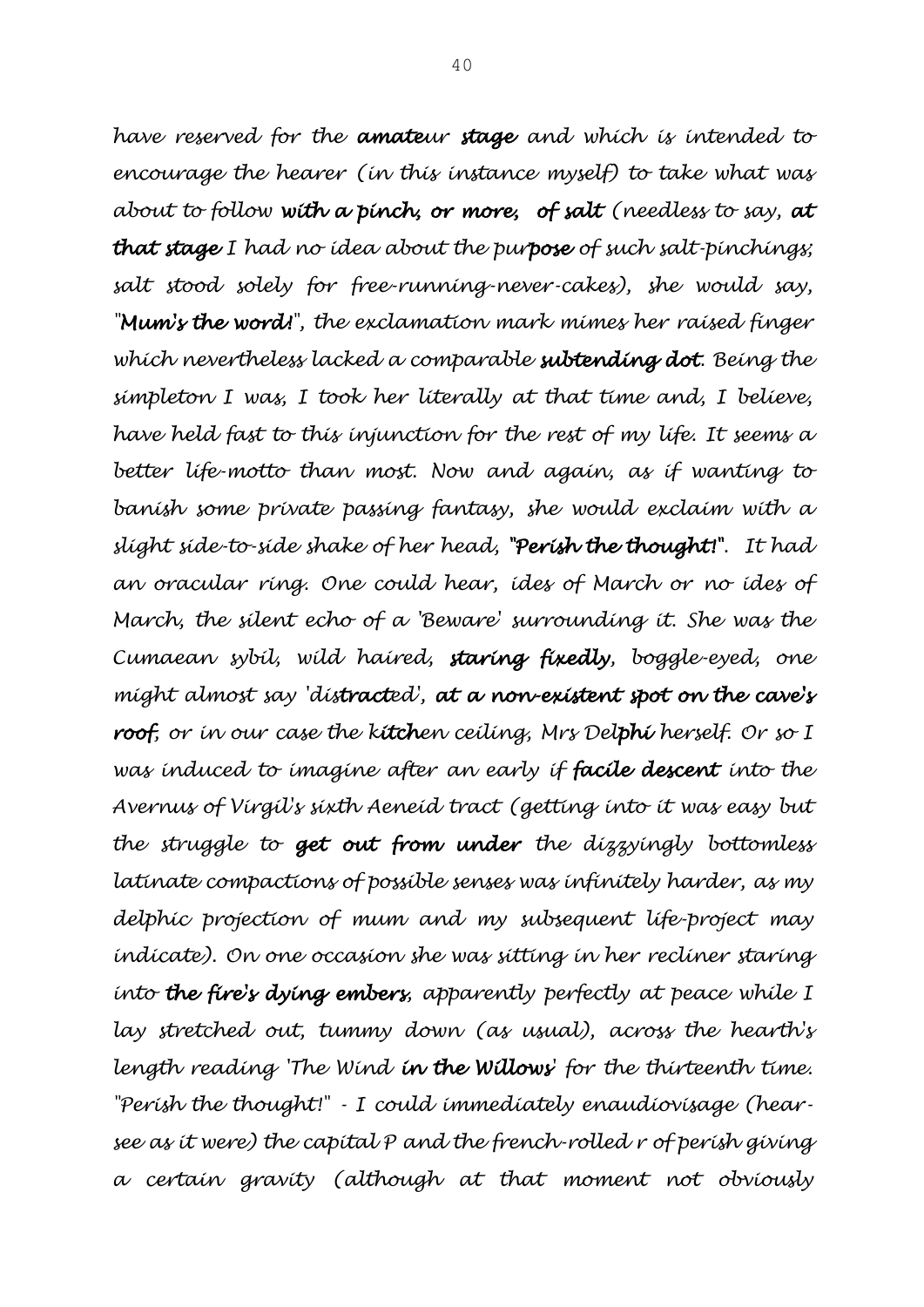have reserved for the **amateur stage** and which is intended to encourage the hearer (in this instance myself) to take what was about to follow **with a pinch, or more, of salt** (needless to say, **at that stage** I had no idea about the pur**pose** of such salt-pinchings; salt stood solely for free-running-never-cakes), she would say, "**Mum's the word!**", the exclamation mark mimes her raised finger which nevertheless lacked a comparable **subtending dot**. Being the simpleton I was, I took her literally at that time and, I believe, have held fast to this injunction for the rest of my life. It seems a better life-motto than most. Now and again, as if wanting to banish some private passing fantasy, she would exclaim with a slight side-to-side shake of her head, **"Perish the thought!"**. It had an oracular ring. One could hear, ides of March or no ides of March, the silent echo of a 'Beware' surrounding it. She was the Cumaean sybil, wild haired, **staring fixedly**, boggle-eyed, one might almost say 'dis**tract**ed', **at a non-existent spot on the cave's roof**, or in our case the **kitch**en ceiling, Mrs Del**phi** herself. Or so I was induced to imagine after an early if **facile descent** into the Avernus of Virgil's sixth Aeneid tract (getting into it was easy but the struggle to **get out from under** the dizzyingly bottomless latinate compactions of possible senses was infinitely harder, as my delphic projection of mum and my subsequent life-project may indicate). On one occasion she was sitting in her recliner staring into **the fire's dying embers**, apparently perfectly at peace while I lay stretched out, tummy down (as usual), across the hearth's length reading 'The Wind **in the Willows**' for the thirteenth time. "Perish the thought!" - I could immediately enaudiovisage (hear-see as it were) the capital P and the french-rolled r of perish giving a certain gravity (although at that moment not obviously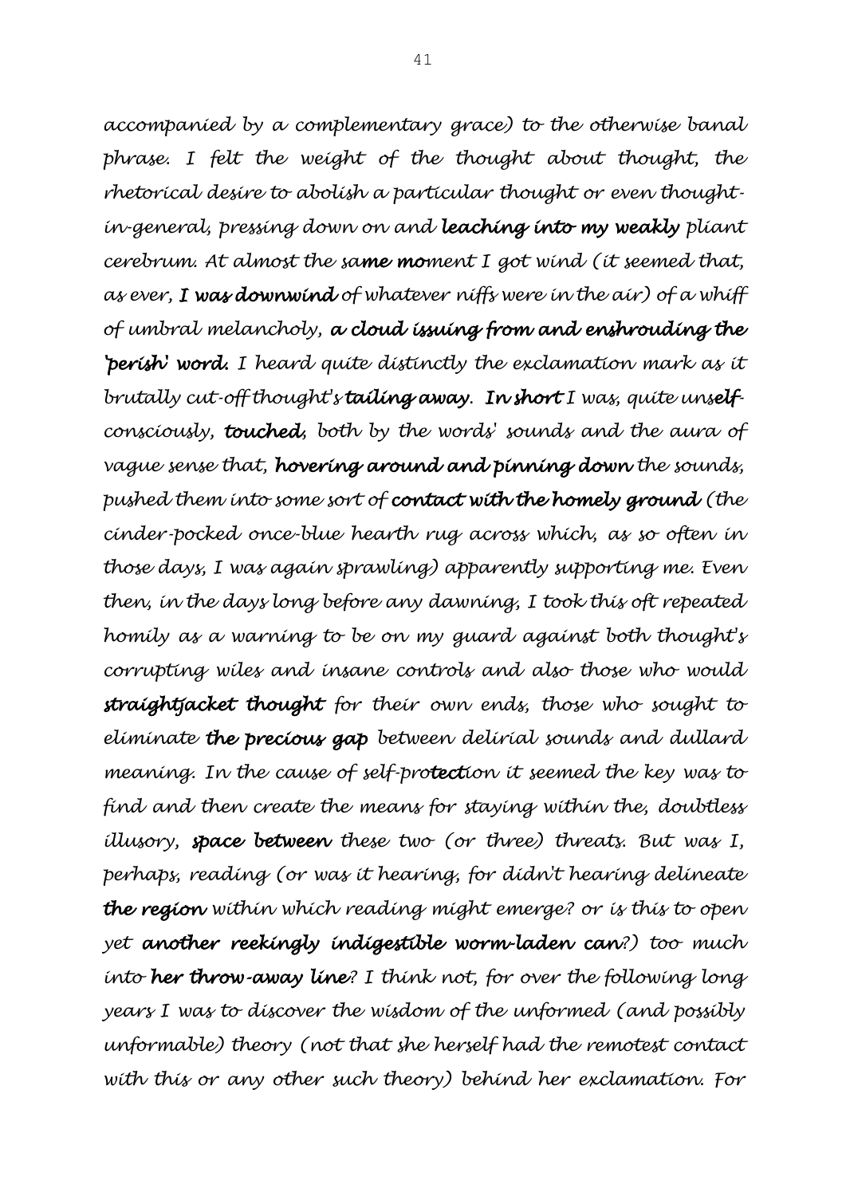*accompanied by a complementary grace) to the otherwise banal phrase. I felt the weight of the thought about thought, the rhetorical desire to abolish a particular thought or even thought-in-general, pressing down on and* ***leaching into my weakly*** *pliant cerebrum. At almost the sa****me mo****ment I got wind (it seemed that, as ever,* ***I was downwind*** *of whatever niffs were in the air) of a whiff of umbral melancholy,* ***a cloud issuing from and enshrouding the 'perish' word.*** *I heard quite distinctly the exclamation mark as it brutally cut-off thought's* ***tailing away****.* ***In short*** *I was, quite un****self****-consciously,* ***touched,*** *both by the words' sounds and the aura of vague sense that,* ***hovering around and pinning down*** *the sounds, pushed them into some sort of* ***contact with the homely ground*** *(the cinder-pocked once-blue hearth rug across which, as so often in those days, I was again sprawling) apparently supporting me. Even then, in the days long before any dawning, I took this oft repeated homily as a warning to be on my guard against both thought's corrupting wiles and insane controls and also those who would* ***straightjacket thought*** *for their own ends, those who sought to eliminate* ***the precious gap*** *between delirial sounds and dullard meaning. In the cause of self-pro****tect****ion it seemed the key was to find and then create the means for staying within the, doubtless illusory,* ***space between*** *these two (or three) threats. But was I, perhaps, reading (or was it hearing, for didn't hearing delineate* ***the region*** *within which reading might emerge? or is this to open yet* ***another reekingly indigestible worm-laden can****?) too much into* ***her throw-away line****? I think not, for over the following long years I was to discover the wisdom of the unformed (and possibly unformable) theory (not that she herself had the remotest contact with this or any other such theory) behind her exclamation. For*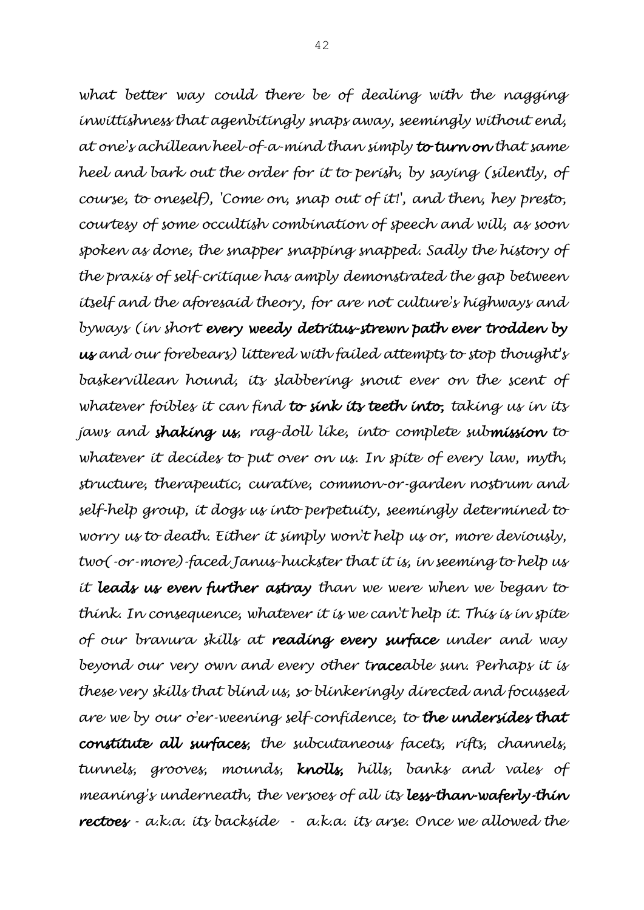*what better way could there be of dealing with the nagging inwittishness that agenbitingly snaps away, seemingly without end, at one's achillean heel-of-a-mind than simply* ***to turn on*** *that same heel and bark out the order for it to perish, by saying (silently, of course, to oneself), 'Come on, snap out of it!', and then, hey presto, courtesy of some occultish combination of speech and will, as soon spoken as done, the snapper snapping snapped. Sadly the history of the praxis of self-critique has amply demonstrated the gap between itself and the aforesaid theory, for are not culture's highways and byways (in short* ***every weedy detritus-strewn path ever trodden by us*** *and our forebears) littered with failed attempts to stop thought's baskervillean hound, its slabbering snout ever on the scent of whatever foibles it can find* ***to sink its teeth into,*** *taking us in its jaws and* ***shaking us****, rag-doll like, into complete sub****mission*** *to whatever it decides to put over on us. In spite of every law, myth, structure, therapeutic, curative, common-or-garden nostrum and self-help group, it dogs us into perpetuity, seemingly determined to worry us to death. Either it simply won't help us or, more deviously, two(-or-more)-faced Janus-huckster that it is, in seeming to help us it* ***leads us even further astray*** *than we were when we began to think. In consequence, whatever it is we can't help it. This is in spite of our bravura skills at* ***reading every surface*** *under and way beyond our very own and every other t****race****able sun. Perhaps it is these very skills that blind us, so blinkeringly directed and focussed are we by our o'er-weening self-confidence, to* ***the undersides that constitute all surfaces****, the subcutaneous facets, rifts, channels, tunnels, grooves, mounds,* ***knolls,*** *hills, banks and vales of meaning's underneath, the versoes of all its* ***less-than-waferly-thin rectoes*** *- a.k.a. its backside - a.k.a. its arse. Once we allowed the*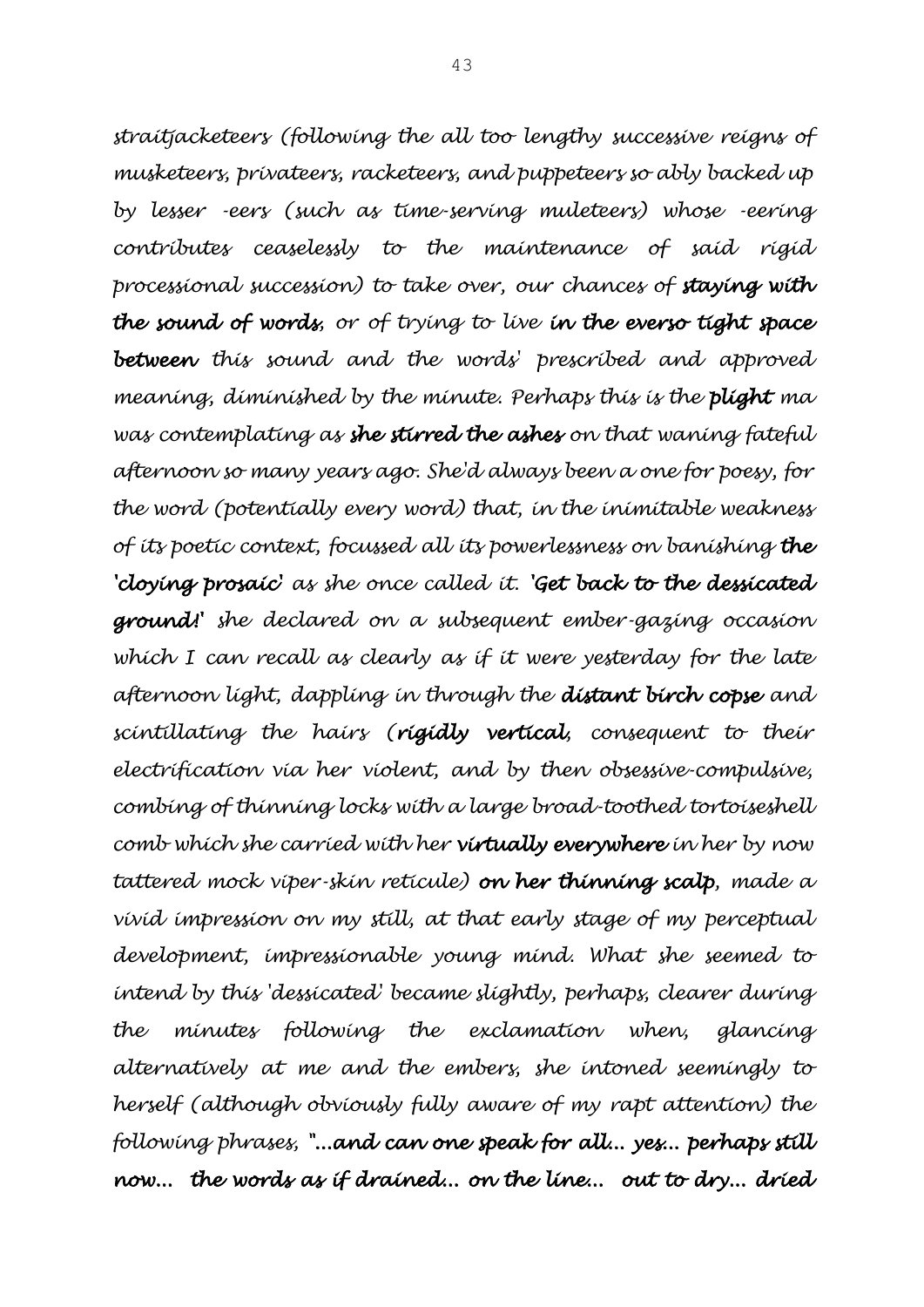*straitjacketeers (following the all too lengthy successive reigns of musketeers, privateers, racketeers, and puppeteers so ably backed up by lesser -eers (such as time-serving muleteers) whose -eering contributes ceaselessly to the maintenance of said rigid processional succession) to take over, our chances of* ***staying with the sound of words****, or of trying to live* ***in the everso tight space between*** *this sound and the words' prescribed and approved meaning, diminished by the minute. Perhaps this is the* ***plight*** *ma was contemplating as* ***she stirred the ashes*** *on that waning fateful afternoon so many years ago. She'd always been a one for poesy, for the word (potentially every word) that, in the inimitable weakness of its poetic context, focussed all its powerlessness on banishing* ***the 'cloying prosaic'*** *as she once called it.* ***'Get back to the dessicated ground!'*** *she declared on a subsequent ember-gazing occasion which I can recall as clearly as if it were yesterday for the late afternoon light, dappling in through the* ***distant birch copse*** *and scintillating the hairs (****rigidly vertical****, consequent to their electrification via her violent, and by then obsessive-compulsive, combing of thinning locks with a large broad-toothed tortoiseshell comb which she carried with her* ***virtually everywhere*** *in her by now tattered mock viper-skin reticule)* ***on her thinning scalp****, made a vivid impression on my still, at that early stage of my perceptual development, impressionable young mind. What she seemed to intend by this 'dessicated' became slightly, perhaps, clearer during the minutes following the exclamation when, glancing alternatively at me and the embers, she intoned seemingly to herself (although obviously fully aware of my rapt attention) the following phrases,* ***"...and can one speak for all... yes... perhaps still now... the words as if drained... on the line... out to dry... dried***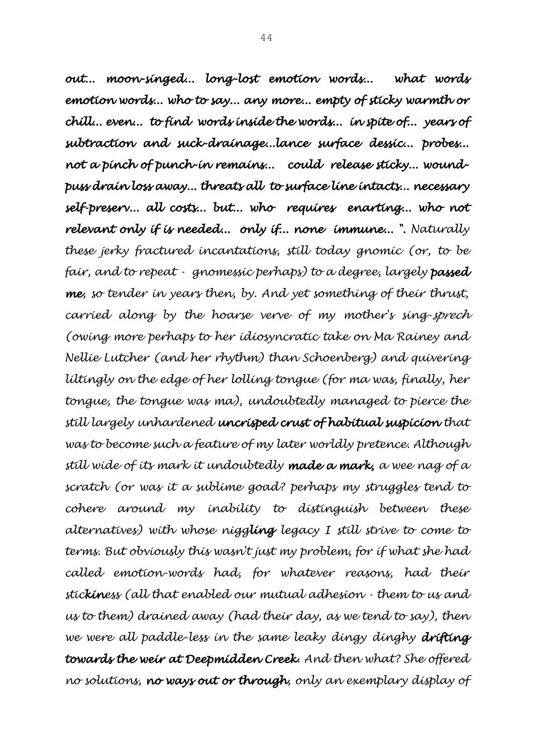***out... moon-singed... long-lost emotion words... what words emotion words... who to say... any more... empty of sticky warmth or chill... even... to find words inside the words... in spite of... years of subtraction and suck-drainage...lance surface dessic... probes... not a pinch of punch-in remains... could release sticky... wound-puss drain loss away... threats all to surface line intacts... necessary self-preserv... all costs... but... who requires enarting... who not relevant only if is needed... only if... none immune... ".*** *Naturally these jerky fractured incantations, still today gnomic (or, to be fair, and to repeat - gnomessic perhaps) to a degree, largely* ***passed me****, so tender in years then, by. And yet something of their thrust, carried along by the hoarse verve of my mother's sing-sprech (owing more perhaps to her idiosyncratic take on Ma Rainey and Nellie Lutcher (and her rhythm) than Schoenberg) and quivering liltingly on the edge of her lolling tongue (for ma was, finally, her tongue, the tongue was ma), undoubtedly managed to pierce the still largely unhardened* ***uncrisped crust of habitual suspicion*** *that was to become such a feature of my later worldly pretence. Although still wide of its mark it undoubtedly* ***made a mark,*** *a wee nag of a scratch (or was it a sublime goad? perhaps my struggles tend to cohere around my inability to distinguish between these alternatives) with whose nigg****ling*** *legacy I still strive to come to terms. But obviously this wasn't just my problem, for if what she had called emotion-words had, for whatever reasons, had their stic****kiness*** *(all that enabled our mutual adhesion - them to us and us to them) drained away (had their day, as we tend to say), then we were all paddle-less in the same leaky dingy dinghy* ***drifting towards the weir at Deepmidden Creek****. And then what? She offered no solutions,* ***no ways out or through****, only an exemplary display of*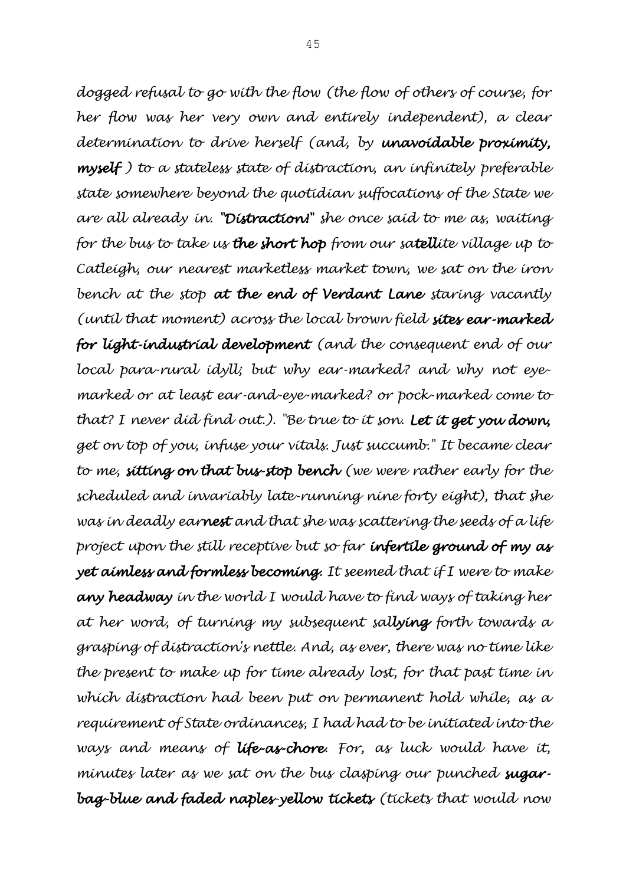*dogged refusal to go with the flow (the flow of others of course, for her flow was her very own and entirely independent), a clear determination to drive herself (and, by* ***unavoidable proximity, myself*** *) to a stateless state of distraction, an infinitely preferable state somewhere beyond the quotidian suffocations of the State we are all already in.* ***"Distraction!"*** *she once said to me as, waiting for the bus to take us* ***the short hop*** *from our sa****tell****ite village up to Catleigh, our nearest marketless market town, we sat on the iron bench at the stop* ***at the end of Verdant Lane*** *staring vacantly (until that moment) across the local brown field* ***sites ear-marked for light-industrial development*** *(and the consequent end of our local para-rural idyll; but why ear-marked? and why not eye-marked or at least ear-and-eye-marked? or pock-marked come to that? I never did find out.). "Be true to it son.* ***Let it get you down,*** *get on top of you, infuse your vitals. Just succumb." It became clear to me,* ***sitting on that bus-stop bench*** *(we were rather early for the scheduled and invariably late-running nine forty eight), that she was in deadly ear****nest*** *and that she was scattering the seeds of a life project upon the still receptive but so far* ***infertile ground of my as yet aimless and formless becoming****. It seemed that if I were to make* ***any headway*** *in the world I would have to find ways of taking her at her word, of turning my subsequent sal****lying*** *forth towards a grasping of distraction's nettle. And, as ever, there was no time like the present to make up for time already lost, for that past time in which distraction had been put on permanent hold while, as a requirement of State ordinances, I had had to be initiated into the ways and means of* ***life-as-chore****. For, as luck would have it, minutes later as we sat on the bus clasping our punched* ***sugar-bag-blue and faded naples-yellow tickets*** *(tickets that would now*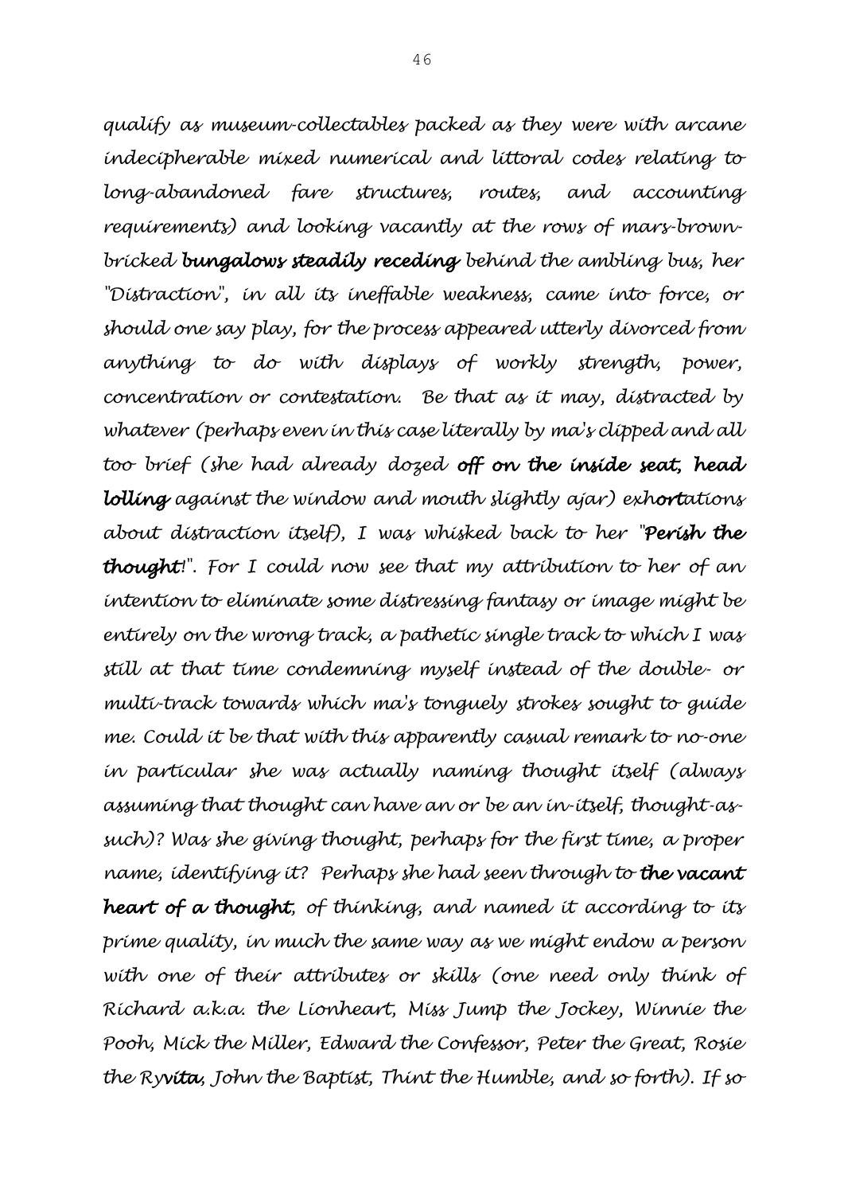*qualify as museum-collectables packed as they were with arcane indecipherable mixed numerical and littoral codes relating to long-abandoned fare structures, routes, and accounting requirements) and looking vacantly at the rows of mars-brown-bricked* ***bungalows steadily receding*** *behind the ambling bus, her "Distraction", in all its ineffable weakness, came into force, or should one say play, for the process appeared utterly divorced from anything to do with displays of workly strength, power, concentration or contestation. Be that as it may, distracted by whatever (perhaps even in this case literally by ma's clipped and all too brief (she had already dozed* ***off on the inside seat, head lolling*** *against the window and mouth slightly ajar) exh****ort****ations about distraction itself), I was whisked back to her "****Perish the thought****!". For I could now see that my attribution to her of an intention to eliminate some distressing fantasy or image might be entirely on the wrong track, a pathetic single track to which I was still at that time condemning myself instead of the double- or multi-track towards which ma's tonguely strokes sought to guide me. Could it be that with this apparently casual remark to no-one in particular she was actually naming thought itself (always assuming that thought can have an or be an in-itself, thought-as-such)? Was she giving thought, perhaps for the first time, a proper name, identifying it? Perhaps she had seen through to* ***the vacant heart of a thought****, of thinking, and named it according to its prime quality, in much the same way as we might endow a person with one of their attributes or skills (one need only think of Richard a.k.a. the Lionheart, Miss Jump the Jockey, Winnie the Pooh, Mick the Miller, Edward the Confessor, Peter the Great, Rosie the Ry****vita****, John the Baptist, Thint the Humble, and so forth). If so*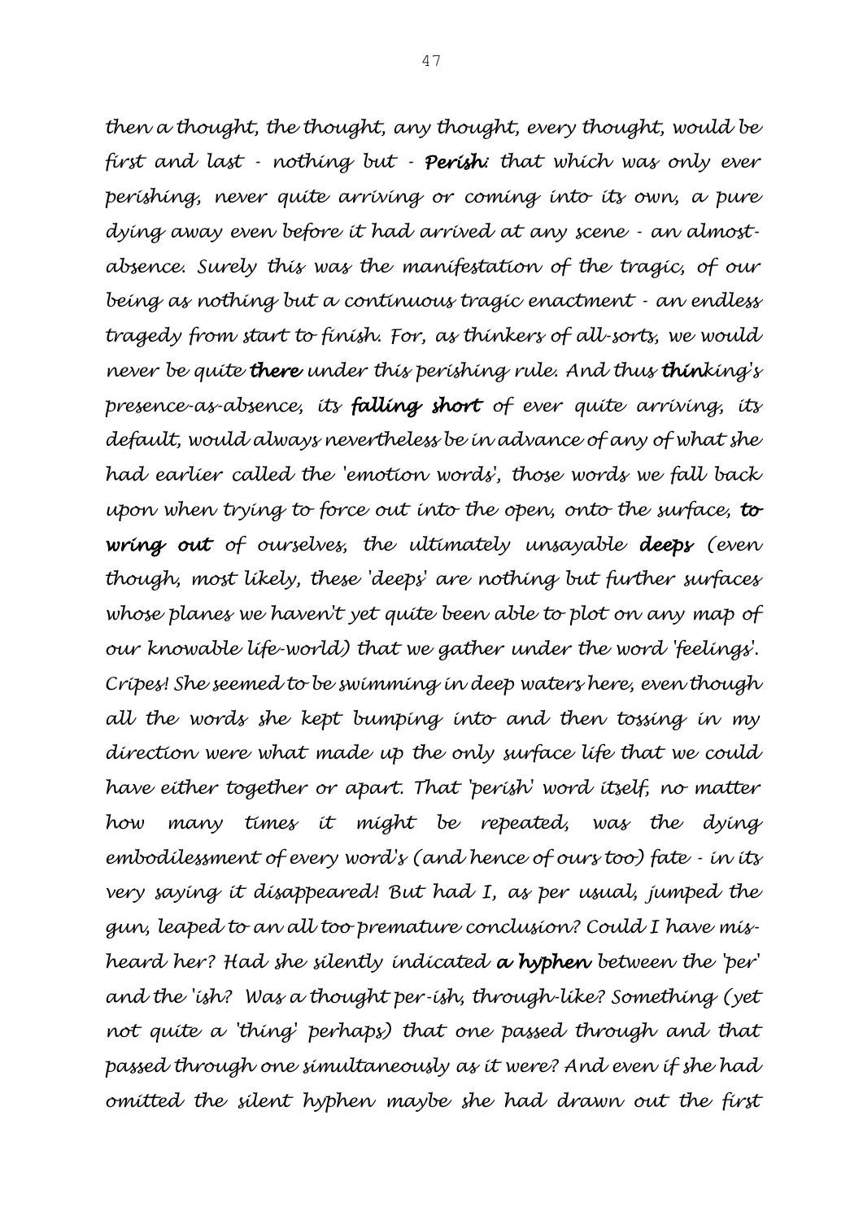*then a thought, the thought, any thought, every thought, would be first and last - nothing but -* ***Perish:*** *that which was only ever perishing, never quite arriving or coming into its own, a pure dying away even before it had arrived at any scene - an almost-absence. Surely this was the manifestation of the tragic, of our being as nothing but a continuous tragic enactment - an endless tragedy from start to finish. For, as thinkers of all-sorts, we would never be quite* ***there*** *under this perishing rule. And thus* ***thin****king's presence-as-absence, its* ***falling short*** *of ever quite arriving, its default, would always nevertheless be in advance of any of what she had earlier called the 'emotion words', those words we fall back upon when trying to force out into the open, onto the surface,* ***to wring out*** *of ourselves, the ultimately unsayable* ***deeps*** *(even though, most likely, these 'deeps' are nothing but further surfaces whose planes we haven't yet quite been able to plot on any map of our knowable life-world) that we gather under the word 'feelings'. Cripes! She seemed to be swimming in deep waters here, even though all the words she kept bumping into and then tossing in my direction were what made up the only surface life that we could have either together or apart. That 'perish' word itself, no matter how many times it might be repeated, was the dying embodilessment of every word's (and hence of ours too) fate - in its very saying it disappeared! But had I, as per usual, jumped the gun, leaped to an all too premature conclusion? Could I have mis-heard her? Had she silently indicated* ***a hyphen*** *between the 'per' and the 'ish? Was a thought per-ish, through-like? Something (yet not quite a 'thing' perhaps) that one passed through and that passed through one simultaneously as it were? And even if she had omitted the silent hyphen maybe she had drawn out the first*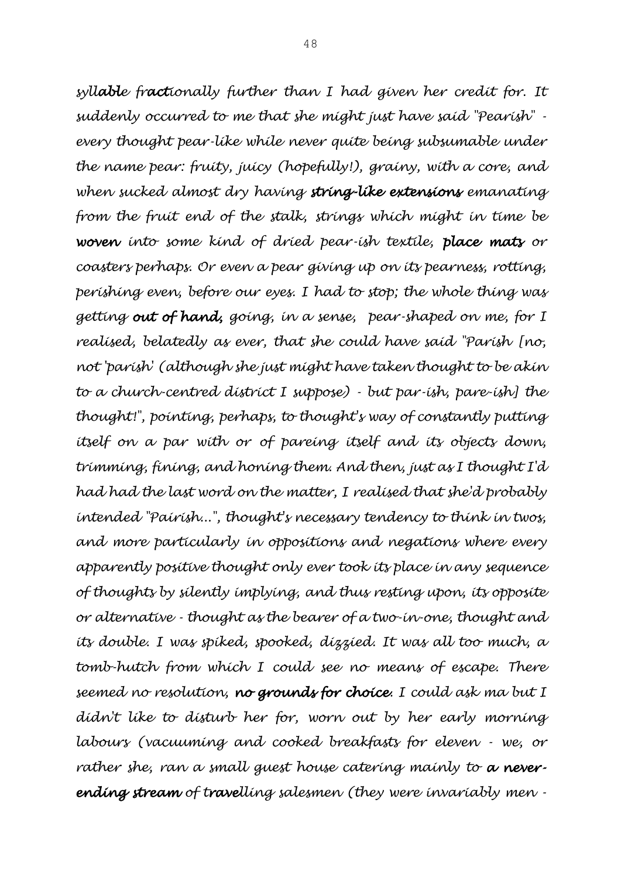*syll**able** fr**act**ionally further than I had given her credit for. It suddenly occurred to me that she might just have said "Pearish" - every thought pear-like while never quite being subsumable under the name pear: fruity, juicy (hopefully!), grainy, with a core, and when sucked almost dry having **string-like extensions** emanating from the fruit end of the stalk, strings which might in time be **woven** into some kind of dried pear-ish textile, **place mats** or coasters perhaps. Or even a pear giving up on its pearness, rotting, perishing even, before our eyes. I had to stop; the whole thing was getting **out of hand,** going, in a sense, pear-shaped on me, for I realised, belatedly as ever, that she could have said "Parish [no, not 'parish' (although she just might have taken thought to be akin to a church-centred district I suppose) - but par-ish, pare-ish] the thought!", pointing, perhaps, to thought's way of constantly putting itself on a par with or of pareing itself and its objects down, trimming, fining, and honing them. And then, just as I thought I'd had had the last word on the matter, I realised that she'd probably intended "Pairish...", thought's necessary tendency to think in twos, and more particularly in oppositions and negations where every apparently positive thought only ever took its place in any sequence of thoughts by silently implying, and thus resting upon, its opposite or alternative - thought as the bearer of a two-in-one, thought and its double. I was spiked, spooked, dizzied. It was all too much, a tomb-hutch from which I could see no means of escape. There seemed no resolution, **no grounds for choice**. I could ask ma but I didn't like to disturb her for, worn out by her early morning labours (vacuuming and cooked breakfasts for eleven - we, or rather she, ran a small guest house catering mainly to **a never-ending stream** of **travel**ling salesmen (they were invariably men -*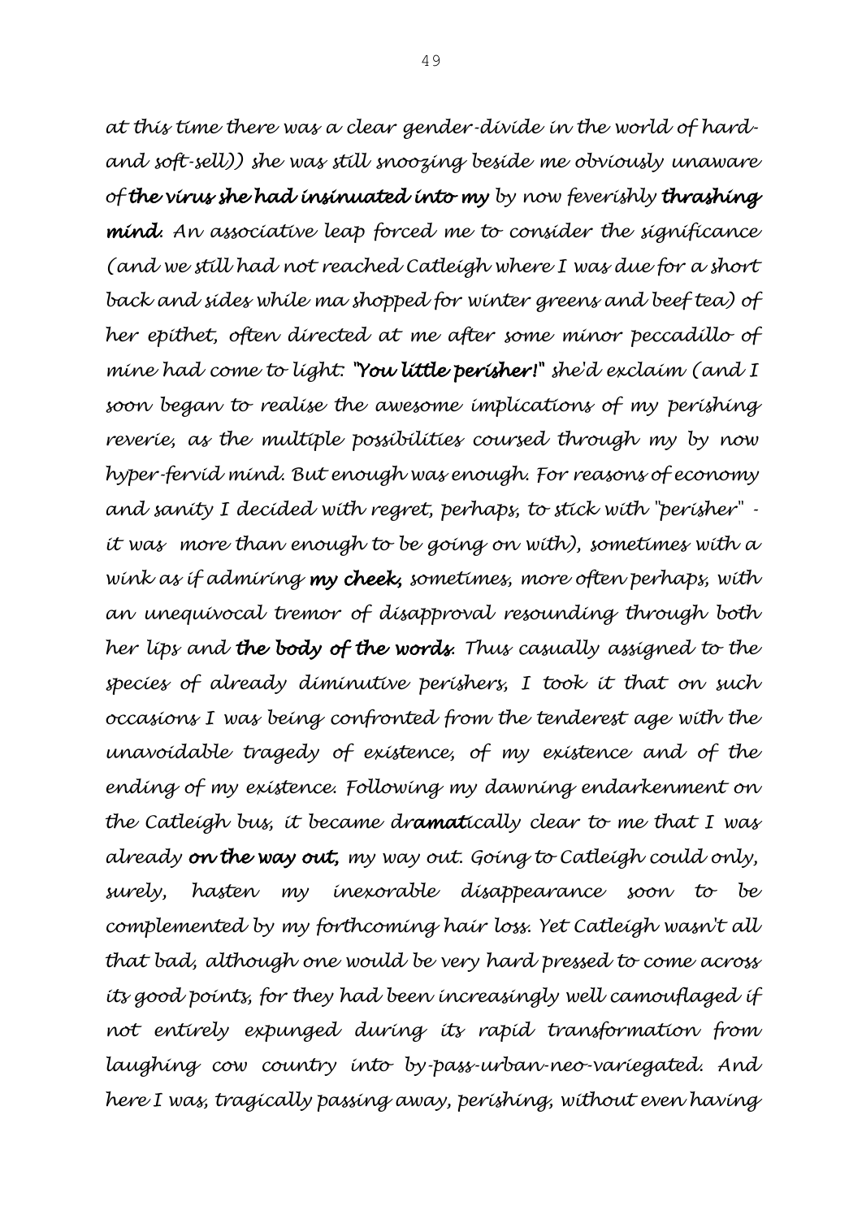*at this time there was a clear gender-divide in the world of hard-and soft-sell)) she was still snoozing beside me obviously unaware of* ***the virus she had insinuated into my*** *by now feverishly* ***thrashing mind****. An associative leap forced me to consider the significance (and we still had not reached Catleigh where I was due for a short back and sides while ma shopped for winter greens and beef tea) of her epithet, often directed at me after some minor peccadillo of mine had come to light:* ***"You little perisher!"*** *she'd exclaim (and I soon began to realise the awesome implications of my perishing reverie, as the multiple possibilities coursed through my by now hyper-fervid mind. But enough was enough. For reasons of economy and sanity I decided with regret, perhaps, to stick with "perisher" - it was more than enough to be going on with), sometimes with a wink as if admiring* ***my cheek,*** *sometimes, more often perhaps, with an unequivocal tremor of disapproval resounding through both her lips and* ***the body of the words****. Thus casually assigned to the species of already diminutive perishers, I took it that on such occasions I was being confronted from the tenderest age with the unavoidable tragedy of existence, of my existence and of the ending of my existence. Following my dawning endarkenment on the Catleigh bus, it became dr****amat****ically clear to me that I was already* ***on the way out,*** *my way out. Going to Catleigh could only, surely, hasten my inexorable disappearance soon to be complemented by my forthcoming hair loss. Yet Catleigh wasn't all that bad, although one would be very hard pressed to come across its good points, for they had been increasingly well camouflaged if not entirely expunged during its rapid transformation from laughing cow country into by-pass-urban-neo-variegated. And here I was, tragically passing away, perishing, without even having*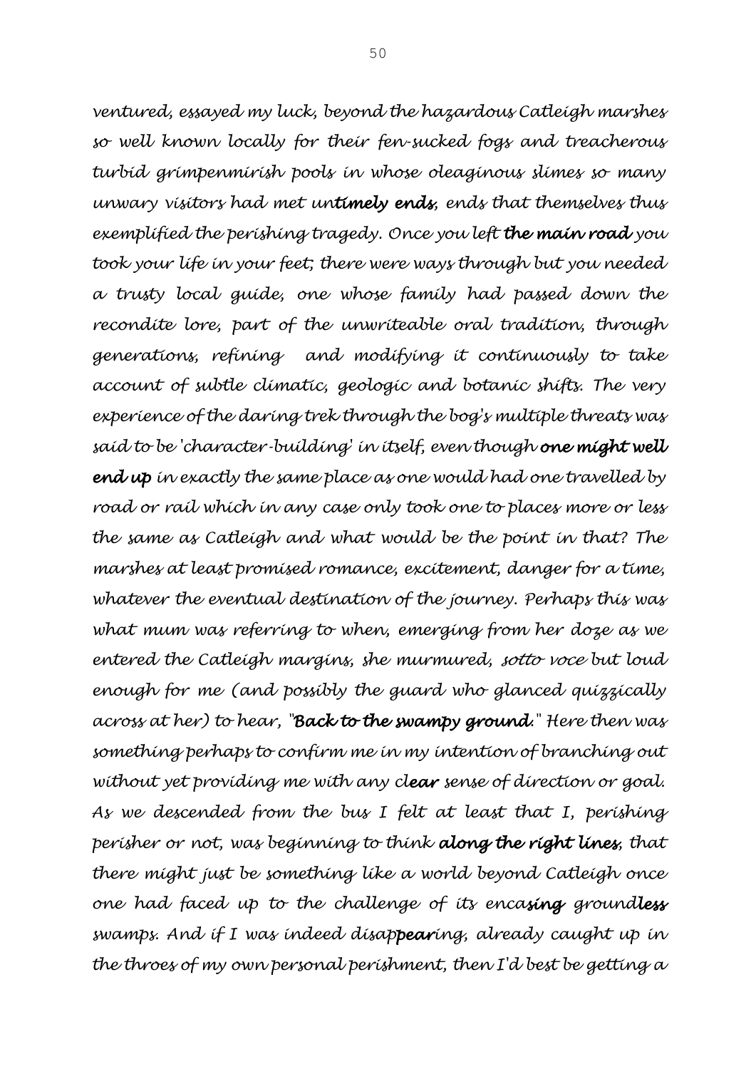*ventured, essayed my luck, beyond the hazardous Catleigh marshes so well known locally for their fen-sucked fogs and treacherous turbid grimpenmirish pools in whose oleaginous slimes so many unwary visitors had met un***timely ends***, ends that themselves thus exemplified the perishing tragedy. Once you left* ***the main road*** *you took your life in your feet; there were ways through but you needed a trusty local guide, one whose family had passed down the recondite lore, part of the unwriteable oral tradition, through generations, refining and modifying it continuously to take account of subtle climatic, geologic and botanic shifts. The very experience of the daring trek through the bog's multiple threats was said to be 'character-building' in itself, even though* ***one might well end up*** *in exactly the same place as one would had one travelled by road or rail which in any case only took one to places more or less the same as Catleigh and what would be the point in that? The marshes at least promised romance, excitement, danger for a time, whatever the eventual destination of the journey. Perhaps this was what mum was referring to when, emerging from her doze as we entered the Catleigh margins, she murmured, sotto voce but loud enough for me (and possibly the guard who glanced quizzically across at her) to hear, "***Back to the swampy ground***." Here then was something perhaps to confirm me in my intention of branching out without yet providing me with any cl***ear*** *sense of direction or goal. As we descended from the bus I felt at least that I, perishing perisher or not, was beginning to think* ***along the right lines***, *that there might just be something like a world beyond Catleigh once one had faced up to the challenge of its enca***sing*** *ground***less** *swamps. And if I was indeed disap***pear***ing, already caught up in the throes of my own personal perishment, then I'd best be getting a*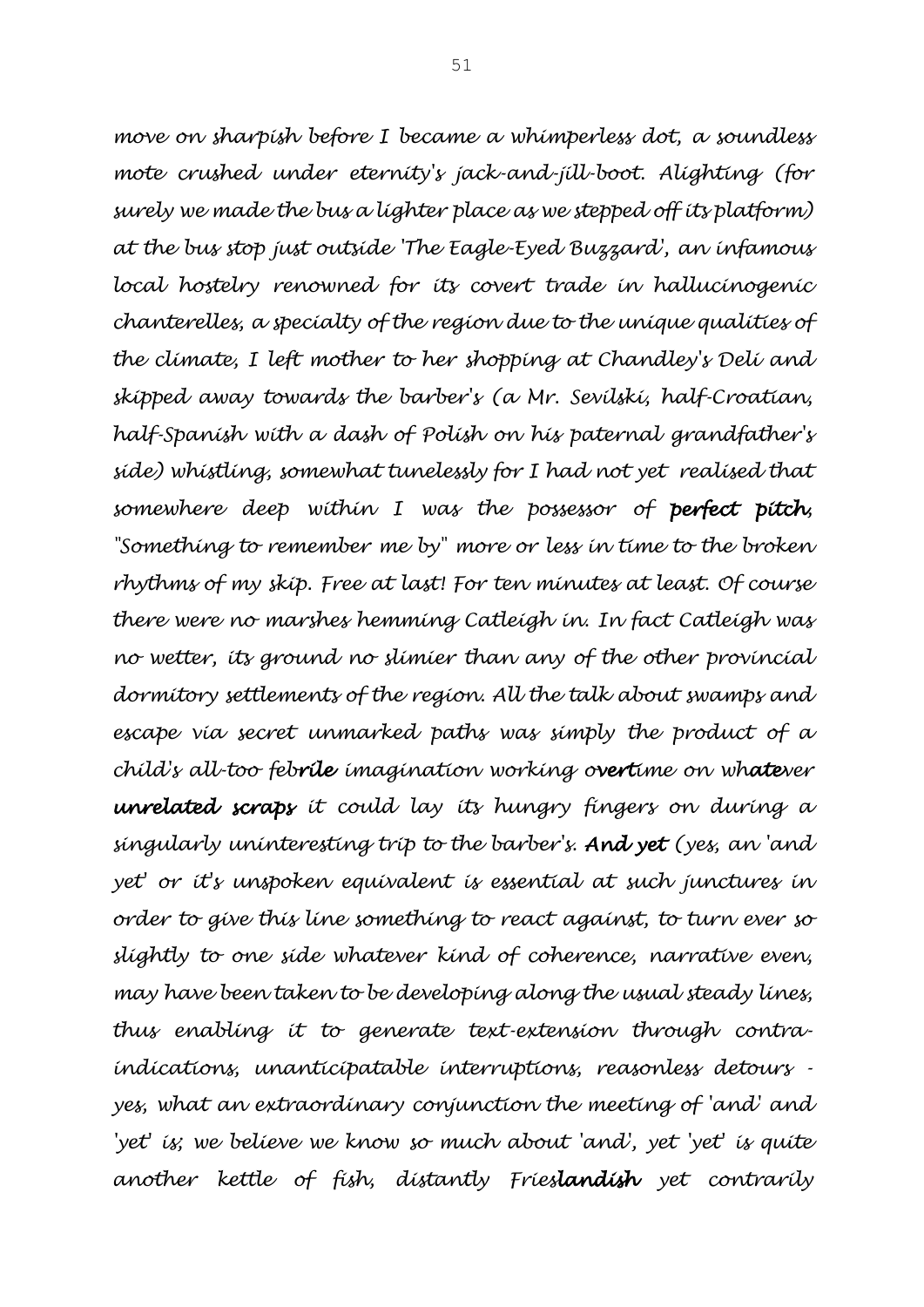*move on sharpish before I became a whimperless dot, a soundless mote crushed under eternity's jack-and-jill-boot. Alighting (for surely we made the bus a lighter place as we stepped off its platform) at the bus stop just outside 'The Eagle-Eyed Buzzard', an infamous local hostelry renowned for its covert trade in hallucinogenic chanterelles, a specialty of the region due to the unique qualities of the climate, I left mother to her shopping at Chandley's Deli and skipped away towards the barber's (a Mr. Sevilski, half-Croatian, half-Spanish with a dash of Polish on his paternal grandfather's side) whistling, somewhat tunelessly for I had not yet realised that somewhere deep within I was the possessor of* ***perfect pitch****, "Something to remember me by" more or less in time to the broken rhythms of my skip. Free at last! For ten minutes at least. Of course there were no marshes hemming Catleigh in. In fact Catleigh was no wetter, its ground no slimier than any of the other provincial dormitory settlements of the region. All the talk about swamps and escape via secret unmarked paths was simply the product of a child's all-too feb****rile*** *imagination working o****vert****ime on wh****ate****ver* ***unrelated scraps*** *it could lay its hungry fingers on during a singularly uninteresting trip to the barber's.* ***And yet*** *(yes, an 'and yet' or it's unspoken equivalent is essential at such junctures in order to give this line something to react against, to turn ever so slightly to one side whatever kind of coherence, narrative even, may have been taken to be developing along the usual steady lines, thus enabling it to generate text-extension through contra-indications, unanticipatable interruptions, reasonless detours - yes, what an extraordinary conjunction the meeting of 'and' and 'yet' is; we believe we know so much about 'and', yet 'yet' is quite another kettle of fish, distantly Fries****landish*** *yet contrarily*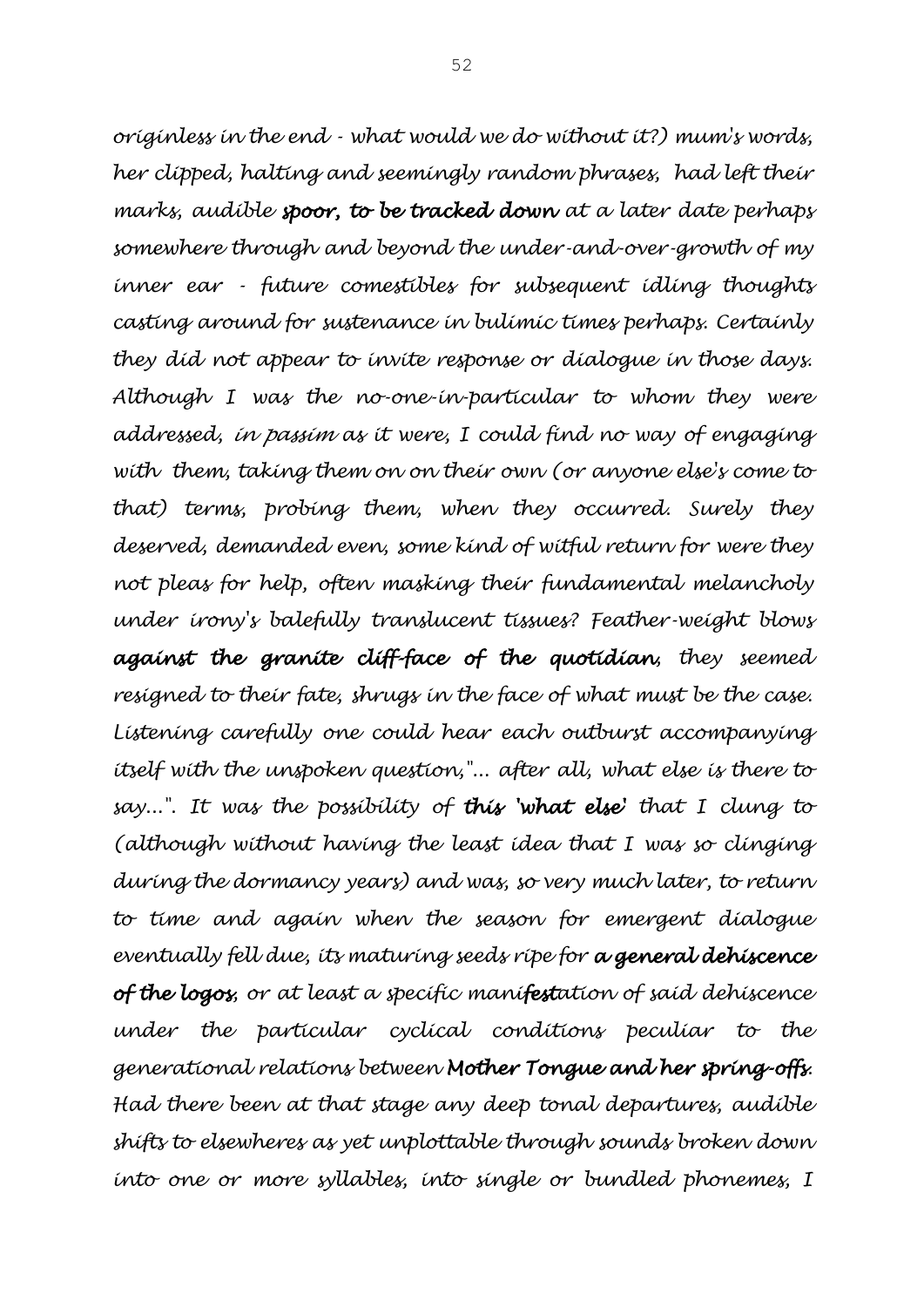*originless in the end - what would we do without it?) mum's words, her clipped, halting and seemingly random phrases, had left their marks, audible* ***spoor, to be tracked down*** *at a later date perhaps somewhere through and beyond the under-and-over-growth of my inner ear - future comestibles for subsequent idling thoughts casting around for sustenance in bulimic times perhaps. Certainly they did not appear to invite response or dialogue in those days. Although I was the no-one-in-particular to whom they were addressed, in passim as it were, I could find no way of engaging with them, taking them on on their own (or anyone else's come to that) terms, probing them, when they occurred. Surely they deserved, demanded even, some kind of witful return for were they not pleas for help, often masking their fundamental melancholy under irony's balefully translucent tissues? Feather-weight blows* ***against the granite cliff-face of the quotidian****, they seemed resigned to their fate, shrugs in the face of what must be the case. Listening carefully one could hear each outburst accompanying itself with the unspoken question,"... after all, what else is there to say...". It was the possibility of* ***this 'what else'*** *that I clung to (although without having the least idea that I was so clinging during the dormancy years) and was, so very much later, to return to time and again when the season for emergent dialogue eventually fell due, its maturing seeds ripe for* ***a general dehiscence of the logos****, or at least a specific mani****fest****ation of said dehiscence under the particular cyclical conditions peculiar to the generational relations between* ***Mother Tongue and her spring-offs****. Had there been at that stage any deep tonal departures, audible shifts to elsewheres as yet unplottable through sounds broken down into one or more syllables, into single or bundled phonemes, I*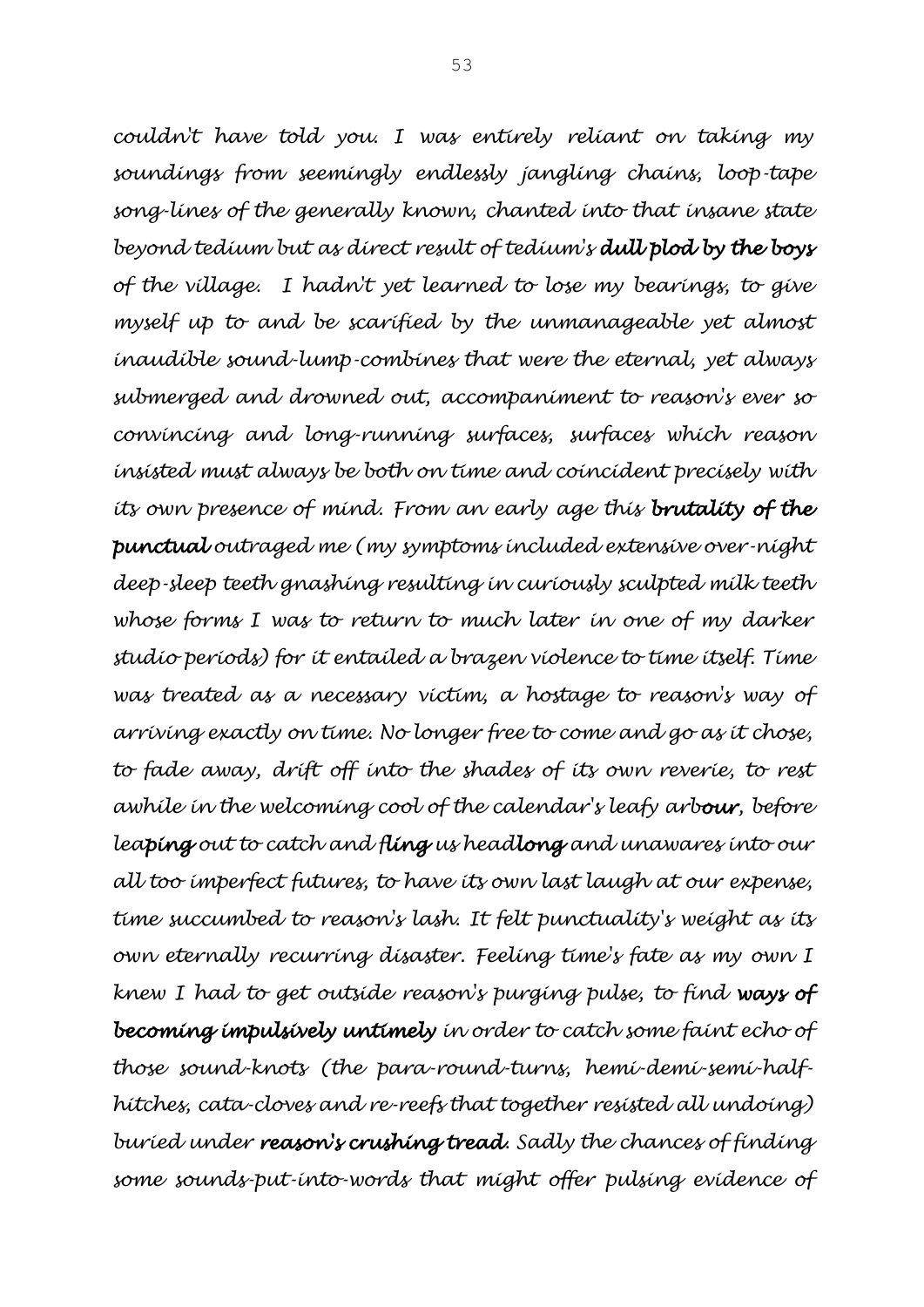*couldn't have told you. I was entirely reliant on taking my soundings from seemingly endlessly jangling chains, loop-tape song-lines of the generally known, chanted into that insane state beyond tedium but as direct result of tedium's* ***dull plod by the boys*** *of the village. I hadn't yet learned to lose my bearings, to give myself up to and be scarified by the unmanageable yet almost inaudible sound-lump-combines that were the eternal, yet always submerged and drowned out, accompaniment to reason's ever so convincing and long-running surfaces, surfaces which reason insisted must always be both on time and coincident precisely with its own presence of mind. From an early age this* ***brutality of the punctual*** *outraged me (my symptoms included extensive over-night deep-sleep teeth gnashing resulting in curiously sculpted milk teeth whose forms I was to return to much later in one of my darker studio periods) for it entailed a brazen violence to time itself. Time was treated as a necessary victim, a hostage to reason's way of arriving exactly on time. No longer free to come and go as it chose, to fade away, drift off into the shades of its own reverie, to rest awhile in the welcoming cool of the calendar's leafy arb****our****, before lea****ping*** *out to catch and* ***fling*** *us head****long*** *and unawares into our all too imperfect futures, to have its own last laugh at our expense, time succumbed to reason's lash. It felt punctuality's weight as its own eternally recurring disaster. Feeling time's fate as my own I knew I had to get outside reason's purging pulse, to find* ***ways of becoming impulsively untimely*** *in order to catch some faint echo of those sound-knots (the para-round-turns, hemi-demi-semi-half-hitches, cata-cloves and re-reefs that together resisted all undoing) buried under* ***reason's crushing tread****. Sadly the chances of finding some sounds-put-into-words that might offer pulsing evidence of*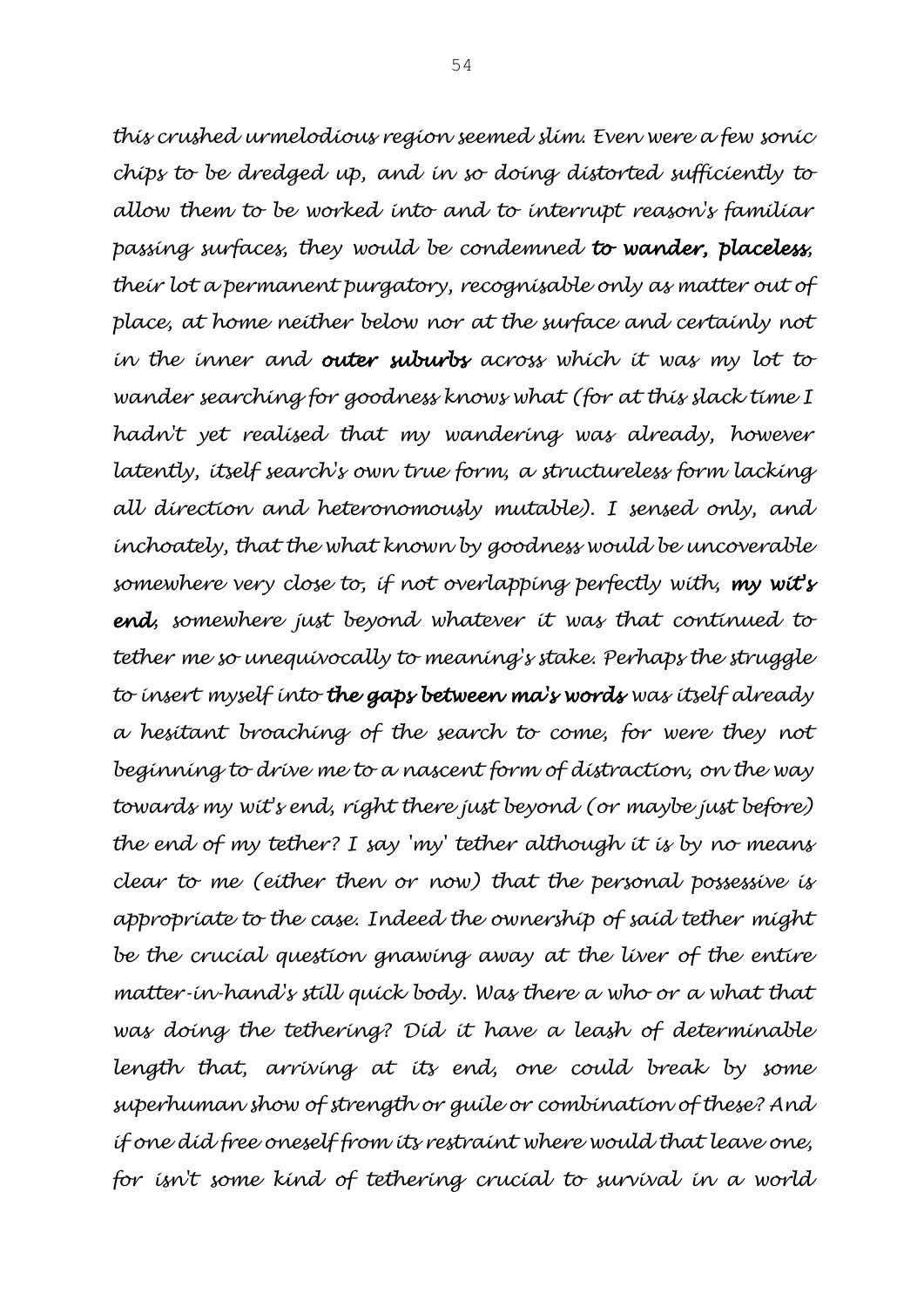*this crushed urmelodious region seemed slim. Even were a few sonic chips to be dredged up, and in so doing distorted sufficiently to allow them to be worked into and to interrupt reason's familiar passing surfaces, they would be condemned **to wander, placeless**, their lot a permanent purgatory, recognisable only as matter out of place, at home neither below nor at the surface and certainly not in the inner and **outer suburbs** across which it was my lot to wander searching for goodness knows what (for at this slack time I hadn't yet realised that my wandering was already, however latently, itself search's own true form, a structureless form lacking all direction and heteronomously mutable). I sensed only, and inchoately, that the what known by goodness would be uncoverable somewhere very close to, if not overlapping perfectly with, **my wit's end**, somewhere just beyond whatever it was that continued to tether me so unequivocally to meaning's stake. Perhaps the struggle to insert myself into **the gaps between ma's words** was itself already a hesitant broaching of the search to come, for were they not beginning to drive me to a nascent form of distraction, on the way towards my wit's end, right there just beyond (or maybe just before) the end of my tether? I say 'my' tether although it is by no means clear to me (either then or now) that the personal possessive is appropriate to the case. Indeed the ownership of said tether might be the crucial question gnawing away at the liver of the entire matter-in-hand's still quick body. Was there a who or a what that was doing the tethering? Did it have a leash of determinable length that, arriving at its end, one could break by some superhuman show of strength or guile or combination of these? And if one did free oneself from its restraint where would that leave one, for isn't some kind of tethering crucial to survival in a world*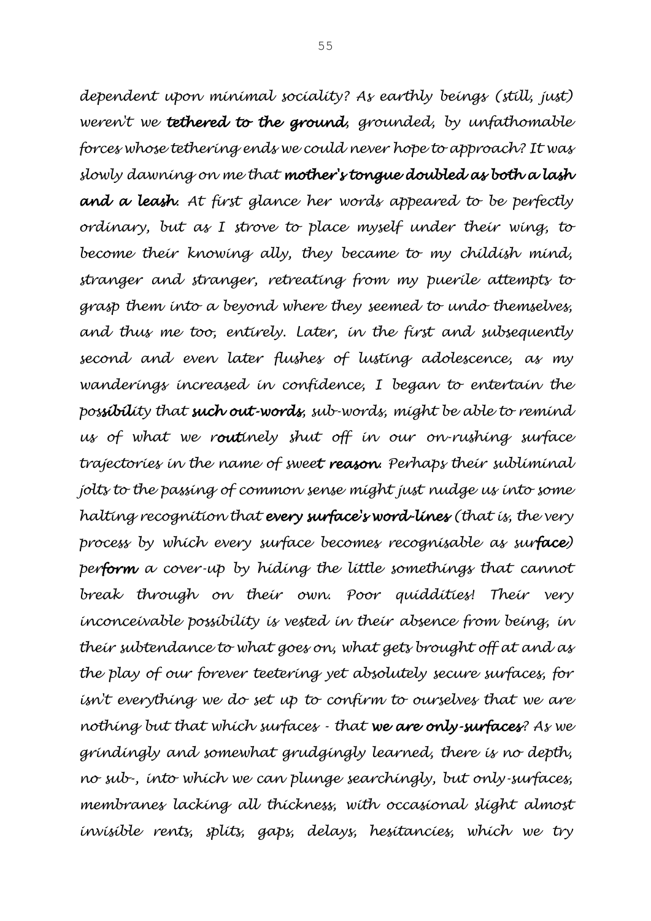*dependent upon minimal sociality? As earthly beings (still, just) weren't we **tethered to the ground**, grounded, by unfathomable forces whose tethering ends we could never hope to approach? It was slowly dawning on me that **mother's tongue doubled as both a lash and a leash**. At first glance her words appeared to be perfectly ordinary, but as I strove to place myself under their wing, to become their knowing ally, they became to my childish mind, stranger and stranger, retreating from my puerile attempts to grasp them into a beyond where they seemed to undo themselves, and thus me too, entirely. Later, in the first and subsequently second and even later flushes of lusting adolescence, as my wanderings increased in confidence, I began to entertain the pos**sibil**ity that **such out-words**, sub-words, might be able to remind us of what we r**out**inely shut off in our on-rushing surface trajectories in the name of swee**t reason**. Perhaps their subliminal jolts to the passing of common sense might just nudge us into some halting recognition that **every surface's word-lines** (that is, the very process by which every surface becomes recognisable as sur**face**) per**form** a cover-up by hiding the little somethings that cannot break through on their own. Poor quiddities! Their very inconceivable possibility is vested in their absence from being, in their subtendance to what goes on, what gets brought off at and as the play of our forever teetering yet absolutely secure surfaces, for isn't everything we do set up to confirm to ourselves that we are nothing but that which surfaces - that **we are only-surfaces**? As we grindingly and somewhat grudgingly learned, there is no depth, no sub-, into which we can plunge searchingly, but only-surfaces, membranes lacking all thickness, with occasional slight almost invisible rents, splits, gaps, delays, hesitancies, which we try*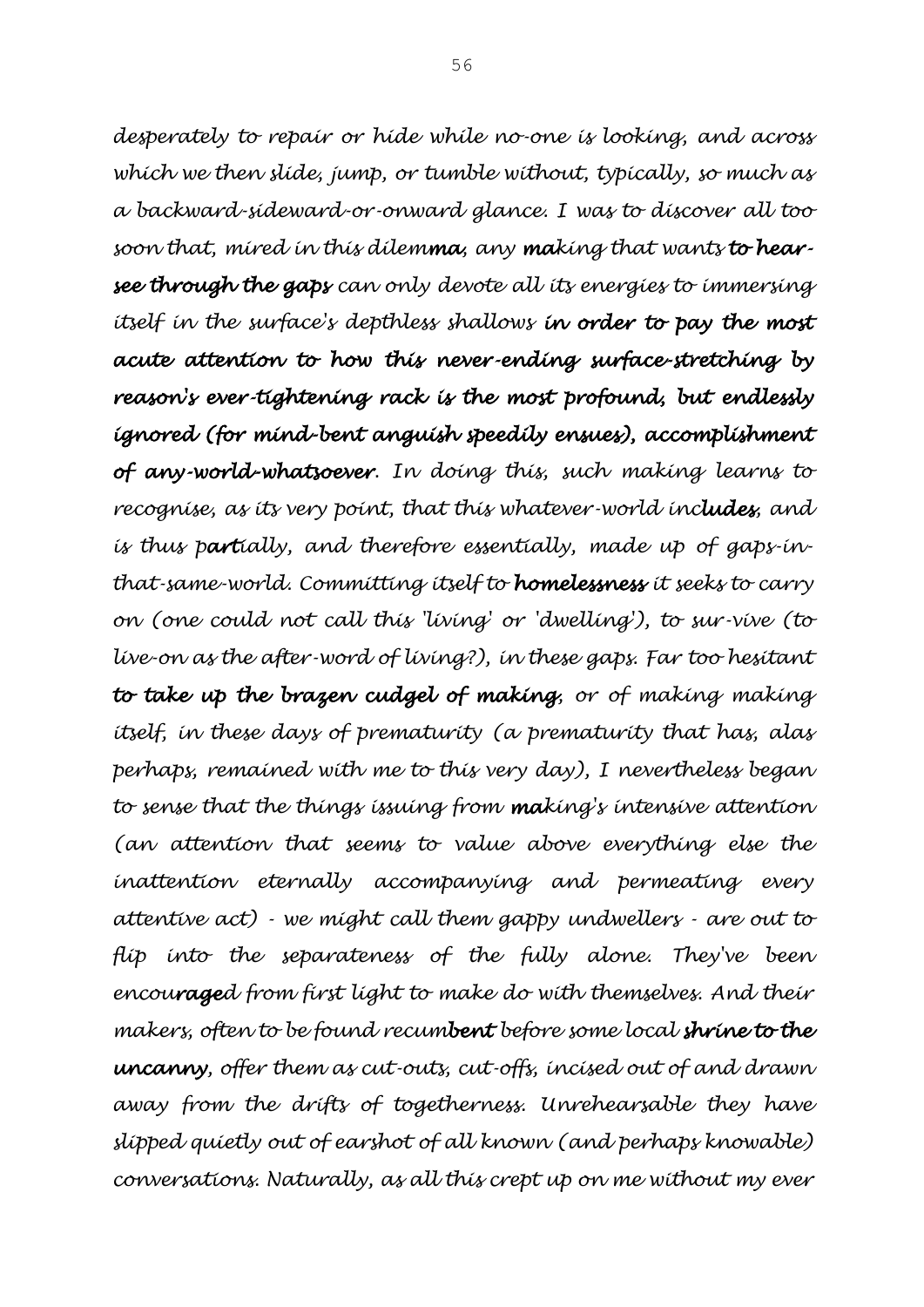*desperately to repair or hide while no-one is looking, and across which we then slide, jump, or tumble without, typically, so much as a backward-sideward-or-onward glance. I was to discover all too soon that, mired in this dilem**ma**, any **ma**king that wants **to hear-see through the gaps** can only devote all its energies to immersing itself in the surface's depthless shallows **in order to pay the most acute attention to how this never-ending surface-stretching by reason's ever-tightening rack is the most profound, but endlessly ignored (for mind-bent anguish speedily ensues), accomplishment of any-world-whatsoever**. In doing this, such making learns to recognise, as its very point, that this whatever-world inc**ludes**, and is thus p**art**ially, and therefore essentially, made up of gaps-in-that-same-world. Committing itself to **homelessness** it seeks to carry on (one could not call this 'living' or 'dwelling'), to sur-vive (to live-on as the after-word of living?), in these gaps. Far too hesitant **to take up the brazen cudgel of making**, or of making making itself, in these days of prematurity (a prematurity that has, alas perhaps, remained with me to this very day), I nevertheless began to sense that the things issuing from **ma**king's intensive attention (an attention that seems to value above everything else the inattention eternally accompanying and permeating every attentive act) - we might call them gappy undwellers - are out to flip into the separateness of the fully alone. They've been encou**rage**d from first light to make do with themselves. And their makers, often to be found recum**bent** before some local **shrine to the uncanny**, offer them as cut-outs, cut-offs, incised out of and drawn away from the drifts of togetherness. Unrehearsable they have slipped quietly out of earshot of all known (and perhaps knowable) conversations. Naturally, as all this crept up on me without my ever*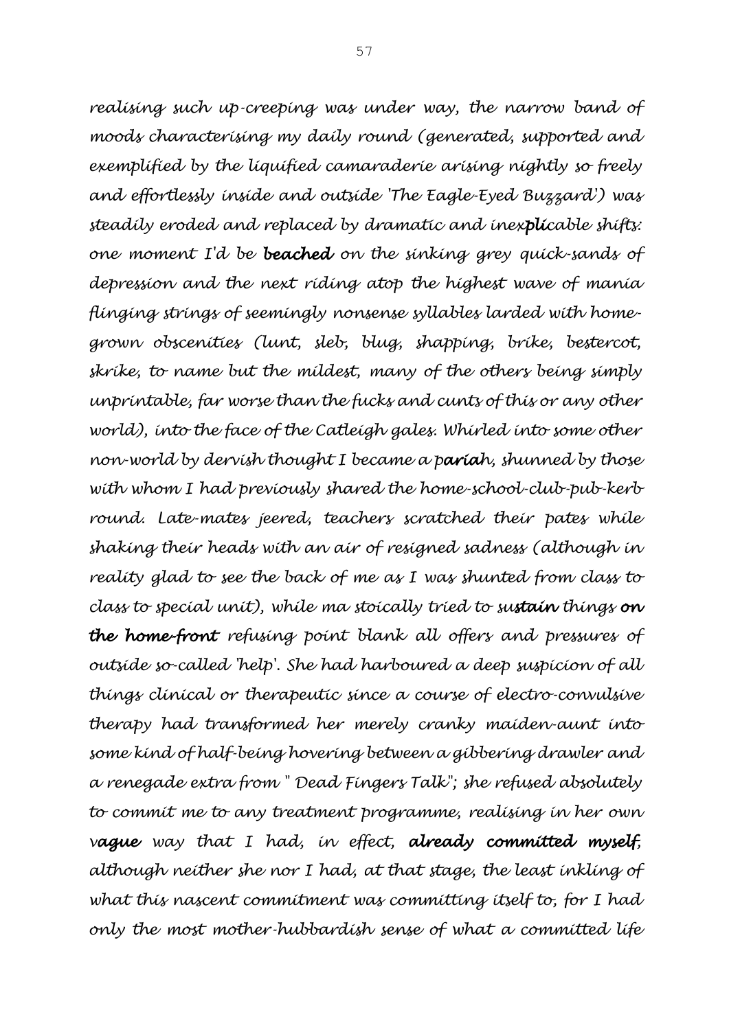realising such up-creeping was under way, the narrow band of moods characterising my daily round (generated, supported and exemplified by the liquified camaraderie arising nightly so freely and effortlessly inside and outside 'The Eagle-Eyed Buzzard') was steadily eroded and replaced by dramatic and inex***pli***cable shifts: one moment I'd be ***beached*** on the sinking grey quick-sands of depression and the next riding atop the highest wave of mania flinging strings of seemingly nonsense syllables larded with home-grown obscenities (lunt, sleb, blug, shapping, brike, bestercot, skrike, to name but the mildest, many of the others being simply unprintable, far worse than the fucks and cunts of this or any other world), into the face of the Catleigh gales. Whirled into some other non-world by dervish thought I became a p***aria***h, shunned by those with whom I had previously shared the home-school-club-pub-kerb round. Late-mates jeered, teachers scratched their pates while shaking their heads with an air of resigned sadness (although in reality glad to see the back of me as I was shunted from class to class to special unit), while ma stoically tried to su***stain*** things ***on the home-front*** refusing point blank all offers and pressures of outside so-called 'help'. She had harboured a deep suspicion of all things clinical or therapeutic since a course of electro-convulsive therapy had transformed her merely cranky maiden-aunt into some kind of half-being hovering between a gibbering drawler and a renegade extra from " Dead Fingers Talk"; she refused absolutely to commit me to any treatment programme, realising in her own v***ague*** way that I had, in effect, ***already committed myself***, although neither she nor I had, at that stage, the least inkling of what this nascent commitment was committing itself to, for I had only the most mother-hubbardish sense of what a committed life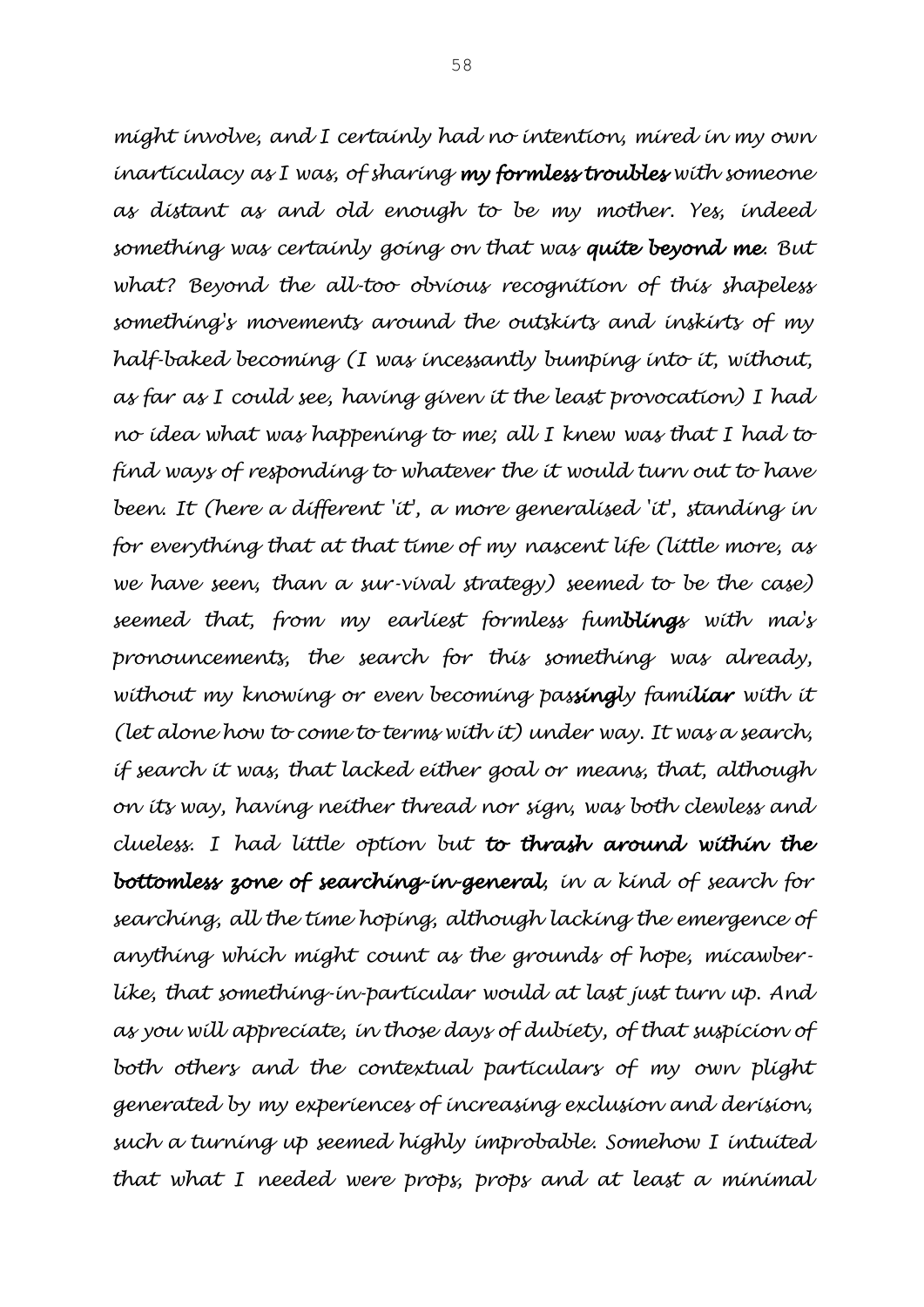*might involve, and I certainly had no intention, mired in my own inarticulacy as I was, of sharing **my formless troubles** with someone as distant as and old enough to be my mother. Yes, indeed something was certainly going on that was **quite beyond me**. But what? Beyond the all-too obvious recognition of this shapeless something's movements around the outskirts and inskirts of my half-baked becoming (I was incessantly bumping into it, without, as far as I could see, having given it the least provocation) I had no idea what was happening to me; all I knew was that I had to find ways of responding to whatever the it would turn out to have been. It (here a different 'it', a more generalised 'it', standing in for everything that at that time of my nascent life (little more, as we have seen, than a sur-vival strategy) seemed to be the case) seemed that, from my earliest formless fum**blings** with ma's pronouncements, the search for this something was already, without my knowing or even becoming pas**singl**y fami**liar** with it (let alone how to come to terms with it) under way. It was a search, if search it was, that lacked either goal or means, that, although on its way, having neither thread nor sign, was both clewless and clueless. I had little option but **to thrash around within the bottomless zone of searching-in-general**, in a kind of search for searching, all the time hoping, although lacking the emergence of anything which might count as the grounds of hope, micawber-like, that something-in-particular would at last just turn up. And as you will appreciate, in those days of dubiety, of that suspicion of both others and the contextual particulars of my own plight generated by my experiences of increasing exclusion and derision, such a turning up seemed highly improbable. Somehow I intuited that what I needed were props, props and at least a minimal*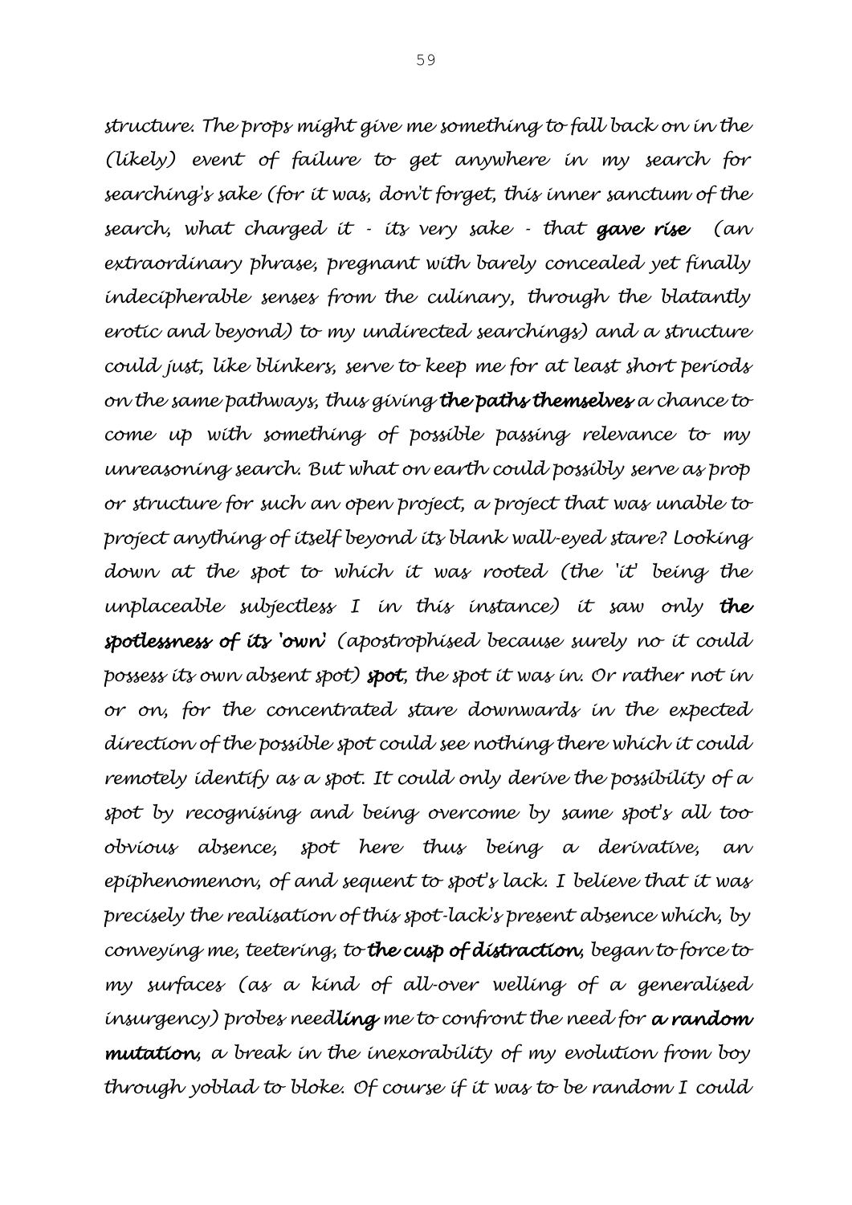*structure. The props might give me something to fall back on in the (likely) event of failure to get anywhere in my search for searching's sake (for it was, don't forget, this inner sanctum of the search, what charged it - its very sake - that* ***gave rise*** *(an extraordinary phrase, pregnant with barely concealed yet finally indecipherable senses from the culinary, through the blatantly erotic and beyond) to my undirected searchings) and a structure could just, like blinkers, serve to keep me for at least short periods on the same pathways, thus giving* ***the paths themselves*** *a chance to come up with something of possible passing relevance to my unreasoning search. But what on earth could possibly serve as prop or structure for such an open project, a project that was unable to project anything of itself beyond its blank wall-eyed stare? Looking down at the spot to which it was rooted (the 'it' being the unplaceable subjectless I in this instance) it saw only* ***the spotlessness of its 'own'*** *(apostrophised because surely no it could possess its own absent spot)* ***spot****, the spot it was in. Or rather not in or on, for the concentrated stare downwards in the expected direction of the possible spot could see nothing there which it could remotely identify as a spot. It could only derive the possibility of a spot by recognising and being overcome by same spot's all too obvious absence, spot here thus being a derivative, an epiphenomenon, of and sequent to spot's lack. I believe that it was precisely the realisation of this spot-lack's present absence which, by conveying me, teetering, to* ***the cusp of distraction****, began to force to my surfaces (as a kind of all-over welling of a generalised insurgency) probes need****ling*** *me to confront the need for* ***a random mutation****, a break in the inexorability of my evolution from boy through yoblad to bloke. Of course if it was to be random I could*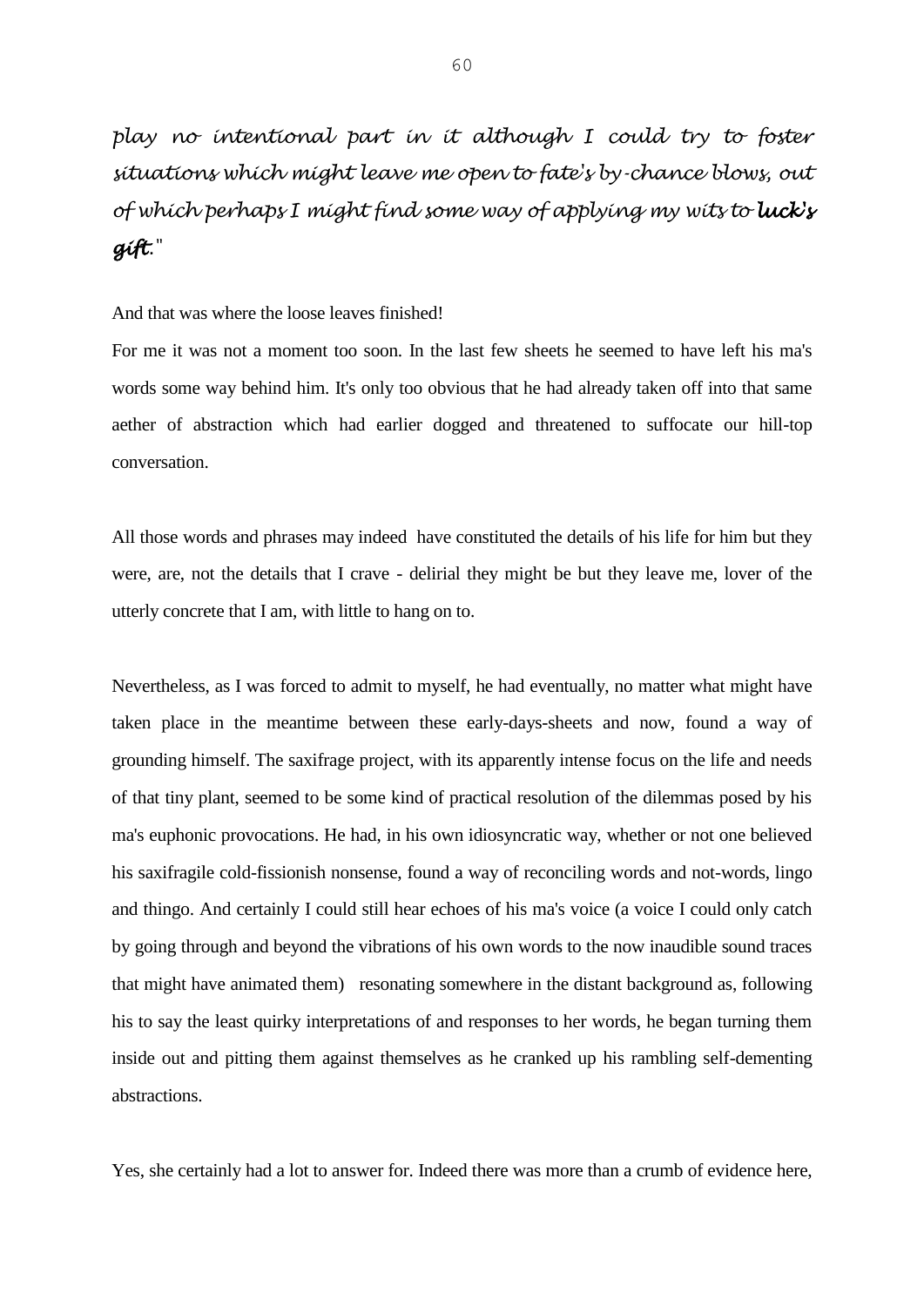*play no intentional part in it although I could try to foster situations which might leave me open to fate's by-chance blows, out of which perhaps I might find some way of applying my wits to **luck's gift**."*

And that was where the loose leaves finished!

For me it was not a moment too soon. In the last few sheets he seemed to have left his ma's words some way behind him. It's only too obvious that he had already taken off into that same aether of abstraction which had earlier dogged and threatened to suffocate our hill-top conversation.

All those words and phrases may indeed have constituted the details of his life for him but they were, are, not the details that I crave - delirial they might be but they leave me, lover of the utterly concrete that I am, with little to hang on to.

Nevertheless, as I was forced to admit to myself, he had eventually, no matter what might have taken place in the meantime between these early-days-sheets and now, found a way of grounding himself. The saxifrage project, with its apparently intense focus on the life and needs of that tiny plant, seemed to be some kind of practical resolution of the dilemmas posed by his ma's euphonic provocations. He had, in his own idiosyncratic way, whether or not one believed his saxifragile cold-fissionish nonsense, found a way of reconciling words and not-words, lingo and thingo. And certainly I could still hear echoes of his ma's voice (a voice I could only catch by going through and beyond the vibrations of his own words to the now inaudible sound traces that might have animated them) resonating somewhere in the distant background as, following his to say the least quirky interpretations of and responses to her words, he began turning them inside out and pitting them against themselves as he cranked up his rambling self-dementing abstractions.

Yes, she certainly had a lot to answer for. Indeed there was more than a crumb of evidence here,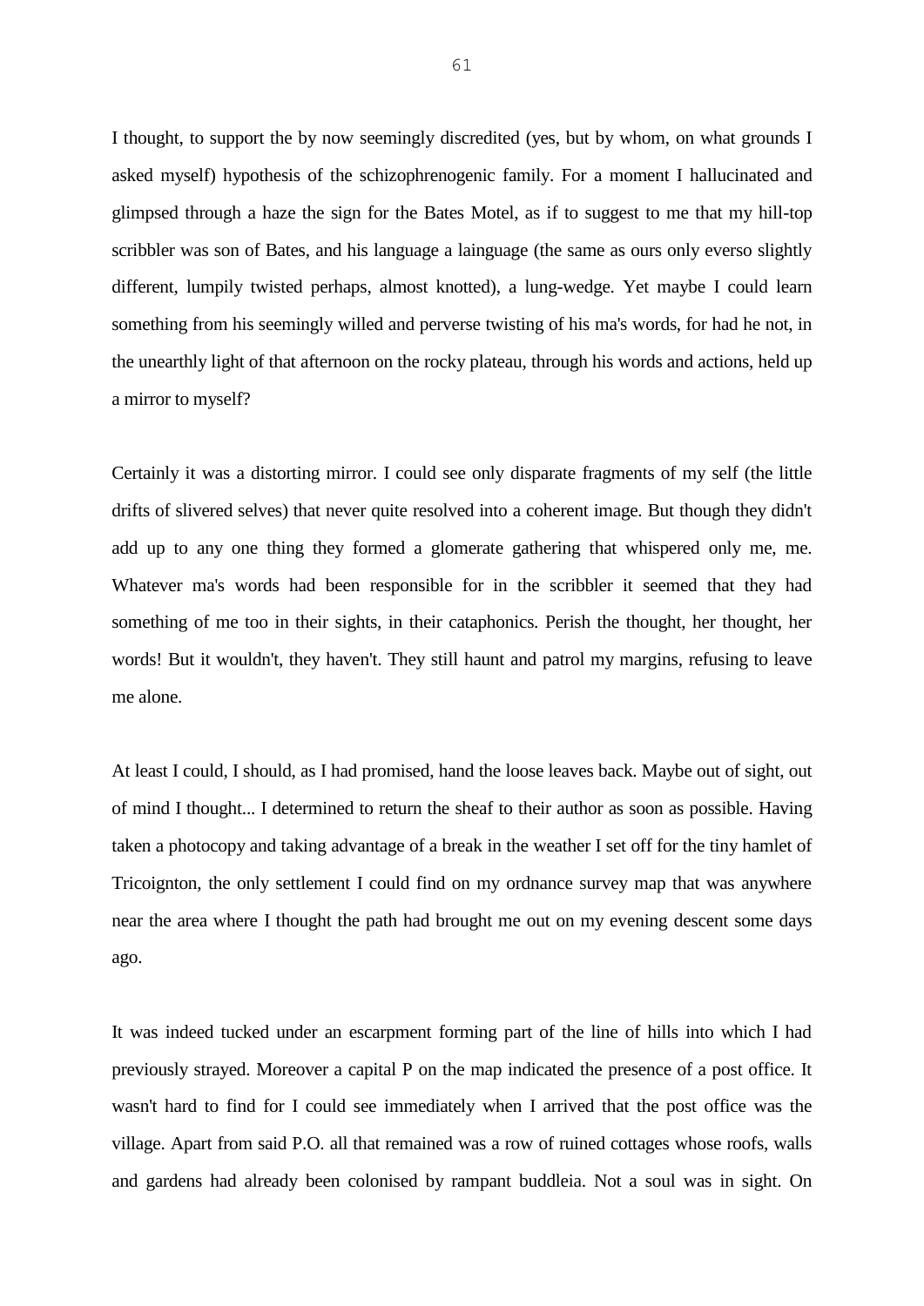I thought, to support the by now seemingly discredited (yes, but by whom, on what grounds I asked myself) hypothesis of the schizophrenogenic family. For a moment I hallucinated and glimpsed through a haze the sign for the Bates Motel, as if to suggest to me that my hill-top scribbler was son of Bates, and his language a lainguage (the same as ours only everso slightly different, lumpily twisted perhaps, almost knotted), a lung-wedge. Yet maybe I could learn something from his seemingly willed and perverse twisting of his ma's words, for had he not, in the unearthly light of that afternoon on the rocky plateau, through his words and actions, held up a mirror to myself?

Certainly it was a distorting mirror. I could see only disparate fragments of my self (the little drifts of slivered selves) that never quite resolved into a coherent image. But though they didn't add up to any one thing they formed a glomerate gathering that whispered only me, me. Whatever ma's words had been responsible for in the scribbler it seemed that they had something of me too in their sights, in their cataphonics. Perish the thought, her thought, her words! But it wouldn't, they haven't. They still haunt and patrol my margins, refusing to leave me alone.

At least I could, I should, as I had promised, hand the loose leaves back. Maybe out of sight, out of mind I thought... I determined to return the sheaf to their author as soon as possible. Having taken a photocopy and taking advantage of a break in the weather I set off for the tiny hamlet of Tricoignton, the only settlement I could find on my ordnance survey map that was anywhere near the area where I thought the path had brought me out on my evening descent some days ago.

It was indeed tucked under an escarpment forming part of the line of hills into which I had previously strayed. Moreover a capital P on the map indicated the presence of a post office. It wasn't hard to find for I could see immediately when I arrived that the post office was the village. Apart from said P.O. all that remained was a row of ruined cottages whose roofs, walls and gardens had already been colonised by rampant buddleia. Not a soul was in sight. On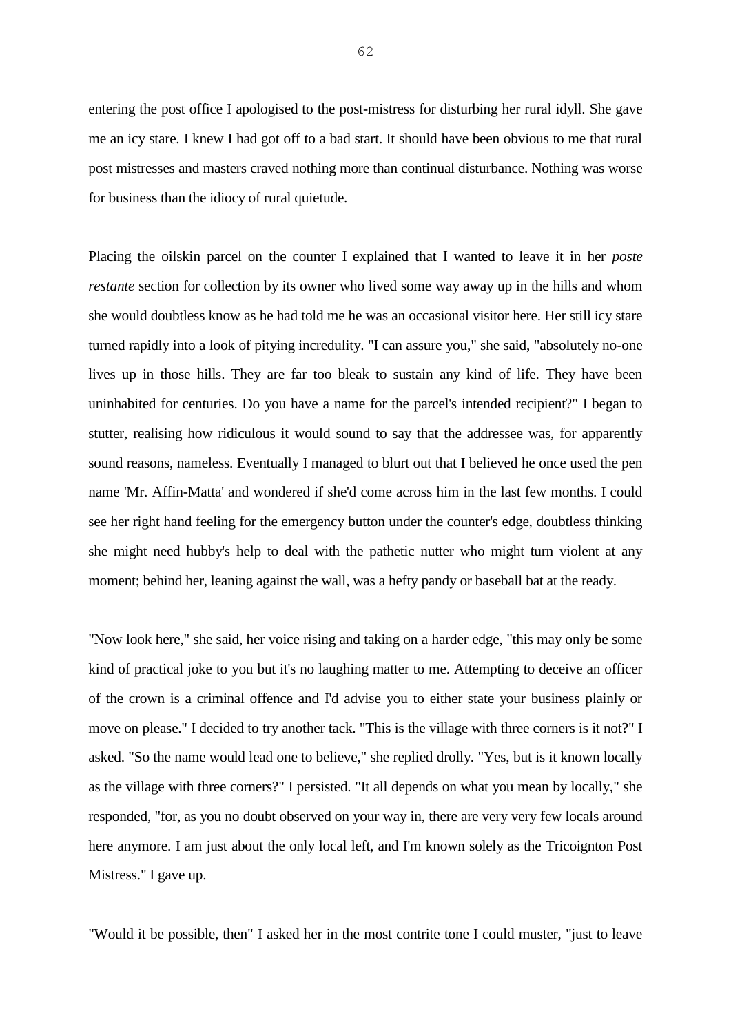entering the post office I apologised to the post-mistress for disturbing her rural idyll. She gave me an icy stare. I knew I had got off to a bad start. It should have been obvious to me that rural post mistresses and masters craved nothing more than continual disturbance. Nothing was worse for business than the idiocy of rural quietude.

Placing the oilskin parcel on the counter I explained that I wanted to leave it in her *poste restante* section for collection by its owner who lived some way away up in the hills and whom she would doubtless know as he had told me he was an occasional visitor here. Her still icy stare turned rapidly into a look of pitying incredulity. "I can assure you," she said, "absolutely no-one lives up in those hills. They are far too bleak to sustain any kind of life. They have been uninhabited for centuries. Do you have a name for the parcel's intended recipient?" I began to stutter, realising how ridiculous it would sound to say that the addressee was, for apparently sound reasons, nameless. Eventually I managed to blurt out that I believed he once used the pen name 'Mr. Affin-Matta' and wondered if she'd come across him in the last few months. I could see her right hand feeling for the emergency button under the counter's edge, doubtless thinking she might need hubby's help to deal with the pathetic nutter who might turn violent at any moment; behind her, leaning against the wall, was a hefty pandy or baseball bat at the ready.

"Now look here," she said, her voice rising and taking on a harder edge, "this may only be some kind of practical joke to you but it's no laughing matter to me. Attempting to deceive an officer of the crown is a criminal offence and I'd advise you to either state your business plainly or move on please." I decided to try another tack. "This is the village with three corners is it not?" I asked. "So the name would lead one to believe," she replied drolly. "Yes, but is it known locally as the village with three corners?" I persisted. "It all depends on what you mean by locally," she responded, "for, as you no doubt observed on your way in, there are very very few locals around here anymore. I am just about the only local left, and I'm known solely as the Tricoignton Post Mistress." I gave up.

"Would it be possible, then" I asked her in the most contrite tone I could muster, "just to leave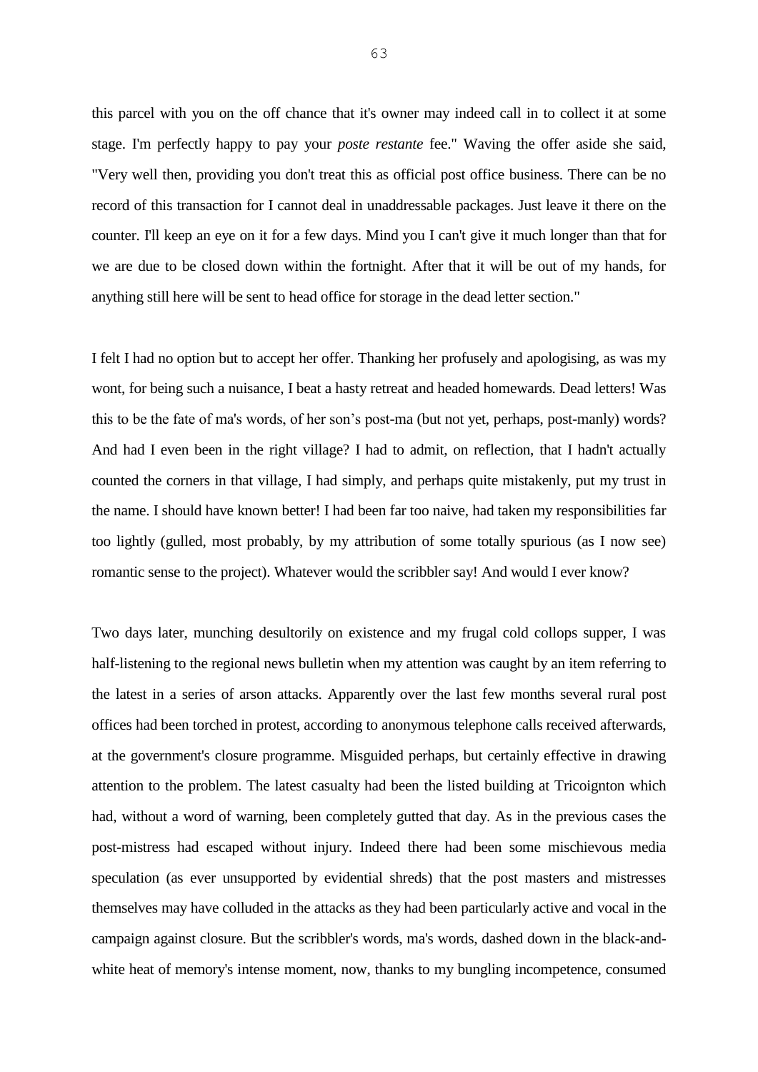this parcel with you on the off chance that it's owner may indeed call in to collect it at some stage. I'm perfectly happy to pay your *poste restante* fee." Waving the offer aside she said, "Very well then, providing you don't treat this as official post office business. There can be no record of this transaction for I cannot deal in unaddressable packages. Just leave it there on the counter. I'll keep an eye on it for a few days. Mind you I can't give it much longer than that for we are due to be closed down within the fortnight. After that it will be out of my hands, for anything still here will be sent to head office for storage in the dead letter section."

I felt I had no option but to accept her offer. Thanking her profusely and apologising, as was my wont, for being such a nuisance, I beat a hasty retreat and headed homewards. Dead letters! Was this to be the fate of ma's words, of her son's post-ma (but not yet, perhaps, post-manly) words? And had I even been in the right village? I had to admit, on reflection, that I hadn't actually counted the corners in that village, I had simply, and perhaps quite mistakenly, put my trust in the name. I should have known better! I had been far too naive, had taken my responsibilities far too lightly (gulled, most probably, by my attribution of some totally spurious (as I now see) romantic sense to the project). Whatever would the scribbler say! And would I ever know?

Two days later, munching desultorily on existence and my frugal cold collops supper, I was half-listening to the regional news bulletin when my attention was caught by an item referring to the latest in a series of arson attacks. Apparently over the last few months several rural post offices had been torched in protest, according to anonymous telephone calls received afterwards, at the government's closure programme. Misguided perhaps, but certainly effective in drawing attention to the problem. The latest casualty had been the listed building at Tricoignton which had, without a word of warning, been completely gutted that day. As in the previous cases the post-mistress had escaped without injury. Indeed there had been some mischievous media speculation (as ever unsupported by evidential shreds) that the post masters and mistresses themselves may have colluded in the attacks as they had been particularly active and vocal in the campaign against closure. But the scribbler's words, ma's words, dashed down in the black-and-white heat of memory's intense moment, now, thanks to my bungling incompetence, consumed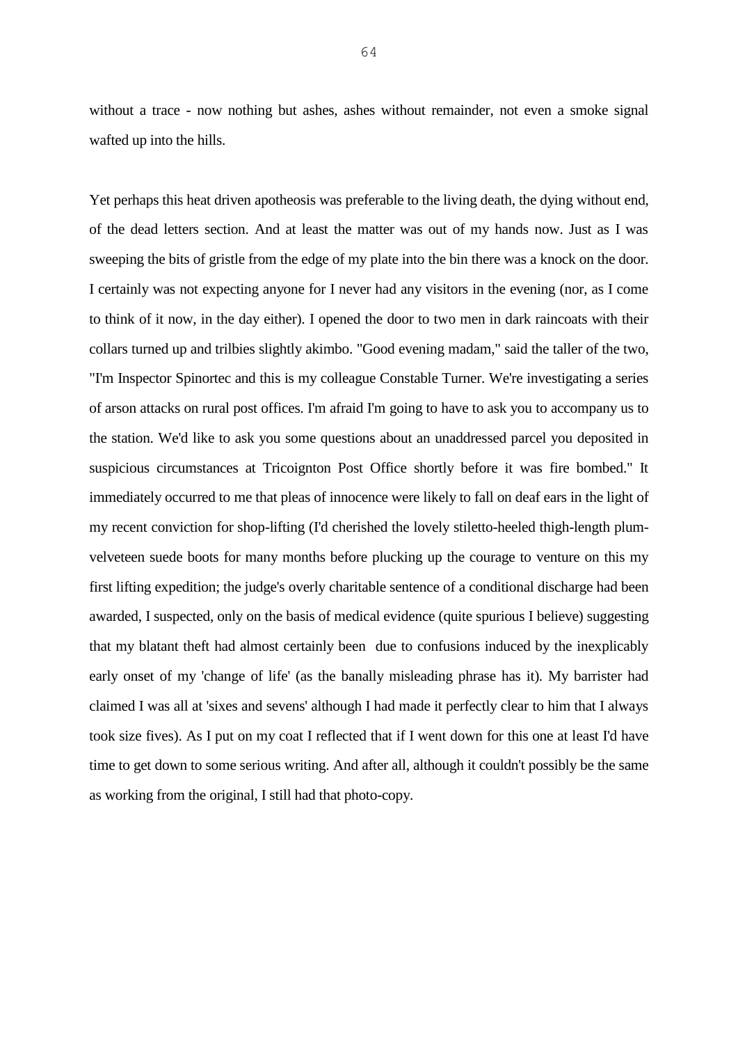without a trace - now nothing but ashes, ashes without remainder, not even a smoke signal wafted up into the hills.

Yet perhaps this heat driven apotheosis was preferable to the living death, the dying without end, of the dead letters section. And at least the matter was out of my hands now. Just as I was sweeping the bits of gristle from the edge of my plate into the bin there was a knock on the door. I certainly was not expecting anyone for I never had any visitors in the evening (nor, as I come to think of it now, in the day either). I opened the door to two men in dark raincoats with their collars turned up and trilbies slightly akimbo. "Good evening madam," said the taller of the two, "I'm Inspector Spinortec and this is my colleague Constable Turner. We're investigating a series of arson attacks on rural post offices. I'm afraid I'm going to have to ask you to accompany us to the station. We'd like to ask you some questions about an unaddressed parcel you deposited in suspicious circumstances at Tricoignton Post Office shortly before it was fire bombed." It immediately occurred to me that pleas of innocence were likely to fall on deaf ears in the light of my recent conviction for shop-lifting (I'd cherished the lovely stiletto-heeled thigh-length plum-velveteen suede boots for many months before plucking up the courage to venture on this my first lifting expedition; the judge's overly charitable sentence of a conditional discharge had been awarded, I suspected, only on the basis of medical evidence (quite spurious I believe) suggesting that my blatant theft had almost certainly been due to confusions induced by the inexplicably early onset of my 'change of life' (as the banally misleading phrase has it). My barrister had claimed I was all at 'sixes and sevens' although I had made it perfectly clear to him that I always took size fives). As I put on my coat I reflected that if I went down for this one at least I'd have time to get down to some serious writing. And after all, although it couldn't possibly be the same as working from the original, I still had that photo-copy.